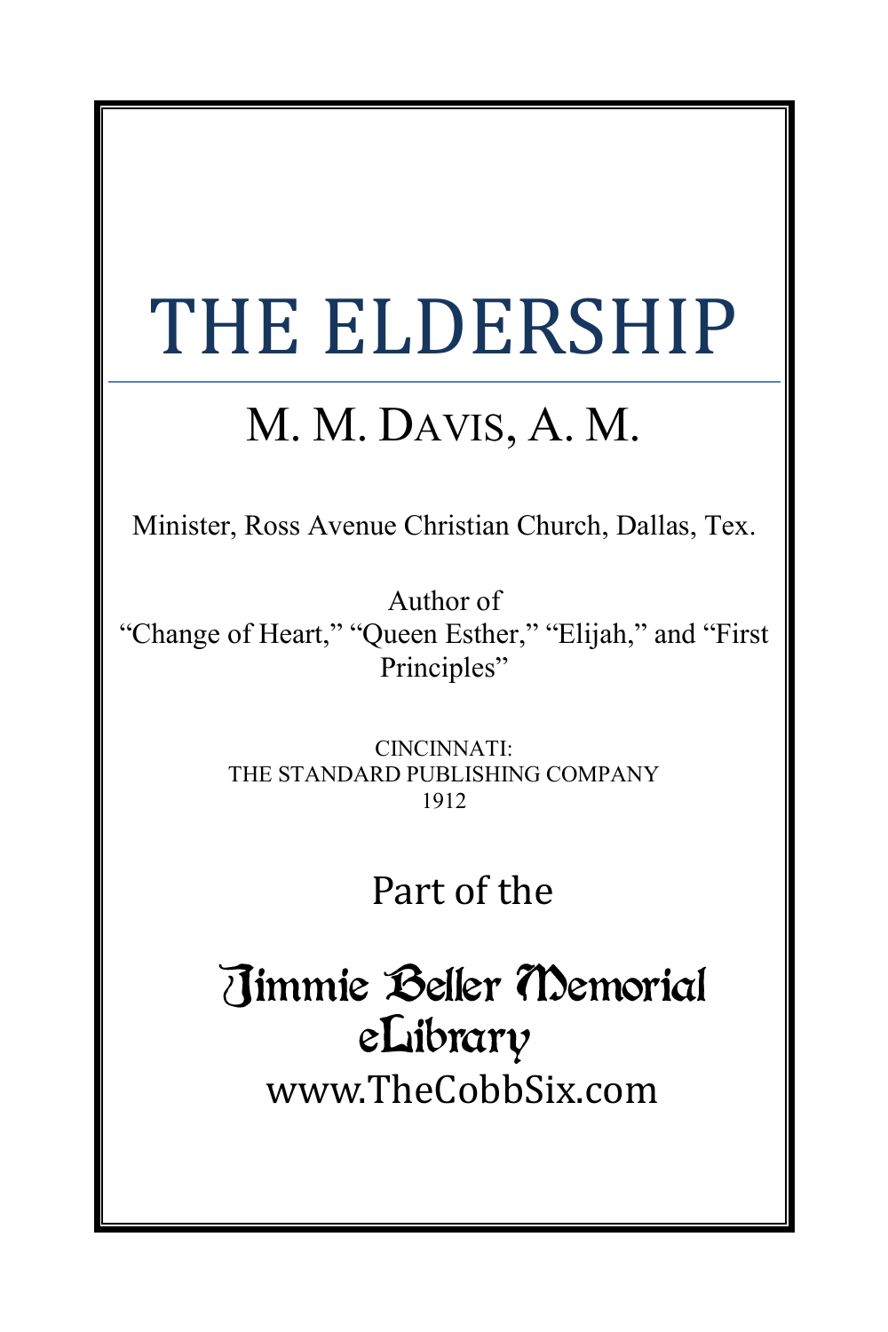# THE ELDERSHIP

## M. M. DAVIS, A. M.

Minister, Ross Avenue Christian Church, Dallas, Tex.

Author of
"Change of Heart," "Queen Esther," "Elijah," and "First Principles"

CINCINNATI:
THE STANDARD PUBLISHING COMPANY
1912

Part of the

Jimmie Beller Memorial eLibrary
www.TheCobbSix.com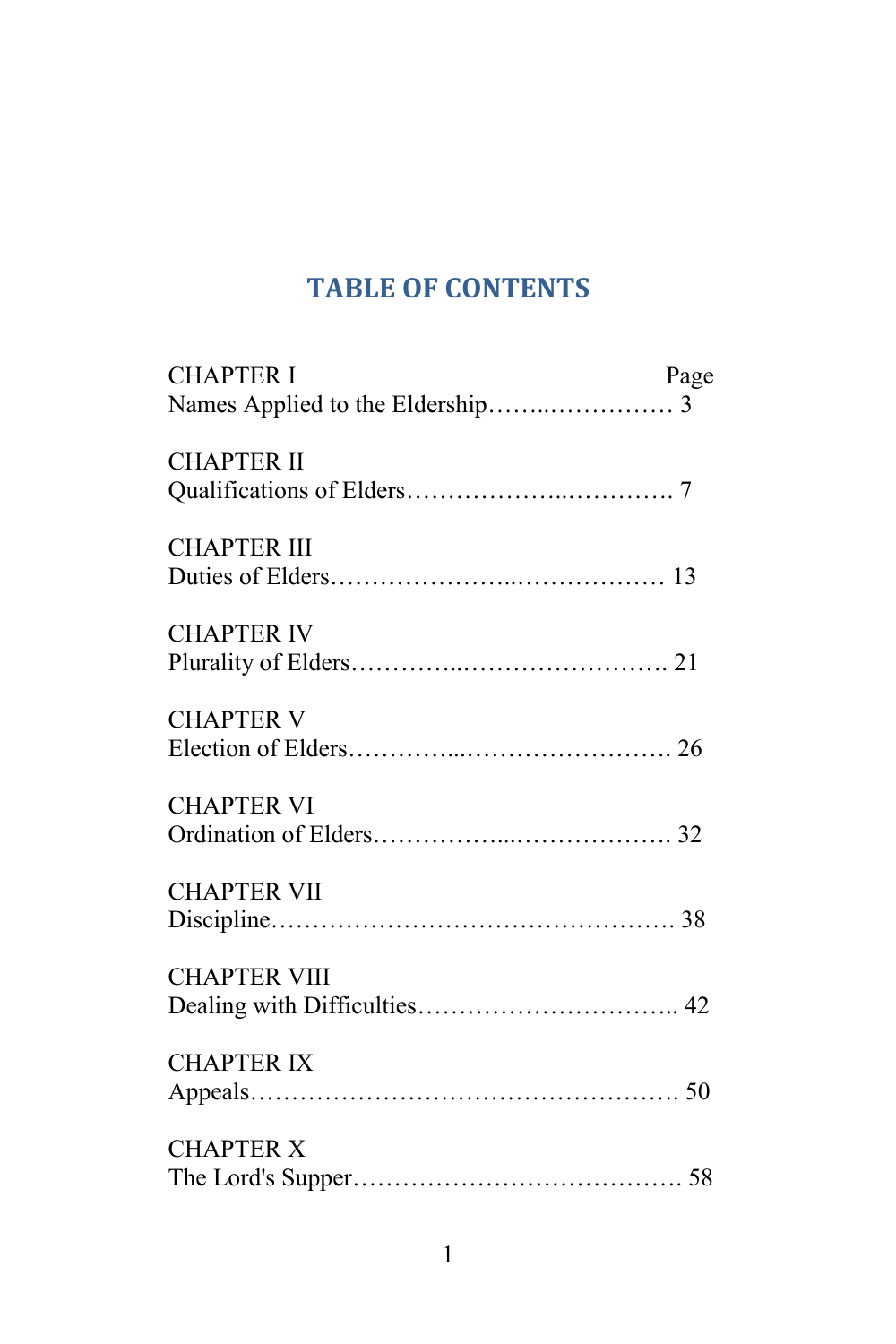# TABLE OF CONTENTS

CHAPTER I — Page

Names Applied to the Eldership……..…………… 3

CHAPTER II

Qualifications of Elders………………..…………. 7

CHAPTER III

Duties of Elders…………………..……………… 13

CHAPTER IV

Plurality of Elders…………..……………………. 21

CHAPTER V

Election of Elders…………...……………………. 26

CHAPTER VI

Ordination of Elders……………...………………. 32

CHAPTER VII

Discipline…………………………………………. 38

CHAPTER VIII

Dealing with Difficulties………………………….. 42

CHAPTER IX

Appeals……………………………………………. 50

CHAPTER X

The Lord's Supper…………………………………. 58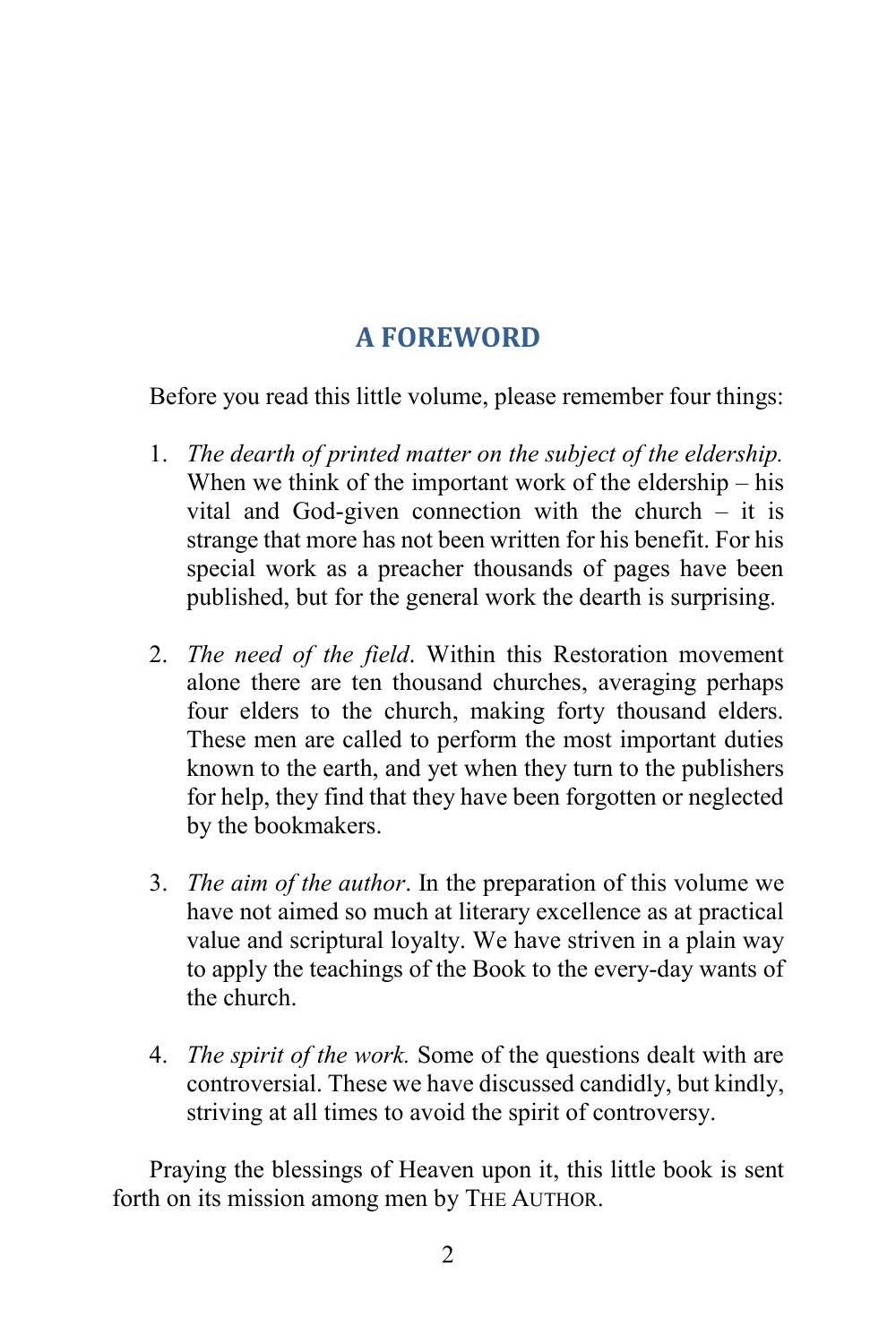## A FOREWORD

Before you read this little volume, please remember four things:

1. *The dearth of printed matter on the subject of the eldership.* When we think of the important work of the eldership – his vital and God-given connection with the church – it is strange that more has not been written for his benefit. For his special work as a preacher thousands of pages have been published, but for the general work the dearth is surprising.

2. *The need of the field*. Within this Restoration movement alone there are ten thousand churches, averaging perhaps four elders to the church, making forty thousand elders. These men are called to perform the most important duties known to the earth, and yet when they turn to the publishers for help, they find that they have been forgotten or neglected by the bookmakers.

3. *The aim of the author*. In the preparation of this volume we have not aimed so much at literary excellence as at practical value and scriptural loyalty. We have striven in a plain way to apply the teachings of the Book to the every-day wants of the church.

4. *The spirit of the work.* Some of the questions dealt with are controversial. These we have discussed candidly, but kindly, striving at all times to avoid the spirit of controversy.

Praying the blessings of Heaven upon it, this little book is sent forth on its mission among men by THE AUTHOR.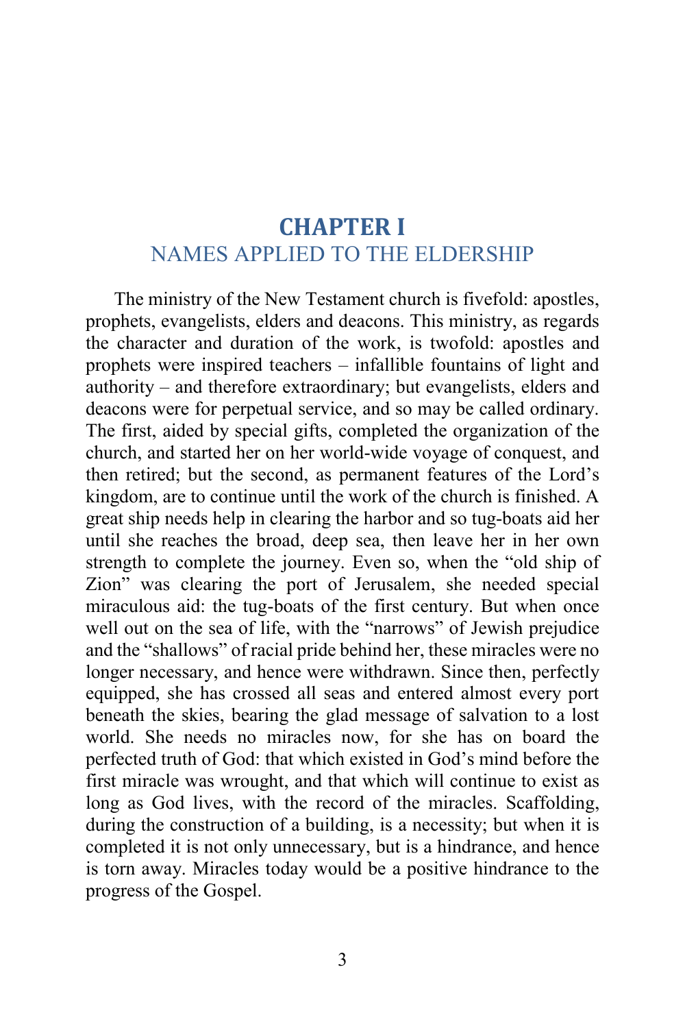# CHAPTER I
## NAMES APPLIED TO THE ELDERSHIP

The ministry of the New Testament church is fivefold: apostles, prophets, evangelists, elders and deacons. This ministry, as regards the character and duration of the work, is twofold: apostles and prophets were inspired teachers – infallible fountains of light and authority – and therefore extraordinary; but evangelists, elders and deacons were for perpetual service, and so may be called ordinary. The first, aided by special gifts, completed the organization of the church, and started her on her world-wide voyage of conquest, and then retired; but the second, as permanent features of the Lord's kingdom, are to continue until the work of the church is finished. A great ship needs help in clearing the harbor and so tug-boats aid her until she reaches the broad, deep sea, then leave her in her own strength to complete the journey. Even so, when the "old ship of Zion" was clearing the port of Jerusalem, she needed special miraculous aid: the tug-boats of the first century. But when once well out on the sea of life, with the "narrows" of Jewish prejudice and the "shallows" of racial pride behind her, these miracles were no longer necessary, and hence were withdrawn. Since then, perfectly equipped, she has crossed all seas and entered almost every port beneath the skies, bearing the glad message of salvation to a lost world. She needs no miracles now, for she has on board the perfected truth of God: that which existed in God's mind before the first miracle was wrought, and that which will continue to exist as long as God lives, with the record of the miracles. Scaffolding, during the construction of a building, is a necessity; but when it is completed it is not only unnecessary, but is a hindrance, and hence is torn away. Miracles today would be a positive hindrance to the progress of the Gospel.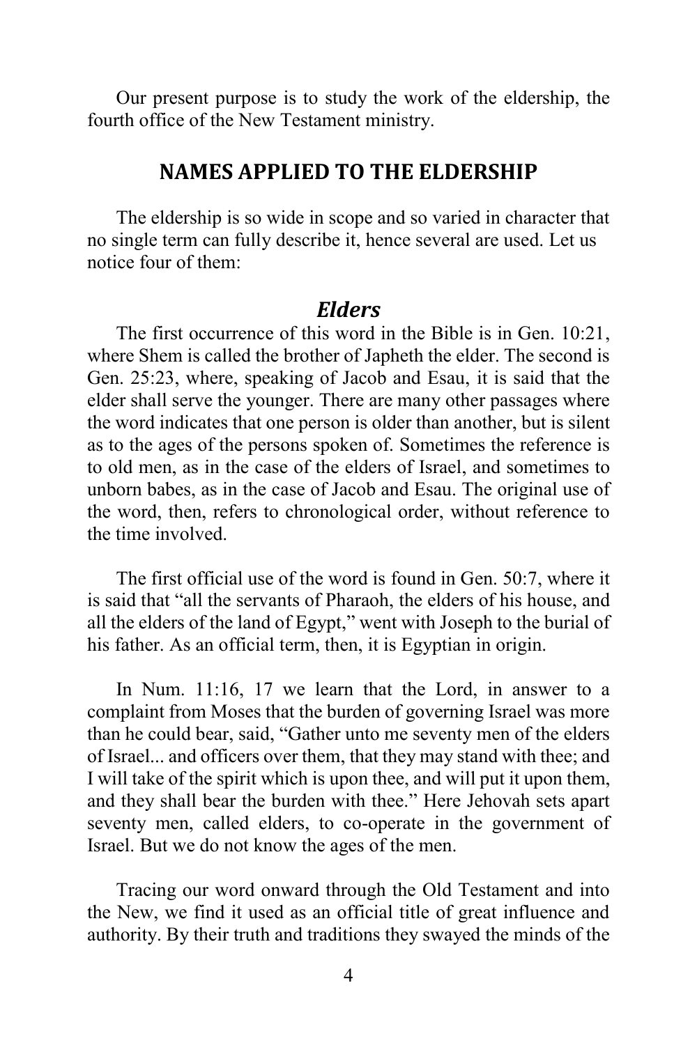Our present purpose is to study the work of the eldership, the fourth office of the New Testament ministry.

## NAMES APPLIED TO THE ELDERSHIP

The eldership is so wide in scope and so varied in character that no single term can fully describe it, hence several are used. Let us notice four of them:

### *Elders*

The first occurrence of this word in the Bible is in Gen. 10:21, where Shem is called the brother of Japheth the elder. The second is Gen. 25:23, where, speaking of Jacob and Esau, it is said that the elder shall serve the younger. There are many other passages where the word indicates that one person is older than another, but is silent as to the ages of the persons spoken of. Sometimes the reference is to old men, as in the case of the elders of Israel, and sometimes to unborn babes, as in the case of Jacob and Esau. The original use of the word, then, refers to chronological order, without reference to the time involved.

The first official use of the word is found in Gen. 50:7, where it is said that "all the servants of Pharaoh, the elders of his house, and all the elders of the land of Egypt," went with Joseph to the burial of his father. As an official term, then, it is Egyptian in origin.

In Num. 11:16, 17 we learn that the Lord, in answer to a complaint from Moses that the burden of governing Israel was more than he could bear, said, "Gather unto me seventy men of the elders of Israel... and officers over them, that they may stand with thee; and I will take of the spirit which is upon thee, and will put it upon them, and they shall bear the burden with thee." Here Jehovah sets apart seventy men, called elders, to co-operate in the government of Israel. But we do not know the ages of the men.

Tracing our word onward through the Old Testament and into the New, we find it used as an official title of great influence and authority. By their truth and traditions they swayed the minds of the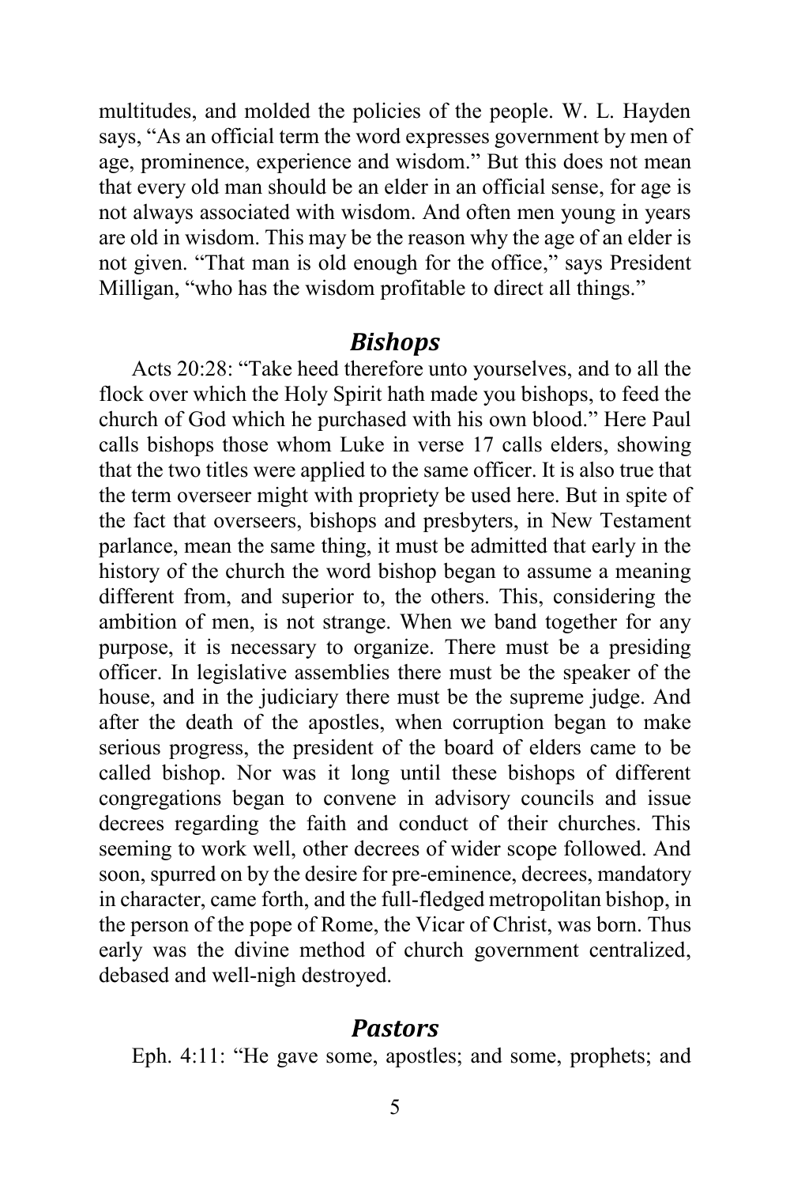multitudes, and molded the policies of the people. W. L. Hayden says, "As an official term the word expresses government by men of age, prominence, experience and wisdom." But this does not mean that every old man should be an elder in an official sense, for age is not always associated with wisdom. And often men young in years are old in wisdom. This may be the reason why the age of an elder is not given. "That man is old enough for the office," says President Milligan, "who has the wisdom profitable to direct all things."

## *Bishops*

Acts 20:28: "Take heed therefore unto yourselves, and to all the flock over which the Holy Spirit hath made you bishops, to feed the church of God which he purchased with his own blood." Here Paul calls bishops those whom Luke in verse 17 calls elders, showing that the two titles were applied to the same officer. It is also true that the term overseer might with propriety be used here. But in spite of the fact that overseers, bishops and presbyters, in New Testament parlance, mean the same thing, it must be admitted that early in the history of the church the word bishop began to assume a meaning different from, and superior to, the others. This, considering the ambition of men, is not strange. When we band together for any purpose, it is necessary to organize. There must be a presiding officer. In legislative assemblies there must be the speaker of the house, and in the judiciary there must be the supreme judge. And after the death of the apostles, when corruption began to make serious progress, the president of the board of elders came to be called bishop. Nor was it long until these bishops of different congregations began to convene in advisory councils and issue decrees regarding the faith and conduct of their churches. This seeming to work well, other decrees of wider scope followed. And soon, spurred on by the desire for pre-eminence, decrees, mandatory in character, came forth, and the full-fledged metropolitan bishop, in the person of the pope of Rome, the Vicar of Christ, was born. Thus early was the divine method of church government centralized, debased and well-nigh destroyed.

## *Pastors*

Eph. 4:11: "He gave some, apostles; and some, prophets; and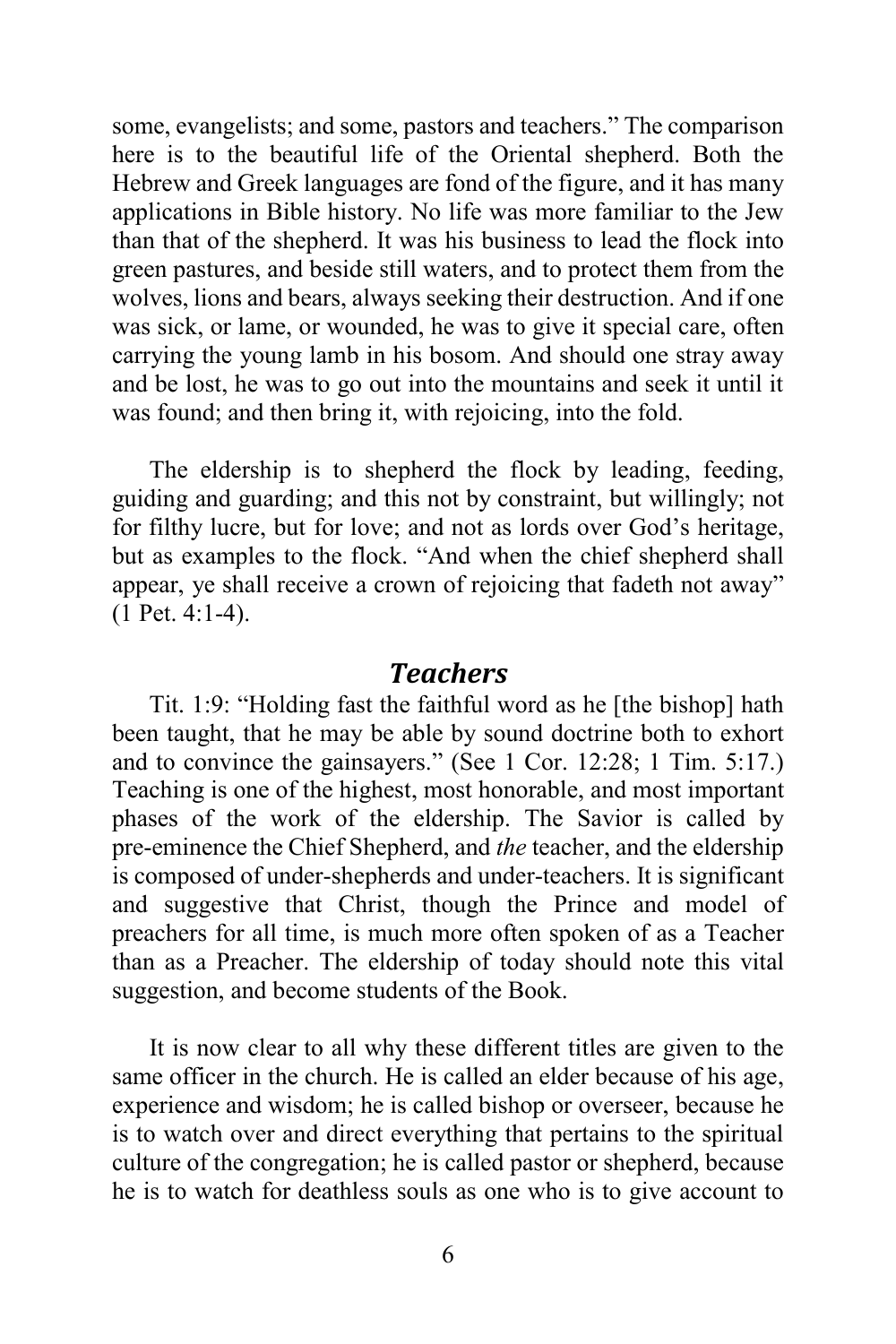some, evangelists; and some, pastors and teachers." The comparison here is to the beautiful life of the Oriental shepherd. Both the Hebrew and Greek languages are fond of the figure, and it has many applications in Bible history. No life was more familiar to the Jew than that of the shepherd. It was his business to lead the flock into green pastures, and beside still waters, and to protect them from the wolves, lions and bears, always seeking their destruction. And if one was sick, or lame, or wounded, he was to give it special care, often carrying the young lamb in his bosom. And should one stray away and be lost, he was to go out into the mountains and seek it until it was found; and then bring it, with rejoicing, into the fold.

The eldership is to shepherd the flock by leading, feeding, guiding and guarding; and this not by constraint, but willingly; not for filthy lucre, but for love; and not as lords over God's heritage, but as examples to the flock. "And when the chief shepherd shall appear, ye shall receive a crown of rejoicing that fadeth not away" (1 Pet. 4:1-4).

## *Teachers*

Tit. 1:9: "Holding fast the faithful word as he [the bishop] hath been taught, that he may be able by sound doctrine both to exhort and to convince the gainsayers." (See 1 Cor. 12:28; 1 Tim. 5:17.) Teaching is one of the highest, most honorable, and most important phases of the work of the eldership. The Savior is called by pre-eminence the Chief Shepherd, and *the* teacher, and the eldership is composed of under-shepherds and under-teachers. It is significant and suggestive that Christ, though the Prince and model of preachers for all time, is much more often spoken of as a Teacher than as a Preacher. The eldership of today should note this vital suggestion, and become students of the Book.

It is now clear to all why these different titles are given to the same officer in the church. He is called an elder because of his age, experience and wisdom; he is called bishop or overseer, because he is to watch over and direct everything that pertains to the spiritual culture of the congregation; he is called pastor or shepherd, because he is to watch for deathless souls as one who is to give account to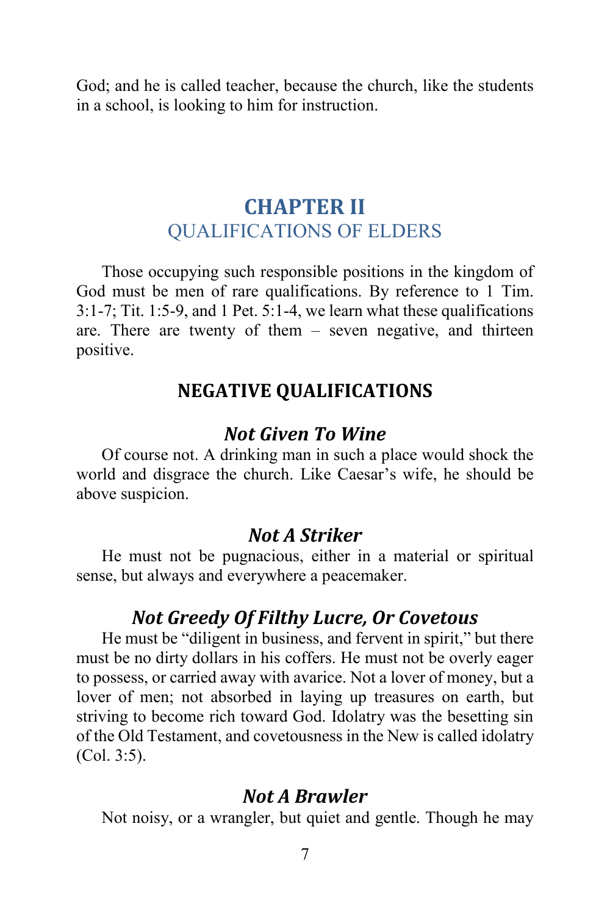God; and he is called teacher, because the church, like the students in a school, is looking to him for instruction.

# CHAPTER II
## QUALIFICATIONS OF ELDERS

Those occupying such responsible positions in the kingdom of God must be men of rare qualifications. By reference to 1 Tim. 3:1-7; Tit. 1:5-9, and 1 Pet. 5:1-4, we learn what these qualifications are. There are twenty of them – seven negative, and thirteen positive.

### NEGATIVE QUALIFICATIONS

#### *Not Given To Wine*

Of course not. A drinking man in such a place would shock the world and disgrace the church. Like Caesar's wife, he should be above suspicion.

#### *Not A Striker*

He must not be pugnacious, either in a material or spiritual sense, but always and everywhere a peacemaker.

#### *Not Greedy Of Filthy Lucre, Or Covetous*

He must be "diligent in business, and fervent in spirit," but there must be no dirty dollars in his coffers. He must not be overly eager to possess, or carried away with avarice. Not a lover of money, but a lover of men; not absorbed in laying up treasures on earth, but striving to become rich toward God. Idolatry was the besetting sin of the Old Testament, and covetousness in the New is called idolatry (Col. 3:5).

#### *Not A Brawler*

Not noisy, or a wrangler, but quiet and gentle. Though he may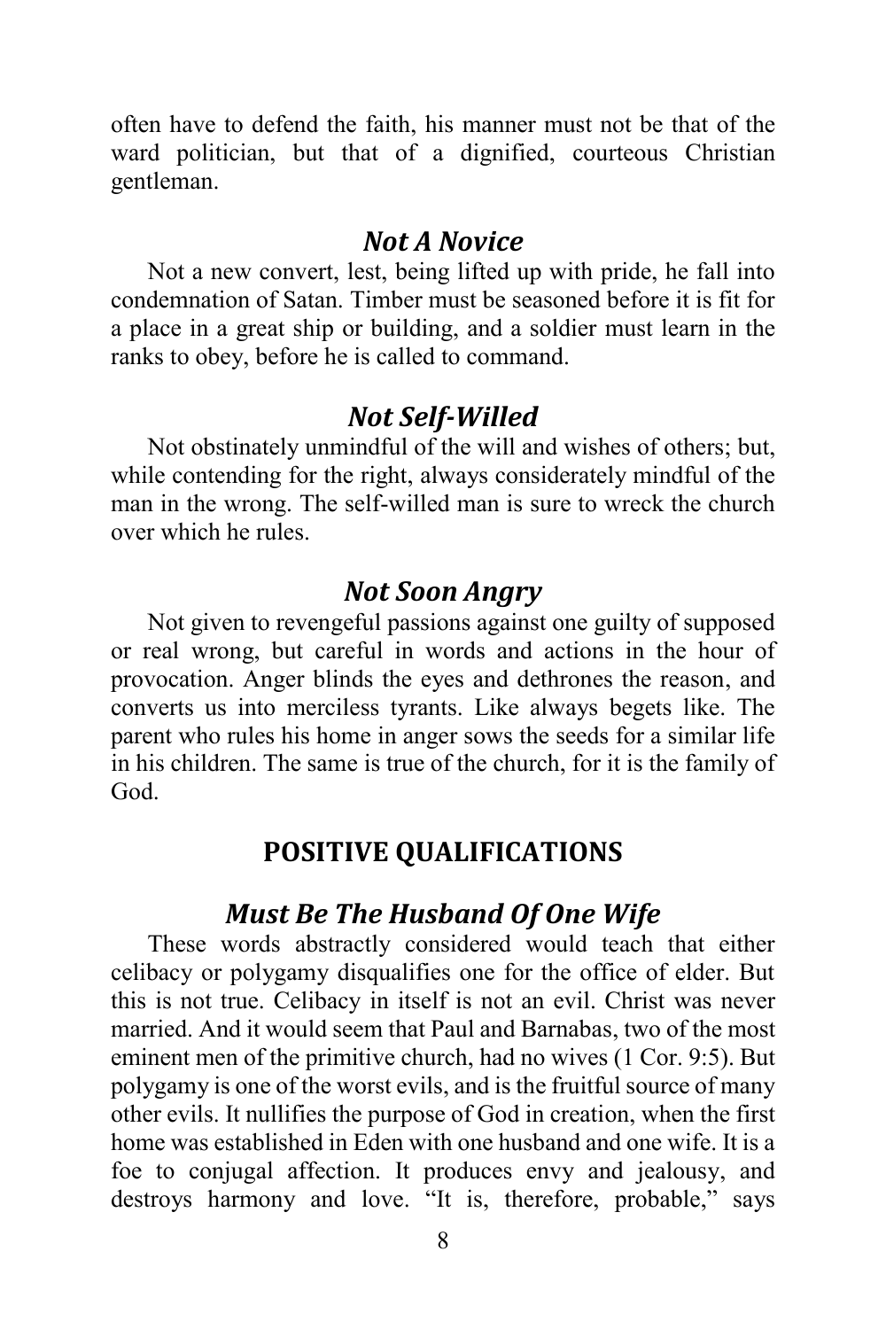often have to defend the faith, his manner must not be that of the ward politician, but that of a dignified, courteous Christian gentleman.

### *Not A Novice*

Not a new convert, lest, being lifted up with pride, he fall into condemnation of Satan. Timber must be seasoned before it is fit for a place in a great ship or building, and a soldier must learn in the ranks to obey, before he is called to command.

### *Not Self-Willed*

Not obstinately unmindful of the will and wishes of others; but, while contending for the right, always considerately mindful of the man in the wrong. The self-willed man is sure to wreck the church over which he rules.

### *Not Soon Angry*

Not given to revengeful passions against one guilty of supposed or real wrong, but careful in words and actions in the hour of provocation. Anger blinds the eyes and dethrones the reason, and converts us into merciless tyrants. Like always begets like. The parent who rules his home in anger sows the seeds for a similar life in his children. The same is true of the church, for it is the family of God.

## POSITIVE QUALIFICATIONS

### *Must Be The Husband Of One Wife*

These words abstractly considered would teach that either celibacy or polygamy disqualifies one for the office of elder. But this is not true. Celibacy in itself is not an evil. Christ was never married. And it would seem that Paul and Barnabas, two of the most eminent men of the primitive church, had no wives (1 Cor. 9:5). But polygamy is one of the worst evils, and is the fruitful source of many other evils. It nullifies the purpose of God in creation, when the first home was established in Eden with one husband and one wife. It is a foe to conjugal affection. It produces envy and jealousy, and destroys harmony and love. "It is, therefore, probable," says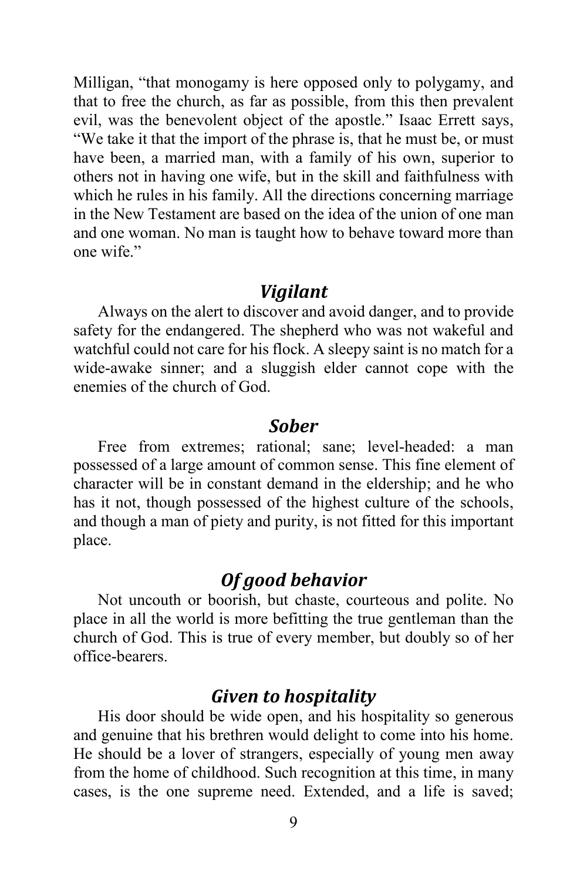Milligan, "that monogamy is here opposed only to polygamy, and that to free the church, as far as possible, from this then prevalent evil, was the benevolent object of the apostle." Isaac Errett says, "We take it that the import of the phrase is, that he must be, or must have been, a married man, with a family of his own, superior to others not in having one wife, but in the skill and faithfulness with which he rules in his family. All the directions concerning marriage in the New Testament are based on the idea of the union of one man and one woman. No man is taught how to behave toward more than one wife."

### *Vigilant*

Always on the alert to discover and avoid danger, and to provide safety for the endangered. The shepherd who was not wakeful and watchful could not care for his flock. A sleepy saint is no match for a wide-awake sinner; and a sluggish elder cannot cope with the enemies of the church of God.

### *Sober*

Free from extremes; rational; sane; level-headed: a man possessed of a large amount of common sense. This fine element of character will be in constant demand in the eldership; and he who has it not, though possessed of the highest culture of the schools, and though a man of piety and purity, is not fitted for this important place.

### *Of good behavior*

Not uncouth or boorish, but chaste, courteous and polite. No place in all the world is more befitting the true gentleman than the church of God. This is true of every member, but doubly so of her office-bearers.

### *Given to hospitality*

His door should be wide open, and his hospitality so generous and genuine that his brethren would delight to come into his home. He should be a lover of strangers, especially of young men away from the home of childhood. Such recognition at this time, in many cases, is the one supreme need. Extended, and a life is saved;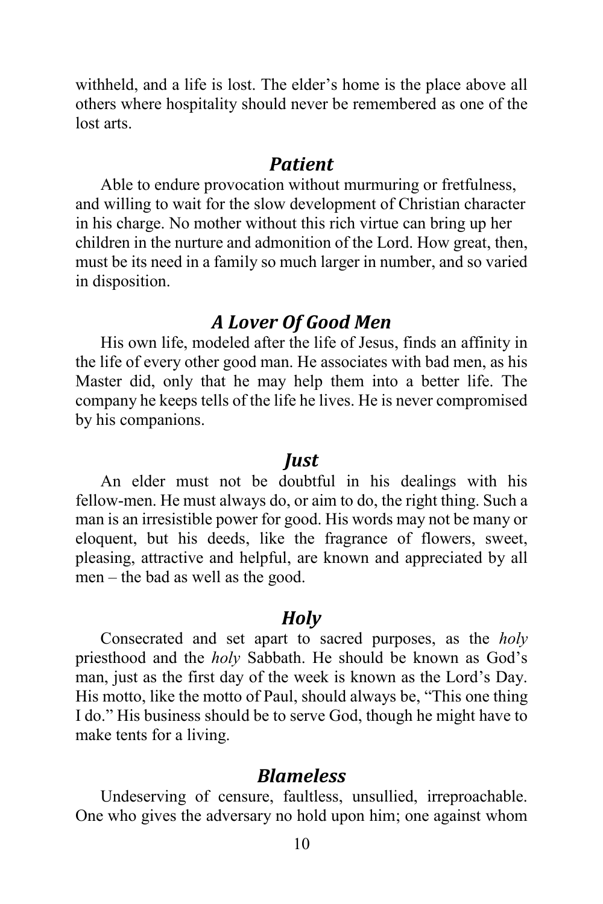withheld, and a life is lost. The elder's home is the place above all others where hospitality should never be remembered as one of the lost arts.

## *Patient*

Able to endure provocation without murmuring or fretfulness, and willing to wait for the slow development of Christian character in his charge. No mother without this rich virtue can bring up her children in the nurture and admonition of the Lord. How great, then, must be its need in a family so much larger in number, and so varied in disposition.

## *A Lover Of Good Men*

His own life, modeled after the life of Jesus, finds an affinity in the life of every other good man. He associates with bad men, as his Master did, only that he may help them into a better life. The company he keeps tells of the life he lives. He is never compromised by his companions.

## *Just*

An elder must not be doubtful in his dealings with his fellow-men. He must always do, or aim to do, the right thing. Such a man is an irresistible power for good. His words may not be many or eloquent, but his deeds, like the fragrance of flowers, sweet, pleasing, attractive and helpful, are known and appreciated by all men – the bad as well as the good.

## *Holy*

Consecrated and set apart to sacred purposes, as the *holy* priesthood and the *holy* Sabbath. He should be known as God's man, just as the first day of the week is known as the Lord's Day. His motto, like the motto of Paul, should always be, "This one thing I do." His business should be to serve God, though he might have to make tents for a living.

## *Blameless*

Undeserving of censure, faultless, unsullied, irreproachable. One who gives the adversary no hold upon him; one against whom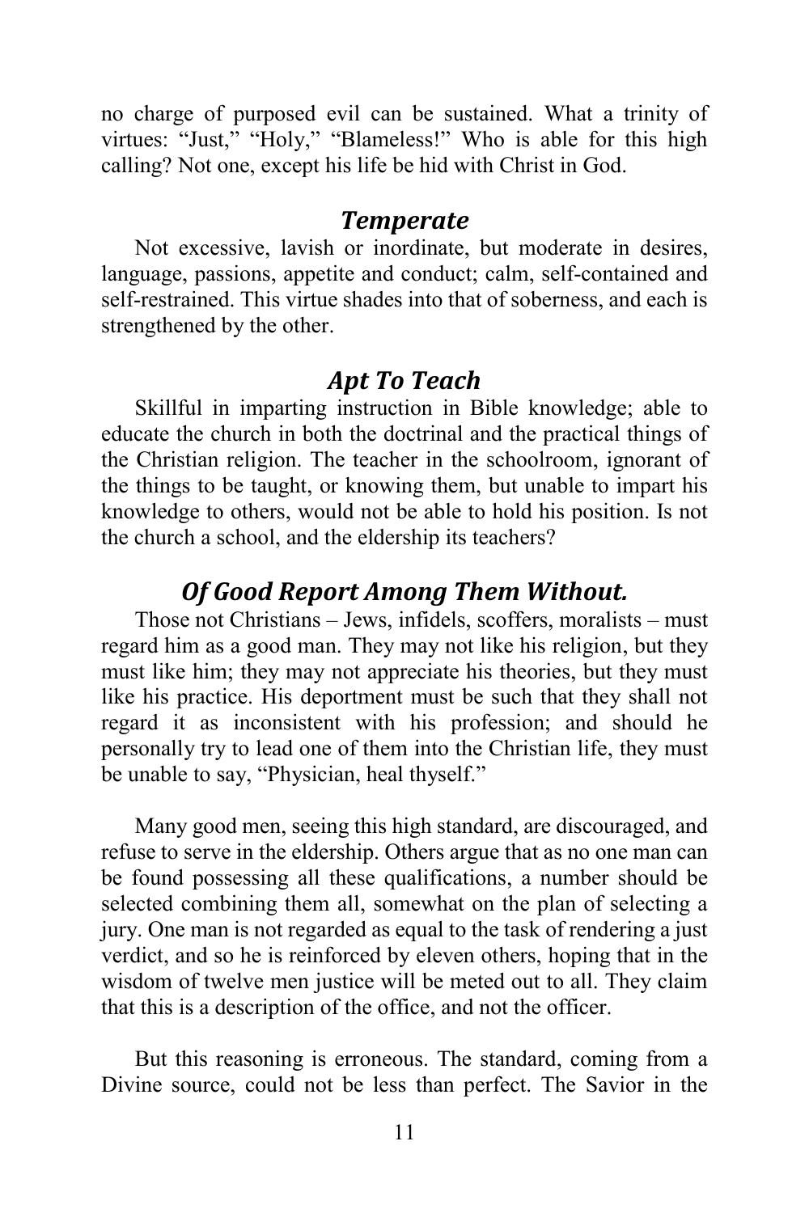no charge of purposed evil can be sustained. What a trinity of virtues: "Just," "Holy," "Blameless!" Who is able for this high calling? Not one, except his life be hid with Christ in God.

### *Temperate*

Not excessive, lavish or inordinate, but moderate in desires, language, passions, appetite and conduct; calm, self-contained and self-restrained. This virtue shades into that of soberness, and each is strengthened by the other.

### *Apt To Teach*

Skillful in imparting instruction in Bible knowledge; able to educate the church in both the doctrinal and the practical things of the Christian religion. The teacher in the schoolroom, ignorant of the things to be taught, or knowing them, but unable to impart his knowledge to others, would not be able to hold his position. Is not the church a school, and the eldership its teachers?

### *Of Good Report Among Them Without.*

Those not Christians – Jews, infidels, scoffers, moralists – must regard him as a good man. They may not like his religion, but they must like him; they may not appreciate his theories, but they must like his practice. His deportment must be such that they shall not regard it as inconsistent with his profession; and should he personally try to lead one of them into the Christian life, they must be unable to say, "Physician, heal thyself."

Many good men, seeing this high standard, are discouraged, and refuse to serve in the eldership. Others argue that as no one man can be found possessing all these qualifications, a number should be selected combining them all, somewhat on the plan of selecting a jury. One man is not regarded as equal to the task of rendering a just verdict, and so he is reinforced by eleven others, hoping that in the wisdom of twelve men justice will be meted out to all. They claim that this is a description of the office, and not the officer.

But this reasoning is erroneous. The standard, coming from a Divine source, could not be less than perfect. The Savior in the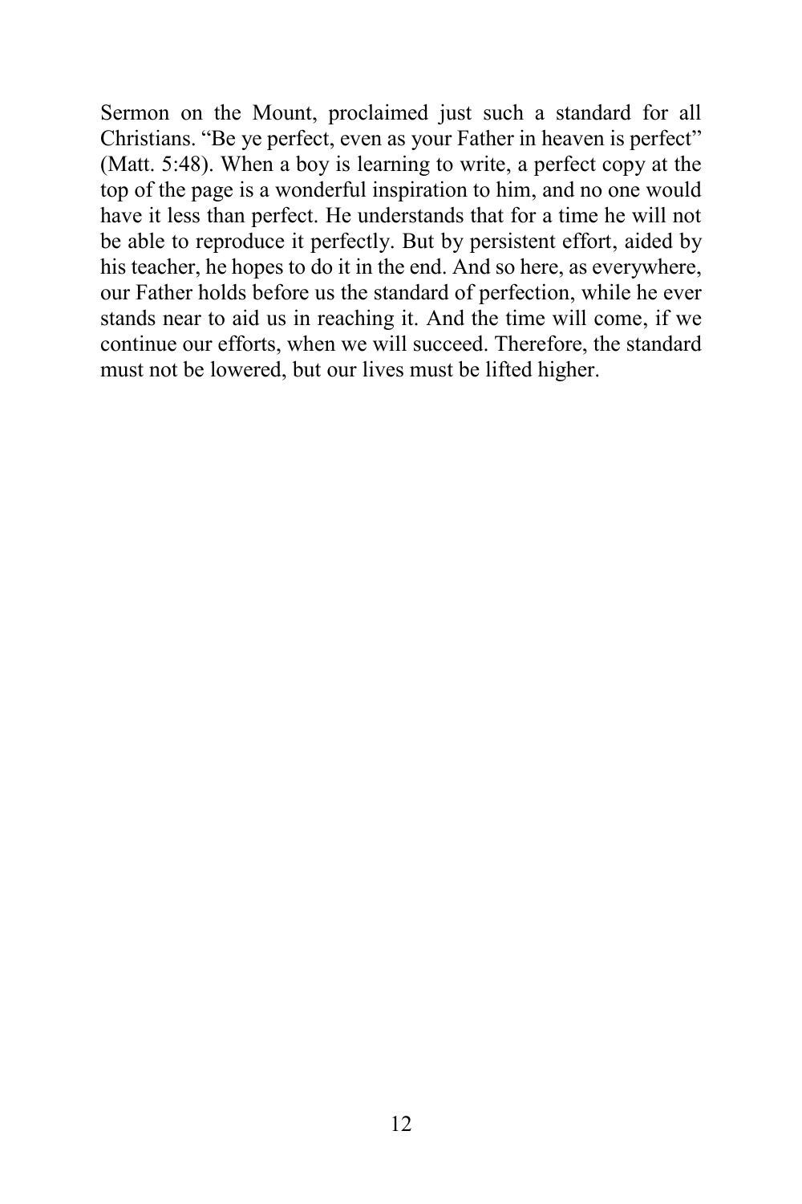Sermon on the Mount, proclaimed just such a standard for all Christians. “Be ye perfect, even as your Father in heaven is perfect” (Matt. 5:48). When a boy is learning to write, a perfect copy at the top of the page is a wonderful inspiration to him, and no one would have it less than perfect. He understands that for a time he will not be able to reproduce it perfectly. But by persistent effort, aided by his teacher, he hopes to do it in the end. And so here, as everywhere, our Father holds before us the standard of perfection, while he ever stands near to aid us in reaching it. And the time will come, if we continue our efforts, when we will succeed. Therefore, the standard must not be lowered, but our lives must be lifted higher.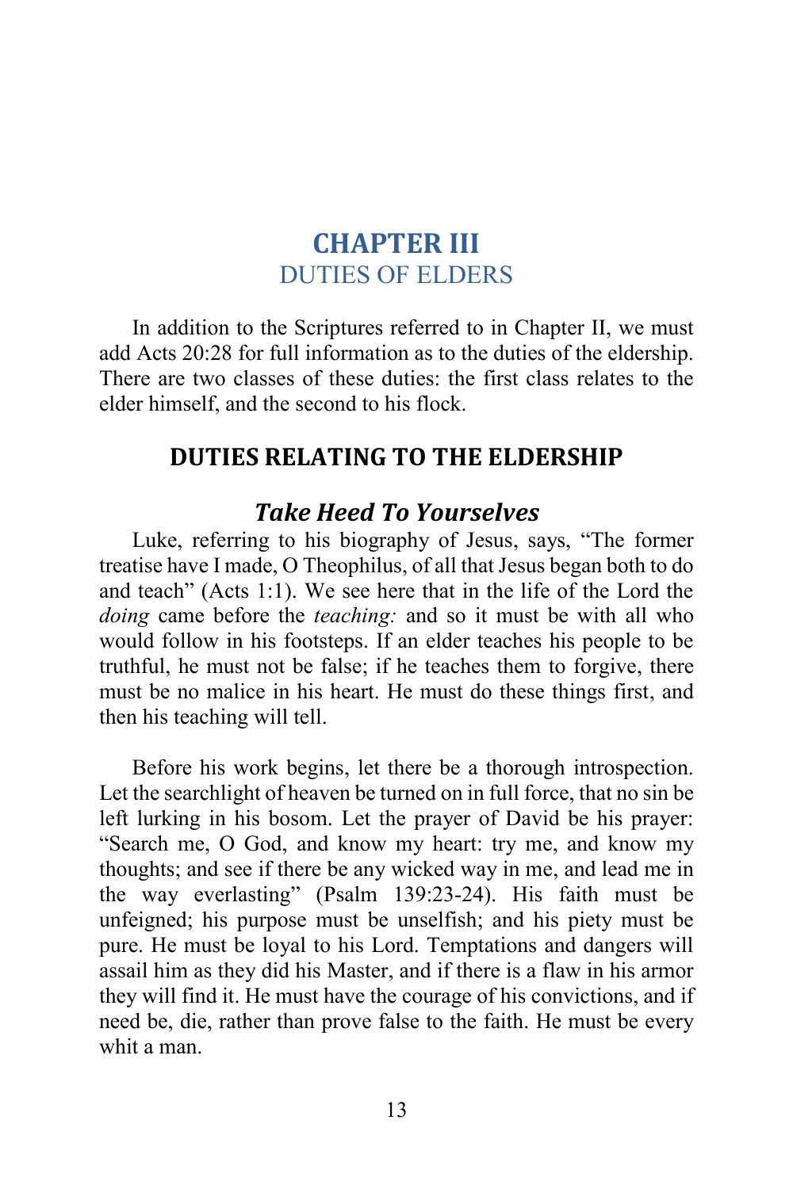# CHAPTER III
## DUTIES OF ELDERS

In addition to the Scriptures referred to in Chapter II, we must add Acts 20:28 for full information as to the duties of the eldership. There are two classes of these duties: the first class relates to the elder himself, and the second to his flock.

## DUTIES RELATING TO THE ELDERSHIP

### *Take Heed To Yourselves*

Luke, referring to his biography of Jesus, says, "The former treatise have I made, O Theophilus, of all that Jesus began both to do and teach" (Acts 1:1). We see here that in the life of the Lord the *doing* came before the *teaching:* and so it must be with all who would follow in his footsteps. If an elder teaches his people to be truthful, he must not be false; if he teaches them to forgive, there must be no malice in his heart. He must do these things first, and then his teaching will tell.

Before his work begins, let there be a thorough introspection. Let the searchlight of heaven be turned on in full force, that no sin be left lurking in his bosom. Let the prayer of David be his prayer: "Search me, O God, and know my heart: try me, and know my thoughts; and see if there be any wicked way in me, and lead me in the way everlasting" (Psalm 139:23-24). His faith must be unfeigned; his purpose must be unselfish; and his piety must be pure. He must be loyal to his Lord. Temptations and dangers will assail him as they did his Master, and if there is a flaw in his armor they will find it. He must have the courage of his convictions, and if need be, die, rather than prove false to the faith. He must be every whit a man.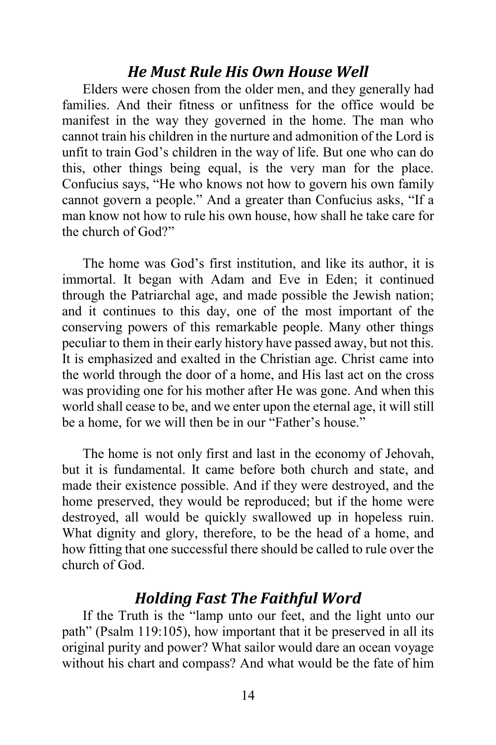## *He Must Rule His Own House Well*

Elders were chosen from the older men, and they generally had families. And their fitness or unfitness for the office would be manifest in the way they governed in the home. The man who cannot train his children in the nurture and admonition of the Lord is unfit to train God's children in the way of life. But one who can do this, other things being equal, is the very man for the place. Confucius says, "He who knows not how to govern his own family cannot govern a people." And a greater than Confucius asks, "If a man know not how to rule his own house, how shall he take care for the church of God?"

The home was God's first institution, and like its author, it is immortal. It began with Adam and Eve in Eden; it continued through the Patriarchal age, and made possible the Jewish nation; and it continues to this day, one of the most important of the conserving powers of this remarkable people. Many other things peculiar to them in their early history have passed away, but not this. It is emphasized and exalted in the Christian age. Christ came into the world through the door of a home, and His last act on the cross was providing one for his mother after He was gone. And when this world shall cease to be, and we enter upon the eternal age, it will still be a home, for we will then be in our "Father's house."

The home is not only first and last in the economy of Jehovah, but it is fundamental. It came before both church and state, and made their existence possible. And if they were destroyed, and the home preserved, they would be reproduced; but if the home were destroyed, all would be quickly swallowed up in hopeless ruin. What dignity and glory, therefore, to be the head of a home, and how fitting that one successful there should be called to rule over the church of God.

## *Holding Fast The Faithful Word*

If the Truth is the "lamp unto our feet, and the light unto our path" (Psalm 119:105), how important that it be preserved in all its original purity and power? What sailor would dare an ocean voyage without his chart and compass? And what would be the fate of him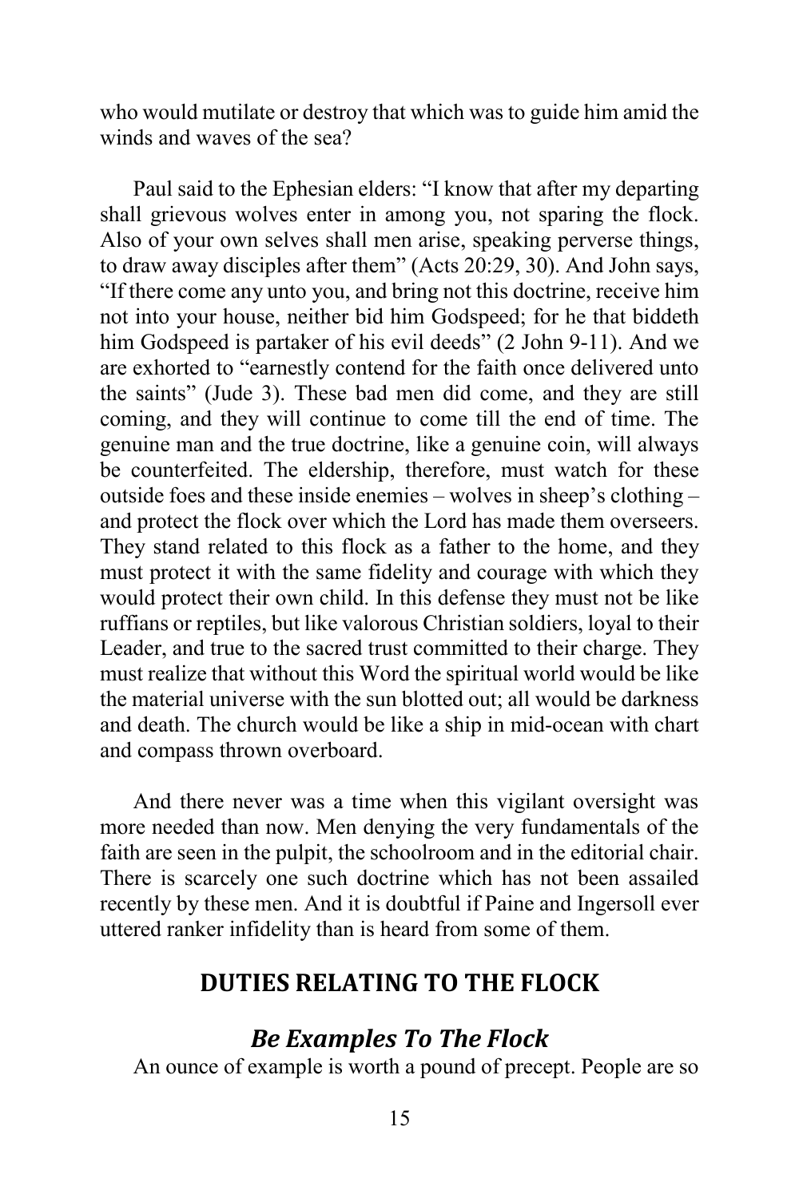who would mutilate or destroy that which was to guide him amid the winds and waves of the sea?

Paul said to the Ephesian elders: "I know that after my departing shall grievous wolves enter in among you, not sparing the flock. Also of your own selves shall men arise, speaking perverse things, to draw away disciples after them" (Acts 20:29, 30). And John says, "If there come any unto you, and bring not this doctrine, receive him not into your house, neither bid him Godspeed; for he that biddeth him Godspeed is partaker of his evil deeds" (2 John 9-11). And we are exhorted to "earnestly contend for the faith once delivered unto the saints" (Jude 3). These bad men did come, and they are still coming, and they will continue to come till the end of time. The genuine man and the true doctrine, like a genuine coin, will always be counterfeited. The eldership, therefore, must watch for these outside foes and these inside enemies – wolves in sheep's clothing – and protect the flock over which the Lord has made them overseers. They stand related to this flock as a father to the home, and they must protect it with the same fidelity and courage with which they would protect their own child. In this defense they must not be like ruffians or reptiles, but like valorous Christian soldiers, loyal to their Leader, and true to the sacred trust committed to their charge. They must realize that without this Word the spiritual world would be like the material universe with the sun blotted out; all would be darkness and death. The church would be like a ship in mid-ocean with chart and compass thrown overboard.

And there never was a time when this vigilant oversight was more needed than now. Men denying the very fundamentals of the faith are seen in the pulpit, the schoolroom and in the editorial chair. There is scarcely one such doctrine which has not been assailed recently by these men. And it is doubtful if Paine and Ingersoll ever uttered ranker infidelity than is heard from some of them.

## DUTIES RELATING TO THE FLOCK

### *Be Examples To The Flock*

An ounce of example is worth a pound of precept. People are so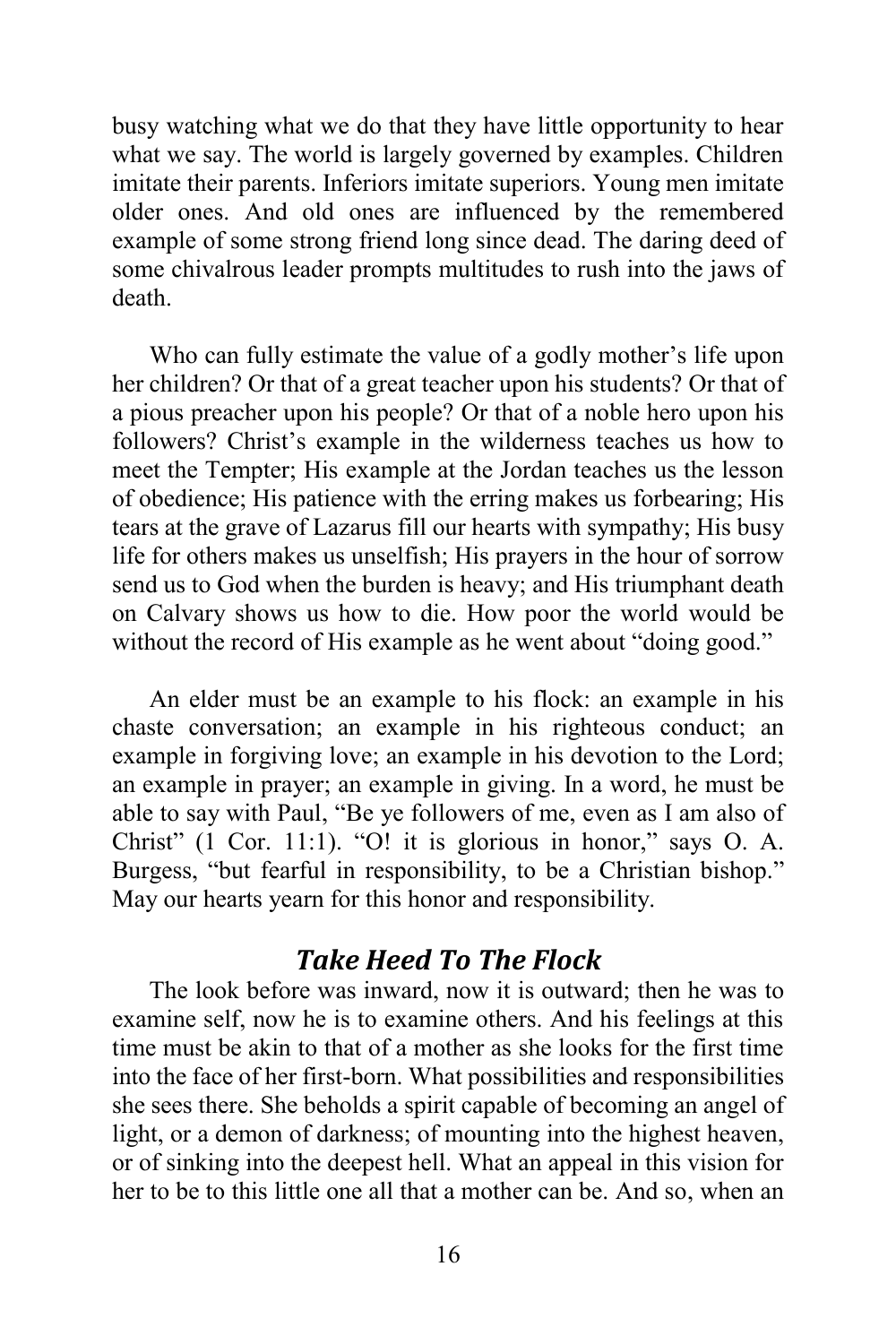busy watching what we do that they have little opportunity to hear what we say. The world is largely governed by examples. Children imitate their parents. Inferiors imitate superiors. Young men imitate older ones. And old ones are influenced by the remembered example of some strong friend long since dead. The daring deed of some chivalrous leader prompts multitudes to rush into the jaws of death.

Who can fully estimate the value of a godly mother's life upon her children? Or that of a great teacher upon his students? Or that of a pious preacher upon his people? Or that of a noble hero upon his followers? Christ's example in the wilderness teaches us how to meet the Tempter; His example at the Jordan teaches us the lesson of obedience; His patience with the erring makes us forbearing; His tears at the grave of Lazarus fill our hearts with sympathy; His busy life for others makes us unselfish; His prayers in the hour of sorrow send us to God when the burden is heavy; and His triumphant death on Calvary shows us how to die. How poor the world would be without the record of His example as he went about "doing good."

An elder must be an example to his flock: an example in his chaste conversation; an example in his righteous conduct; an example in forgiving love; an example in his devotion to the Lord; an example in prayer; an example in giving. In a word, he must be able to say with Paul, "Be ye followers of me, even as I am also of Christ" (1 Cor. 11:1). "O! it is glorious in honor," says O. A. Burgess, "but fearful in responsibility, to be a Christian bishop." May our hearts yearn for this honor and responsibility.

## *Take Heed To The Flock*

The look before was inward, now it is outward; then he was to examine self, now he is to examine others. And his feelings at this time must be akin to that of a mother as she looks for the first time into the face of her first-born. What possibilities and responsibilities she sees there. She beholds a spirit capable of becoming an angel of light, or a demon of darkness; of mounting into the highest heaven, or of sinking into the deepest hell. What an appeal in this vision for her to be to this little one all that a mother can be. And so, when an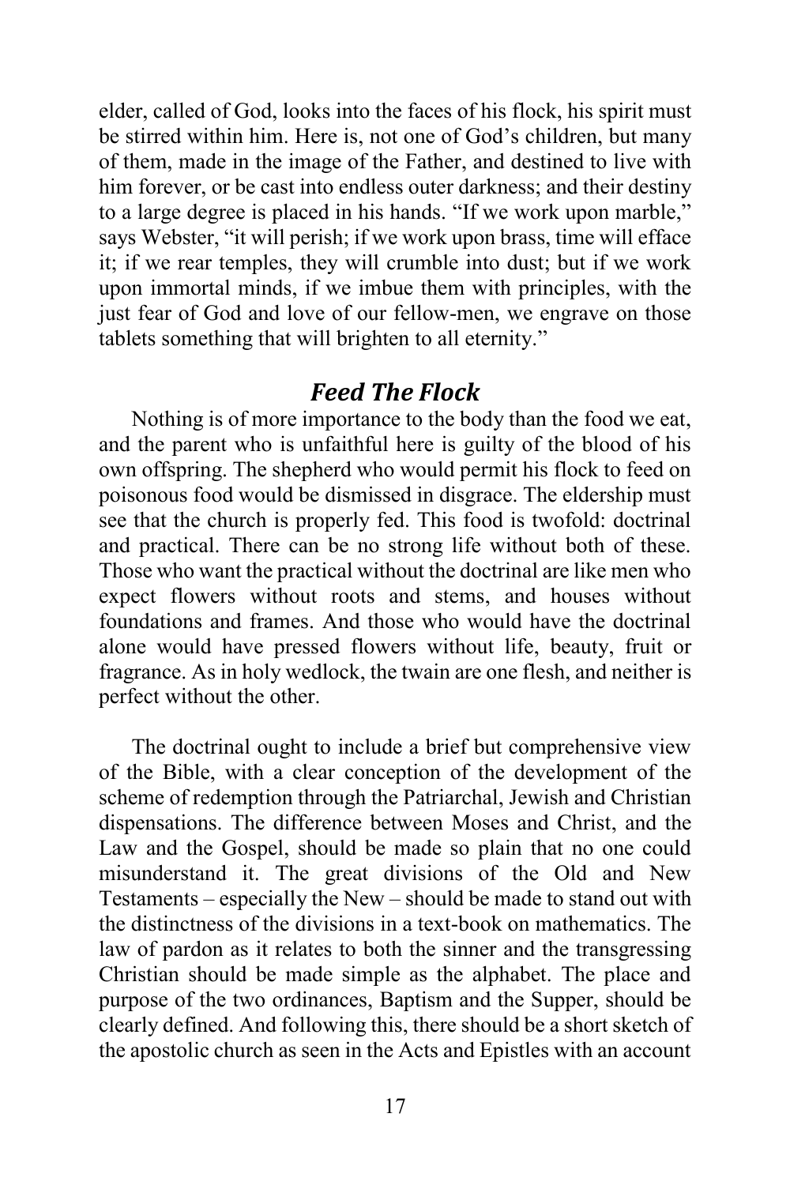elder, called of God, looks into the faces of his flock, his spirit must be stirred within him. Here is, not one of God's children, but many of them, made in the image of the Father, and destined to live with him forever, or be cast into endless outer darkness; and their destiny to a large degree is placed in his hands. "If we work upon marble," says Webster, "it will perish; if we work upon brass, time will efface it; if we rear temples, they will crumble into dust; but if we work upon immortal minds, if we imbue them with principles, with the just fear of God and love of our fellow-men, we engrave on those tablets something that will brighten to all eternity."

## *Feed The Flock*

Nothing is of more importance to the body than the food we eat, and the parent who is unfaithful here is guilty of the blood of his own offspring. The shepherd who would permit his flock to feed on poisonous food would be dismissed in disgrace. The eldership must see that the church is properly fed. This food is twofold: doctrinal and practical. There can be no strong life without both of these. Those who want the practical without the doctrinal are like men who expect flowers without roots and stems, and houses without foundations and frames. And those who would have the doctrinal alone would have pressed flowers without life, beauty, fruit or fragrance. As in holy wedlock, the twain are one flesh, and neither is perfect without the other.

The doctrinal ought to include a brief but comprehensive view of the Bible, with a clear conception of the development of the scheme of redemption through the Patriarchal, Jewish and Christian dispensations. The difference between Moses and Christ, and the Law and the Gospel, should be made so plain that no one could misunderstand it. The great divisions of the Old and New Testaments – especially the New – should be made to stand out with the distinctness of the divisions in a text-book on mathematics. The law of pardon as it relates to both the sinner and the transgressing Christian should be made simple as the alphabet. The place and purpose of the two ordinances, Baptism and the Supper, should be clearly defined. And following this, there should be a short sketch of the apostolic church as seen in the Acts and Epistles with an account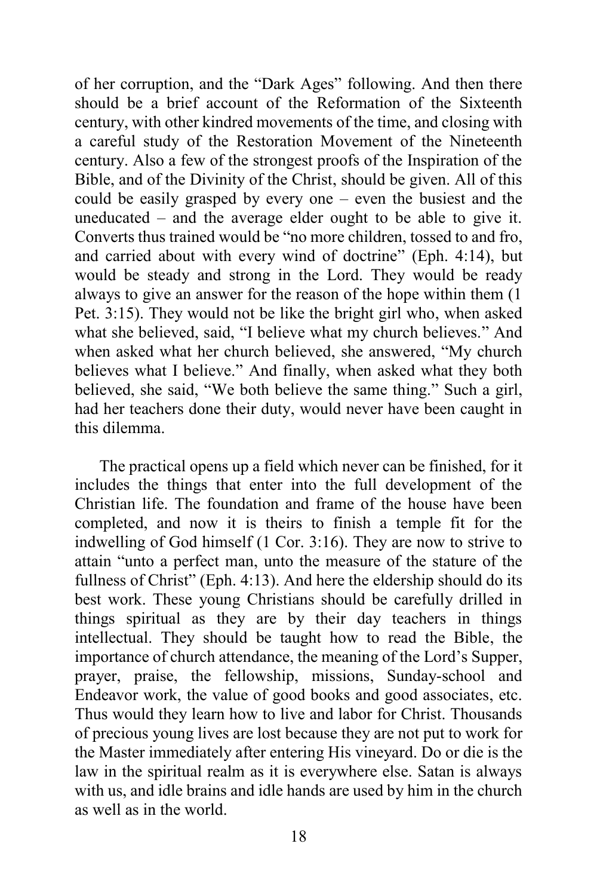of her corruption, and the "Dark Ages" following. And then there should be a brief account of the Reformation of the Sixteenth century, with other kindred movements of the time, and closing with a careful study of the Restoration Movement of the Nineteenth century. Also a few of the strongest proofs of the Inspiration of the Bible, and of the Divinity of the Christ, should be given. All of this could be easily grasped by every one – even the busiest and the uneducated – and the average elder ought to be able to give it. Converts thus trained would be "no more children, tossed to and fro, and carried about with every wind of doctrine" (Eph. 4:14), but would be steady and strong in the Lord. They would be ready always to give an answer for the reason of the hope within them (1 Pet. 3:15). They would not be like the bright girl who, when asked what she believed, said, "I believe what my church believes." And when asked what her church believed, she answered, "My church believes what I believe." And finally, when asked what they both believed, she said, "We both believe the same thing." Such a girl, had her teachers done their duty, would never have been caught in this dilemma.

The practical opens up a field which never can be finished, for it includes the things that enter into the full development of the Christian life. The foundation and frame of the house have been completed, and now it is theirs to finish a temple fit for the indwelling of God himself (1 Cor. 3:16). They are now to strive to attain "unto a perfect man, unto the measure of the stature of the fullness of Christ" (Eph. 4:13). And here the eldership should do its best work. These young Christians should be carefully drilled in things spiritual as they are by their day teachers in things intellectual. They should be taught how to read the Bible, the importance of church attendance, the meaning of the Lord's Supper, prayer, praise, the fellowship, missions, Sunday-school and Endeavor work, the value of good books and good associates, etc. Thus would they learn how to live and labor for Christ. Thousands of precious young lives are lost because they are not put to work for the Master immediately after entering His vineyard. Do or die is the law in the spiritual realm as it is everywhere else. Satan is always with us, and idle brains and idle hands are used by him in the church as well as in the world.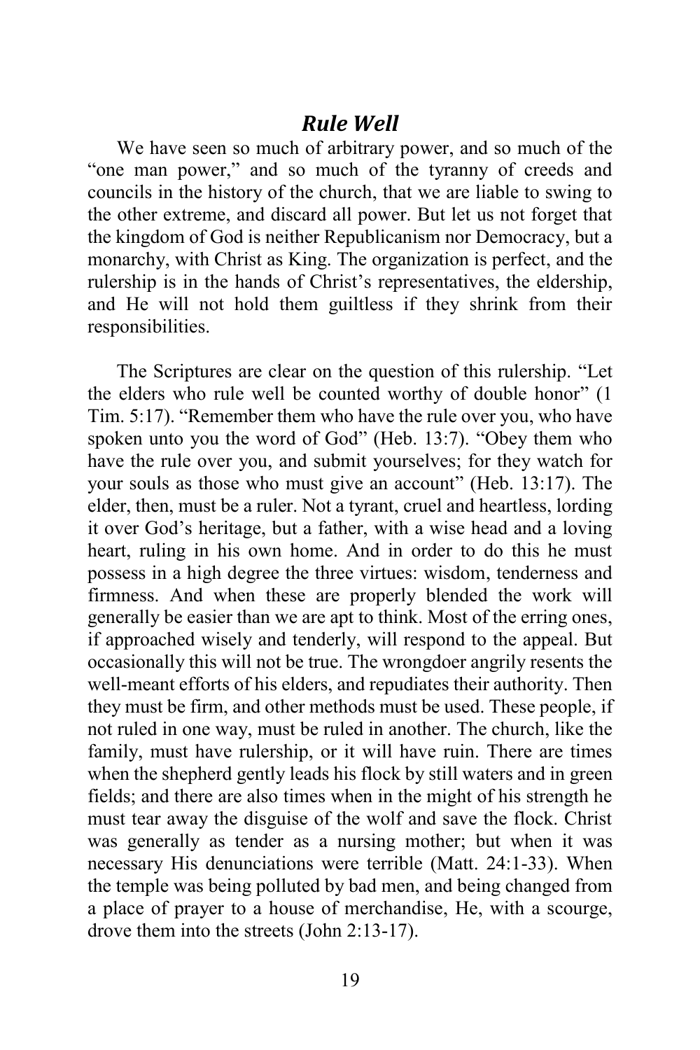## *Rule Well*

We have seen so much of arbitrary power, and so much of the "one man power," and so much of the tyranny of creeds and councils in the history of the church, that we are liable to swing to the other extreme, and discard all power. But let us not forget that the kingdom of God is neither Republicanism nor Democracy, but a monarchy, with Christ as King. The organization is perfect, and the rulership is in the hands of Christ's representatives, the eldership, and He will not hold them guiltless if they shrink from their responsibilities.

The Scriptures are clear on the question of this rulership. "Let the elders who rule well be counted worthy of double honor" (1 Tim. 5:17). "Remember them who have the rule over you, who have spoken unto you the word of God" (Heb. 13:7). "Obey them who have the rule over you, and submit yourselves; for they watch for your souls as those who must give an account" (Heb. 13:17). The elder, then, must be a ruler. Not a tyrant, cruel and heartless, lording it over God's heritage, but a father, with a wise head and a loving heart, ruling in his own home. And in order to do this he must possess in a high degree the three virtues: wisdom, tenderness and firmness. And when these are properly blended the work will generally be easier than we are apt to think. Most of the erring ones, if approached wisely and tenderly, will respond to the appeal. But occasionally this will not be true. The wrongdoer angrily resents the well-meant efforts of his elders, and repudiates their authority. Then they must be firm, and other methods must be used. These people, if not ruled in one way, must be ruled in another. The church, like the family, must have rulership, or it will have ruin. There are times when the shepherd gently leads his flock by still waters and in green fields; and there are also times when in the might of his strength he must tear away the disguise of the wolf and save the flock. Christ was generally as tender as a nursing mother; but when it was necessary His denunciations were terrible (Matt. 24:1-33). When the temple was being polluted by bad men, and being changed from a place of prayer to a house of merchandise, He, with a scourge, drove them into the streets (John 2:13-17).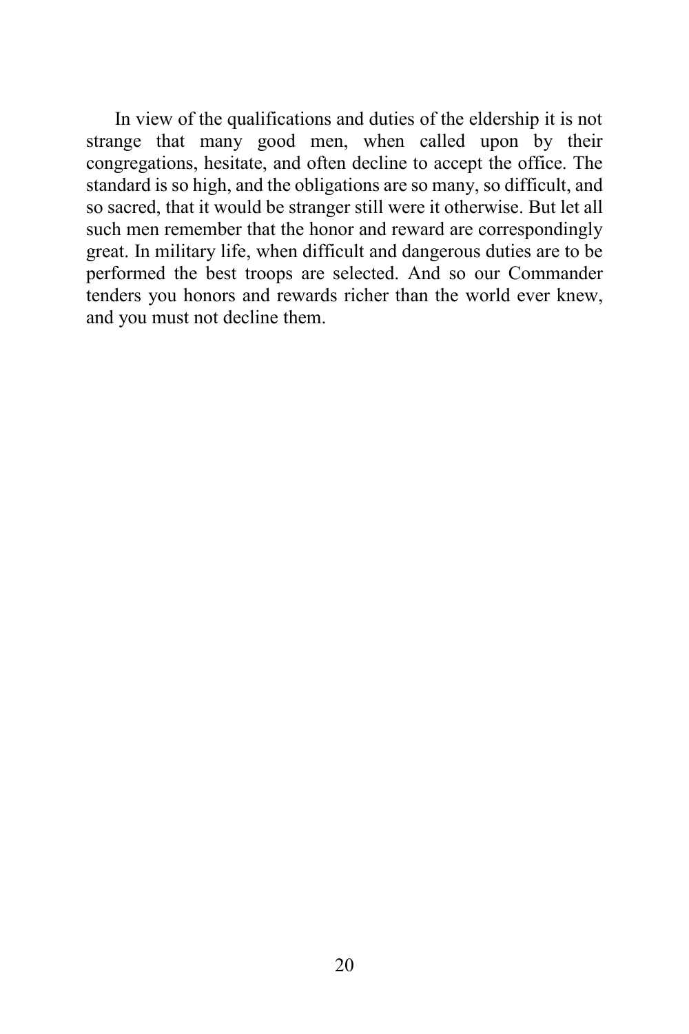In view of the qualifications and duties of the eldership it is not strange that many good men, when called upon by their congregations, hesitate, and often decline to accept the office. The standard is so high, and the obligations are so many, so difficult, and so sacred, that it would be stranger still were it otherwise. But let all such men remember that the honor and reward are correspondingly great. In military life, when difficult and dangerous duties are to be performed the best troops are selected. And so our Commander tenders you honors and rewards richer than the world ever knew, and you must not decline them.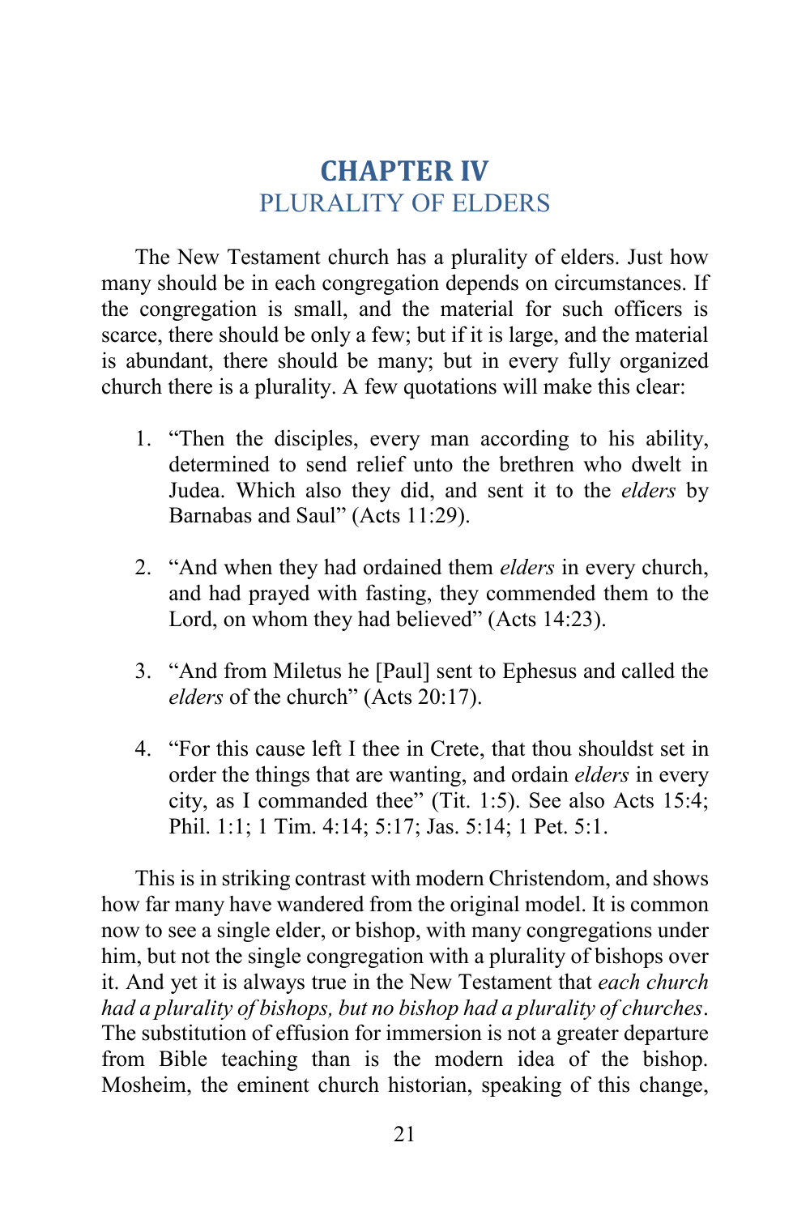# CHAPTER IV
## PLURALITY OF ELDERS

The New Testament church has a plurality of elders. Just how many should be in each congregation depends on circumstances. If the congregation is small, and the material for such officers is scarce, there should be only a few; but if it is large, and the material is abundant, there should be many; but in every fully organized church there is a plurality. A few quotations will make this clear:

1. "Then the disciples, every man according to his ability, determined to send relief unto the brethren who dwelt in Judea. Which also they did, and sent it to the *elders* by Barnabas and Saul" (Acts 11:29).

2. "And when they had ordained them *elders* in every church, and had prayed with fasting, they commended them to the Lord, on whom they had believed" (Acts 14:23).

3. "And from Miletus he [Paul] sent to Ephesus and called the *elders* of the church" (Acts 20:17).

4. "For this cause left I thee in Crete, that thou shouldst set in order the things that are wanting, and ordain *elders* in every city, as I commanded thee" (Tit. 1:5). See also Acts 15:4; Phil. 1:1; 1 Tim. 4:14; 5:17; Jas. 5:14; 1 Pet. 5:1.

This is in striking contrast with modern Christendom, and shows how far many have wandered from the original model. It is common now to see a single elder, or bishop, with many congregations under him, but not the single congregation with a plurality of bishops over it. And yet it is always true in the New Testament that *each church had a plurality of bishops, but no bishop had a plurality of churches*. The substitution of effusion for immersion is not a greater departure from Bible teaching than is the modern idea of the bishop. Mosheim, the eminent church historian, speaking of this change,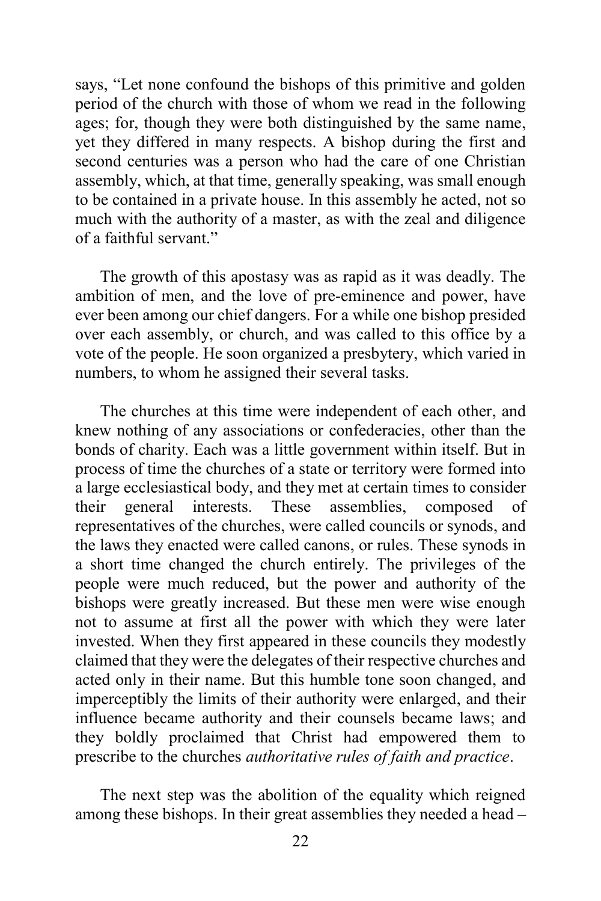says, "Let none confound the bishops of this primitive and golden period of the church with those of whom we read in the following ages; for, though they were both distinguished by the same name, yet they differed in many respects. A bishop during the first and second centuries was a person who had the care of one Christian assembly, which, at that time, generally speaking, was small enough to be contained in a private house. In this assembly he acted, not so much with the authority of a master, as with the zeal and diligence of a faithful servant."

The growth of this apostasy was as rapid as it was deadly. The ambition of men, and the love of pre-eminence and power, have ever been among our chief dangers. For a while one bishop presided over each assembly, or church, and was called to this office by a vote of the people. He soon organized a presbytery, which varied in numbers, to whom he assigned their several tasks.

The churches at this time were independent of each other, and knew nothing of any associations or confederacies, other than the bonds of charity. Each was a little government within itself. But in process of time the churches of a state or territory were formed into a large ecclesiastical body, and they met at certain times to consider their general interests. These assemblies, composed of representatives of the churches, were called councils or synods, and the laws they enacted were called canons, or rules. These synods in a short time changed the church entirely. The privileges of the people were much reduced, but the power and authority of the bishops were greatly increased. But these men were wise enough not to assume at first all the power with which they were later invested. When they first appeared in these councils they modestly claimed that they were the delegates of their respective churches and acted only in their name. But this humble tone soon changed, and imperceptibly the limits of their authority were enlarged, and their influence became authority and their counsels became laws; and they boldly proclaimed that Christ had empowered them to prescribe to the churches *authoritative rules of faith and practice*.

The next step was the abolition of the equality which reigned among these bishops. In their great assemblies they needed a head –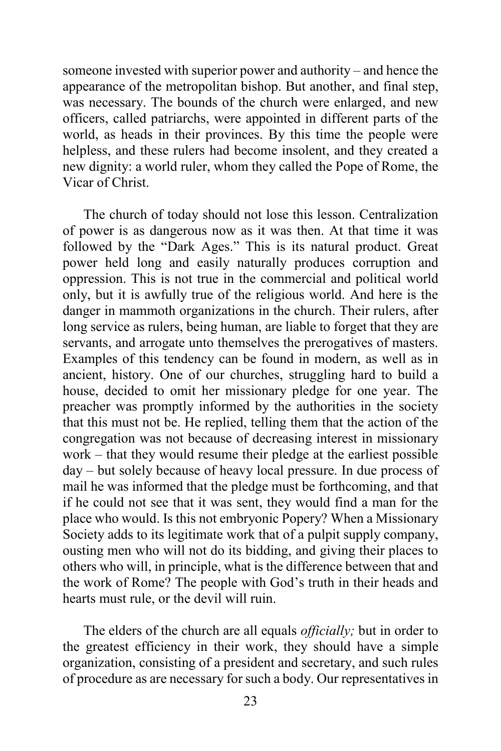someone invested with superior power and authority – and hence the appearance of the metropolitan bishop. But another, and final step, was necessary. The bounds of the church were enlarged, and new officers, called patriarchs, were appointed in different parts of the world, as heads in their provinces. By this time the people were helpless, and these rulers had become insolent, and they created a new dignity: a world ruler, whom they called the Pope of Rome, the Vicar of Christ.

The church of today should not lose this lesson. Centralization of power is as dangerous now as it was then. At that time it was followed by the "Dark Ages." This is its natural product. Great power held long and easily naturally produces corruption and oppression. This is not true in the commercial and political world only, but it is awfully true of the religious world. And here is the danger in mammoth organizations in the church. Their rulers, after long service as rulers, being human, are liable to forget that they are servants, and arrogate unto themselves the prerogatives of masters. Examples of this tendency can be found in modern, as well as in ancient, history. One of our churches, struggling hard to build a house, decided to omit her missionary pledge for one year. The preacher was promptly informed by the authorities in the society that this must not be. He replied, telling them that the action of the congregation was not because of decreasing interest in missionary work – that they would resume their pledge at the earliest possible day – but solely because of heavy local pressure. In due process of mail he was informed that the pledge must be forthcoming, and that if he could not see that it was sent, they would find a man for the place who would. Is this not embryonic Popery? When a Missionary Society adds to its legitimate work that of a pulpit supply company, ousting men who will not do its bidding, and giving their places to others who will, in principle, what is the difference between that and the work of Rome? The people with God's truth in their heads and hearts must rule, or the devil will ruin.

The elders of the church are all equals *officially;* but in order to the greatest efficiency in their work, they should have a simple organization, consisting of a president and secretary, and such rules of procedure as are necessary for such a body. Our representatives in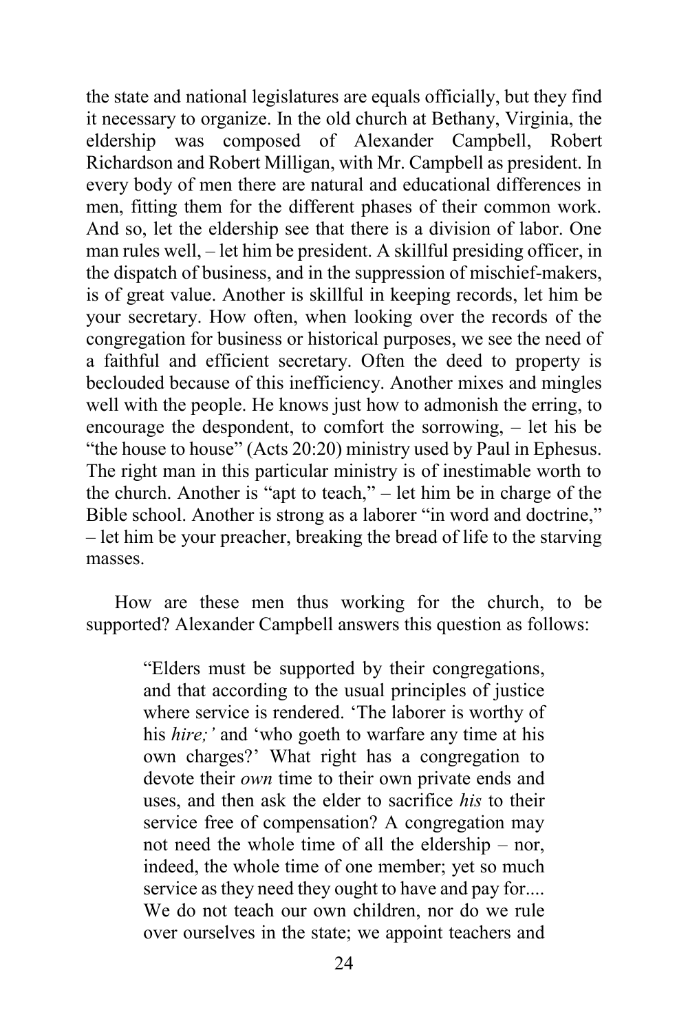the state and national legislatures are equals officially, but they find it necessary to organize. In the old church at Bethany, Virginia, the eldership was composed of Alexander Campbell, Robert Richardson and Robert Milligan, with Mr. Campbell as president. In every body of men there are natural and educational differences in men, fitting them for the different phases of their common work. And so, let the eldership see that there is a division of labor. One man rules well, – let him be president. A skillful presiding officer, in the dispatch of business, and in the suppression of mischief-makers, is of great value. Another is skillful in keeping records, let him be your secretary. How often, when looking over the records of the congregation for business or historical purposes, we see the need of a faithful and efficient secretary. Often the deed to property is beclouded because of this inefficiency. Another mixes and mingles well with the people. He knows just how to admonish the erring, to encourage the despondent, to comfort the sorrowing, – let his be "the house to house" (Acts 20:20) ministry used by Paul in Ephesus. The right man in this particular ministry is of inestimable worth to the church. Another is "apt to teach," – let him be in charge of the Bible school. Another is strong as a laborer "in word and doctrine," – let him be your preacher, breaking the bread of life to the starving masses.

How are these men thus working for the church, to be supported? Alexander Campbell answers this question as follows:

> "Elders must be supported by their congregations, and that according to the usual principles of justice where service is rendered. 'The laborer is worthy of his *hire;'* and 'who goeth to warfare any time at his own charges?' What right has a congregation to devote their *own* time to their own private ends and uses, and then ask the elder to sacrifice *his* to their service free of compensation? A congregation may not need the whole time of all the eldership – nor, indeed, the whole time of one member; yet so much service as they need they ought to have and pay for.... We do not teach our own children, nor do we rule over ourselves in the state; we appoint teachers and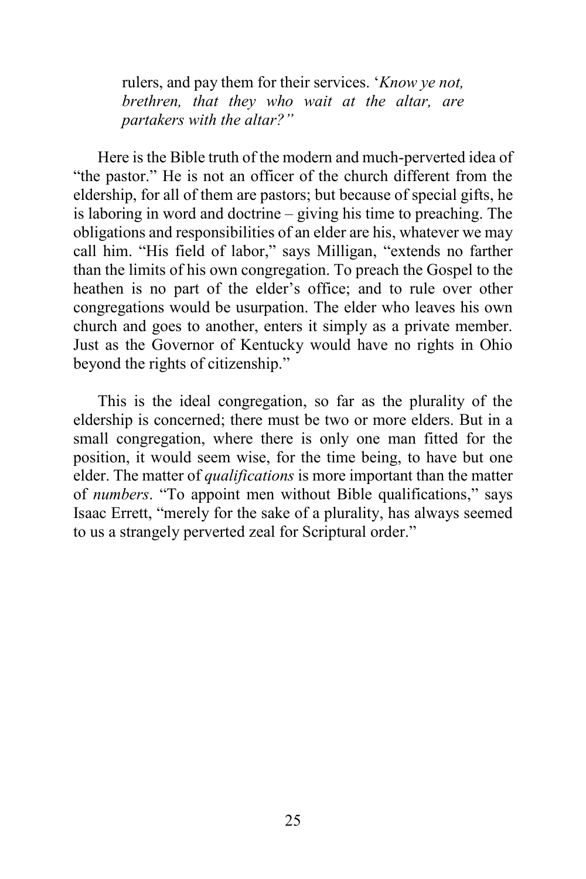> rulers, and pay them for their services. '*Know ye not, brethren, that they who wait at the altar, are partakers with the altar?"*

Here is the Bible truth of the modern and much-perverted idea of "the pastor." He is not an officer of the church different from the eldership, for all of them are pastors; but because of special gifts, he is laboring in word and doctrine – giving his time to preaching. The obligations and responsibilities of an elder are his, whatever we may call him. "His field of labor," says Milligan, "extends no farther than the limits of his own congregation. To preach the Gospel to the heathen is no part of the elder's office; and to rule over other congregations would be usurpation. The elder who leaves his own church and goes to another, enters it simply as a private member. Just as the Governor of Kentucky would have no rights in Ohio beyond the rights of citizenship."

This is the ideal congregation, so far as the plurality of the eldership is concerned; there must be two or more elders. But in a small congregation, where there is only one man fitted for the position, it would seem wise, for the time being, to have but one elder. The matter of *qualifications* is more important than the matter of *numbers*. "To appoint men without Bible qualifications," says Isaac Errett, "merely for the sake of a plurality, has always seemed to us a strangely perverted zeal for Scriptural order."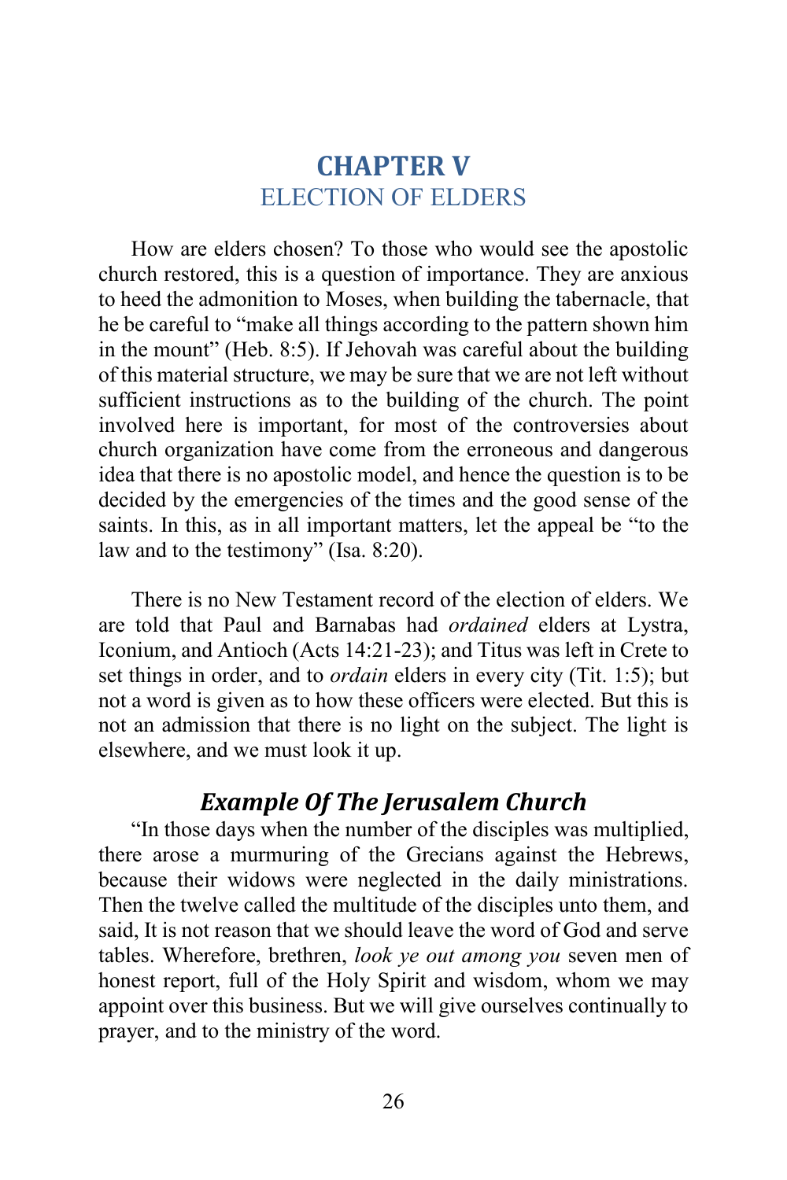# CHAPTER V
## ELECTION OF ELDERS

How are elders chosen? To those who would see the apostolic church restored, this is a question of importance. They are anxious to heed the admonition to Moses, when building the tabernacle, that he be careful to "make all things according to the pattern shown him in the mount" (Heb. 8:5). If Jehovah was careful about the building of this material structure, we may be sure that we are not left without sufficient instructions as to the building of the church. The point involved here is important, for most of the controversies about church organization have come from the erroneous and dangerous idea that there is no apostolic model, and hence the question is to be decided by the emergencies of the times and the good sense of the saints. In this, as in all important matters, let the appeal be "to the law and to the testimony" (Isa. 8:20).

There is no New Testament record of the election of elders. We are told that Paul and Barnabas had *ordained* elders at Lystra, Iconium, and Antioch (Acts 14:21-23); and Titus was left in Crete to set things in order, and to *ordain* elders in every city (Tit. 1:5); but not a word is given as to how these officers were elected. But this is not an admission that there is no light on the subject. The light is elsewhere, and we must look it up.

### *Example Of The Jerusalem Church*

"In those days when the number of the disciples was multiplied, there arose a murmuring of the Grecians against the Hebrews, because their widows were neglected in the daily ministrations. Then the twelve called the multitude of the disciples unto them, and said, It is not reason that we should leave the word of God and serve tables. Wherefore, brethren, *look ye out among you* seven men of honest report, full of the Holy Spirit and wisdom, whom we may appoint over this business. But we will give ourselves continually to prayer, and to the ministry of the word.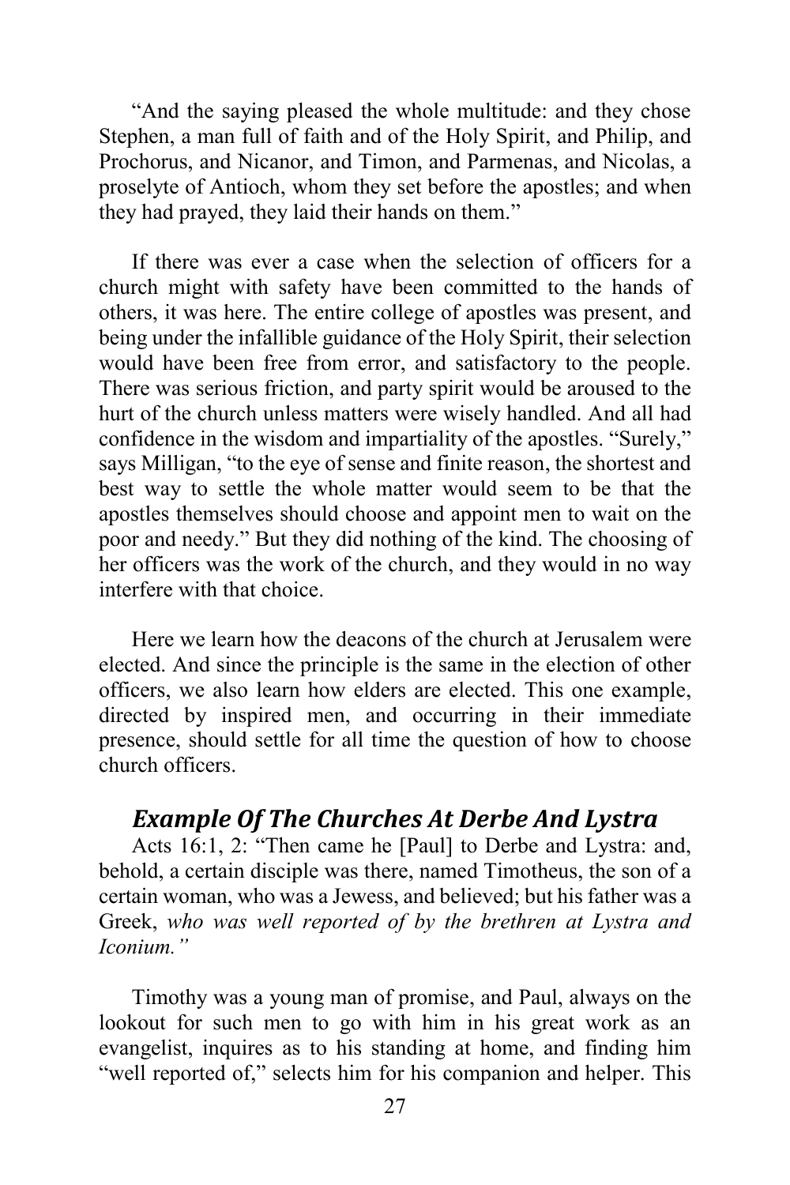"And the saying pleased the whole multitude: and they chose Stephen, a man full of faith and of the Holy Spirit, and Philip, and Prochorus, and Nicanor, and Timon, and Parmenas, and Nicolas, a proselyte of Antioch, whom they set before the apostles; and when they had prayed, they laid their hands on them."

If there was ever a case when the selection of officers for a church might with safety have been committed to the hands of others, it was here. The entire college of apostles was present, and being under the infallible guidance of the Holy Spirit, their selection would have been free from error, and satisfactory to the people. There was serious friction, and party spirit would be aroused to the hurt of the church unless matters were wisely handled. And all had confidence in the wisdom and impartiality of the apostles. "Surely," says Milligan, "to the eye of sense and finite reason, the shortest and best way to settle the whole matter would seem to be that the apostles themselves should choose and appoint men to wait on the poor and needy." But they did nothing of the kind. The choosing of her officers was the work of the church, and they would in no way interfere with that choice.

Here we learn how the deacons of the church at Jerusalem were elected. And since the principle is the same in the election of other officers, we also learn how elders are elected. This one example, directed by inspired men, and occurring in their immediate presence, should settle for all time the question of how to choose church officers.

### *Example Of The Churches At Derbe And Lystra*

Acts 16:1, 2: "Then came he [Paul] to Derbe and Lystra: and, behold, a certain disciple was there, named Timotheus, the son of a certain woman, who was a Jewess, and believed; but his father was a Greek, *who was well reported of by the brethren at Lystra and Iconium."*

Timothy was a young man of promise, and Paul, always on the lookout for such men to go with him in his great work as an evangelist, inquires as to his standing at home, and finding him "well reported of," selects him for his companion and helper. This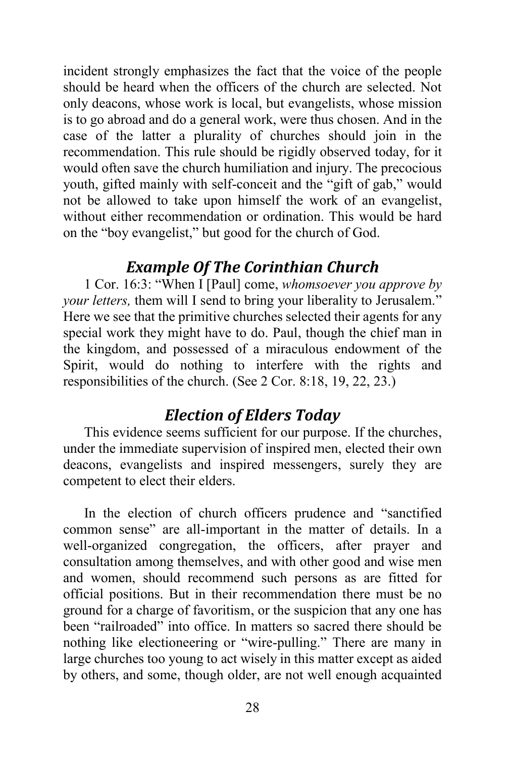incident strongly emphasizes the fact that the voice of the people should be heard when the officers of the church are selected. Not only deacons, whose work is local, but evangelists, whose mission is to go abroad and do a general work, were thus chosen. And in the case of the latter a plurality of churches should join in the recommendation. This rule should be rigidly observed today, for it would often save the church humiliation and injury. The precocious youth, gifted mainly with self-conceit and the "gift of gab," would not be allowed to take upon himself the work of an evangelist, without either recommendation or ordination. This would be hard on the "boy evangelist," but good for the church of God.

### *Example Of The Corinthian Church*

1 Cor. 16:3: "When I [Paul] come, *whomsoever you approve by your letters,* them will I send to bring your liberality to Jerusalem." Here we see that the primitive churches selected their agents for any special work they might have to do. Paul, though the chief man in the kingdom, and possessed of a miraculous endowment of the Spirit, would do nothing to interfere with the rights and responsibilities of the church. (See 2 Cor. 8:18, 19, 22, 23.)

### *Election of Elders Today*

This evidence seems sufficient for our purpose. If the churches, under the immediate supervision of inspired men, elected their own deacons, evangelists and inspired messengers, surely they are competent to elect their elders.

In the election of church officers prudence and "sanctified common sense" are all-important in the matter of details. In a well-organized congregation, the officers, after prayer and consultation among themselves, and with other good and wise men and women, should recommend such persons as are fitted for official positions. But in their recommendation there must be no ground for a charge of favoritism, or the suspicion that any one has been "railroaded" into office. In matters so sacred there should be nothing like electioneering or "wire-pulling." There are many in large churches too young to act wisely in this matter except as aided by others, and some, though older, are not well enough acquainted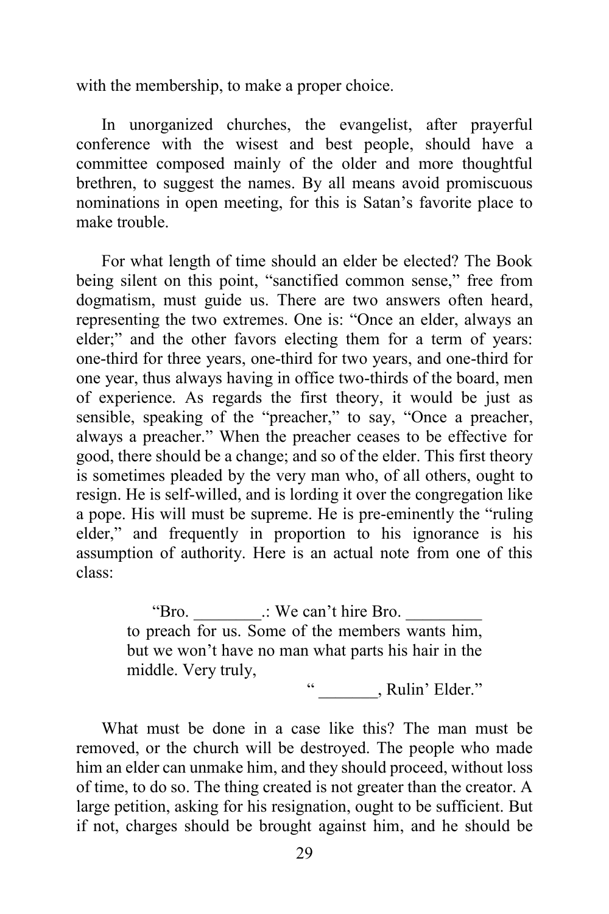with the membership, to make a proper choice.

In unorganized churches, the evangelist, after prayerful conference with the wisest and best people, should have a committee composed mainly of the older and more thoughtful brethren, to suggest the names. By all means avoid promiscuous nominations in open meeting, for this is Satan's favorite place to make trouble.

For what length of time should an elder be elected? The Book being silent on this point, "sanctified common sense," free from dogmatism, must guide us. There are two answers often heard, representing the two extremes. One is: "Once an elder, always an elder;" and the other favors electing them for a term of years: one-third for three years, one-third for two years, and one-third for one year, thus always having in office two-thirds of the board, men of experience. As regards the first theory, it would be just as sensible, speaking of the "preacher," to say, "Once a preacher, always a preacher." When the preacher ceases to be effective for good, there should be a change; and so of the elder. This first theory is sometimes pleaded by the very man who, of all others, ought to resign. He is self-willed, and is lording it over the congregation like a pope. His will must be supreme. He is pre-eminently the "ruling elder," and frequently in proportion to his ignorance is his assumption of authority. Here is an actual note from one of this class:

> "Bro. ________.: We can't hire Bro. _________ to preach for us. Some of the members wants him, but we won't have no man what parts his hair in the middle. Very truly,
>
> " _______, Rulin' Elder."

What must be done in a case like this? The man must be removed, or the church will be destroyed. The people who made him an elder can unmake him, and they should proceed, without loss of time, to do so. The thing created is not greater than the creator. A large petition, asking for his resignation, ought to be sufficient. But if not, charges should be brought against him, and he should be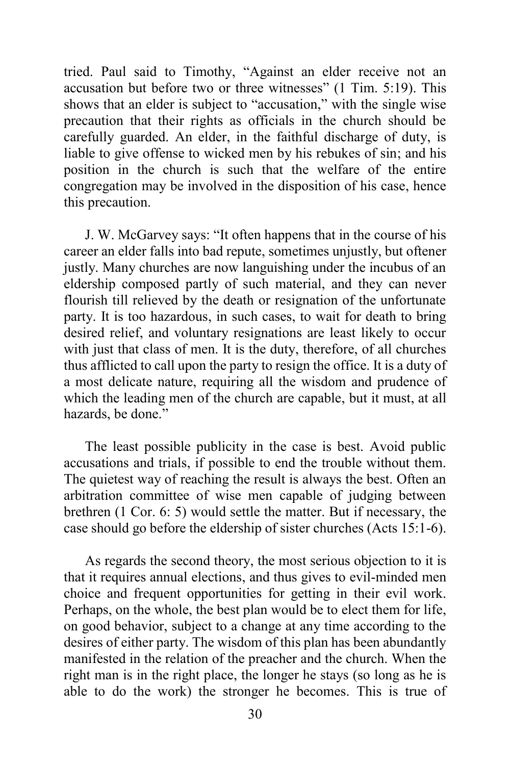tried. Paul said to Timothy, "Against an elder receive not an accusation but before two or three witnesses" (1 Tim. 5:19). This shows that an elder is subject to "accusation," with the single wise precaution that their rights as officials in the church should be carefully guarded. An elder, in the faithful discharge of duty, is liable to give offense to wicked men by his rebukes of sin; and his position in the church is such that the welfare of the entire congregation may be involved in the disposition of his case, hence this precaution.

J. W. McGarvey says: "It often happens that in the course of his career an elder falls into bad repute, sometimes unjustly, but oftener justly. Many churches are now languishing under the incubus of an eldership composed partly of such material, and they can never flourish till relieved by the death or resignation of the unfortunate party. It is too hazardous, in such cases, to wait for death to bring desired relief, and voluntary resignations are least likely to occur with just that class of men. It is the duty, therefore, of all churches thus afflicted to call upon the party to resign the office. It is a duty of a most delicate nature, requiring all the wisdom and prudence of which the leading men of the church are capable, but it must, at all hazards, be done."

The least possible publicity in the case is best. Avoid public accusations and trials, if possible to end the trouble without them. The quietest way of reaching the result is always the best. Often an arbitration committee of wise men capable of judging between brethren (1 Cor. 6: 5) would settle the matter. But if necessary, the case should go before the eldership of sister churches (Acts 15:1-6).

As regards the second theory, the most serious objection to it is that it requires annual elections, and thus gives to evil-minded men choice and frequent opportunities for getting in their evil work. Perhaps, on the whole, the best plan would be to elect them for life, on good behavior, subject to a change at any time according to the desires of either party. The wisdom of this plan has been abundantly manifested in the relation of the preacher and the church. When the right man is in the right place, the longer he stays (so long as he is able to do the work) the stronger he becomes. This is true of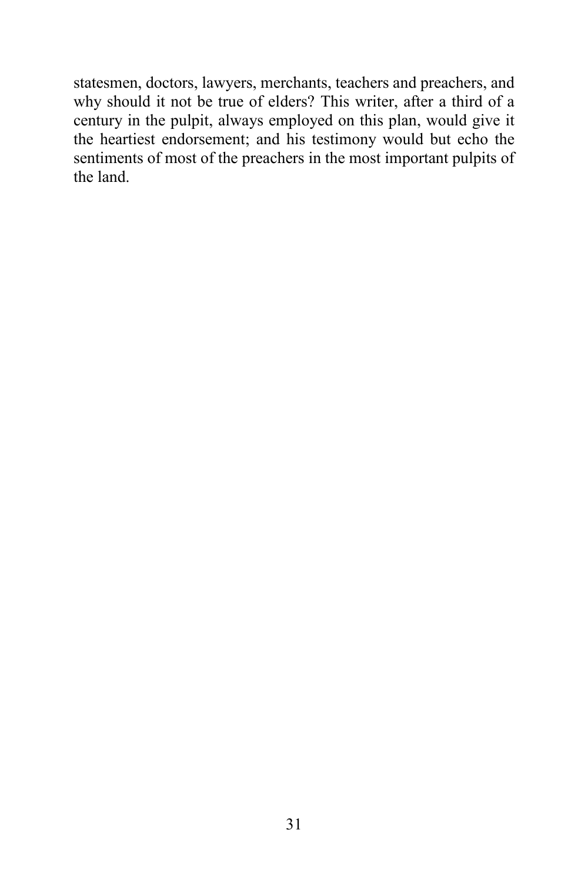statesmen, doctors, lawyers, merchants, teachers and preachers, and why should it not be true of elders? This writer, after a third of a century in the pulpit, always employed on this plan, would give it the heartiest endorsement; and his testimony would but echo the sentiments of most of the preachers in the most important pulpits of the land.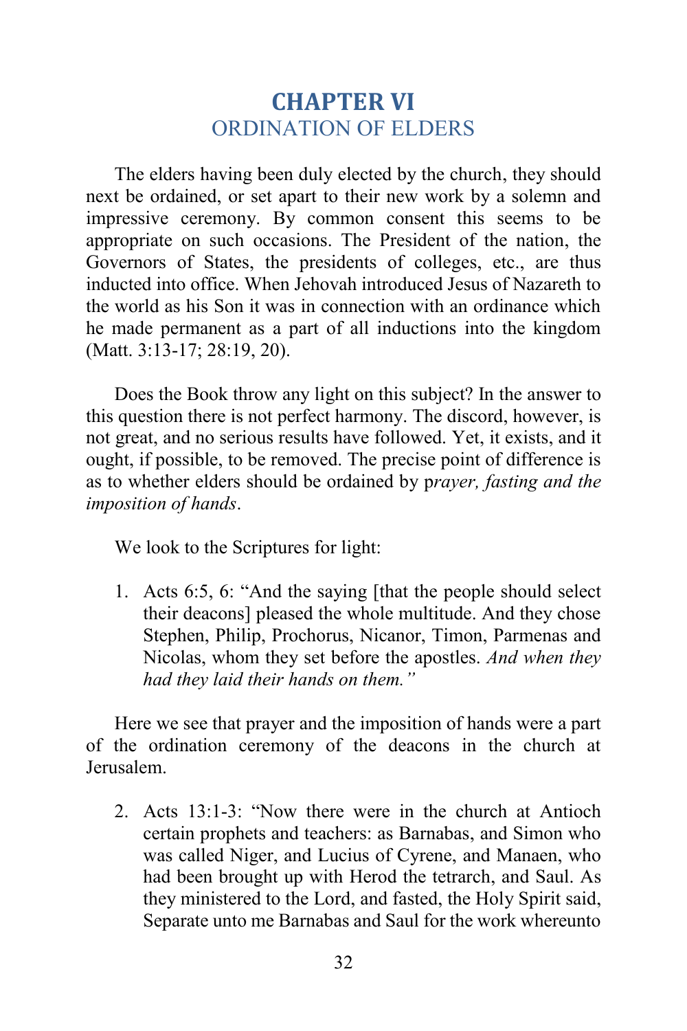# CHAPTER VI
## ORDINATION OF ELDERS

The elders having been duly elected by the church, they should next be ordained, or set apart to their new work by a solemn and impressive ceremony. By common consent this seems to be appropriate on such occasions. The President of the nation, the Governors of States, the presidents of colleges, etc., are thus inducted into office. When Jehovah introduced Jesus of Nazareth to the world as his Son it was in connection with an ordinance which he made permanent as a part of all inductions into the kingdom (Matt. 3:13-17; 28:19, 20).

Does the Book throw any light on this subject? In the answer to this question there is not perfect harmony. The discord, however, is not great, and no serious results have followed. Yet, it exists, and it ought, if possible, to be removed. The precise point of difference is as to whether elders should be ordained by p*rayer, fasting and the imposition of hands*.

We look to the Scriptures for light:

1. Acts 6:5, 6: "And the saying [that the people should select their deacons] pleased the whole multitude. And they chose Stephen, Philip, Prochorus, Nicanor, Timon, Parmenas and Nicolas, whom they set before the apostles. *And when they had they laid their hands on them."*

Here we see that prayer and the imposition of hands were a part of the ordination ceremony of the deacons in the church at Jerusalem.

2. Acts 13:1-3: "Now there were in the church at Antioch certain prophets and teachers: as Barnabas, and Simon who was called Niger, and Lucius of Cyrene, and Manaen, who had been brought up with Herod the tetrarch, and Saul. As they ministered to the Lord, and fasted, the Holy Spirit said, Separate unto me Barnabas and Saul for the work whereunto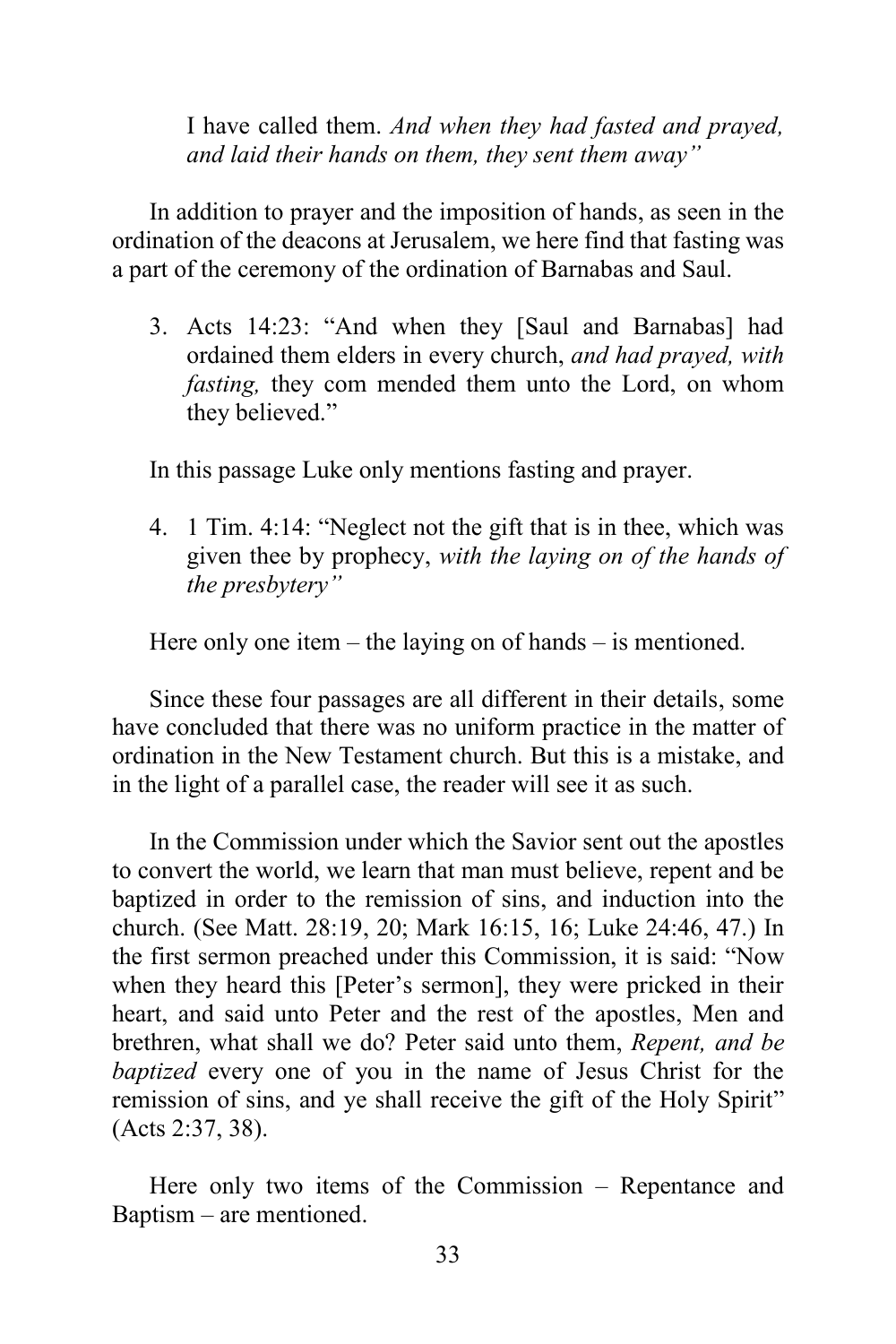> I have called them. *And when they had fasted and prayed, and laid their hands on them, they sent them away"*

In addition to prayer and the imposition of hands, as seen in the ordination of the deacons at Jerusalem, we here find that fasting was a part of the ceremony of the ordination of Barnabas and Saul.

3. Acts 14:23: "And when they [Saul and Barnabas] had ordained them elders in every church, *and had prayed, with fasting,* they com mended them unto the Lord, on whom they believed."

In this passage Luke only mentions fasting and prayer.

4. 1 Tim. 4:14: "Neglect not the gift that is in thee, which was given thee by prophecy, *with the laying on of the hands of the presbytery"*

Here only one item – the laying on of hands – is mentioned.

Since these four passages are all different in their details, some have concluded that there was no uniform practice in the matter of ordination in the New Testament church. But this is a mistake, and in the light of a parallel case, the reader will see it as such.

In the Commission under which the Savior sent out the apostles to convert the world, we learn that man must believe, repent and be baptized in order to the remission of sins, and induction into the church. (See Matt. 28:19, 20; Mark 16:15, 16; Luke 24:46, 47.) In the first sermon preached under this Commission, it is said: "Now when they heard this [Peter's sermon], they were pricked in their heart, and said unto Peter and the rest of the apostles, Men and brethren, what shall we do? Peter said unto them, *Repent, and be baptized* every one of you in the name of Jesus Christ for the remission of sins, and ye shall receive the gift of the Holy Spirit" (Acts 2:37, 38).

Here only two items of the Commission – Repentance and Baptism – are mentioned.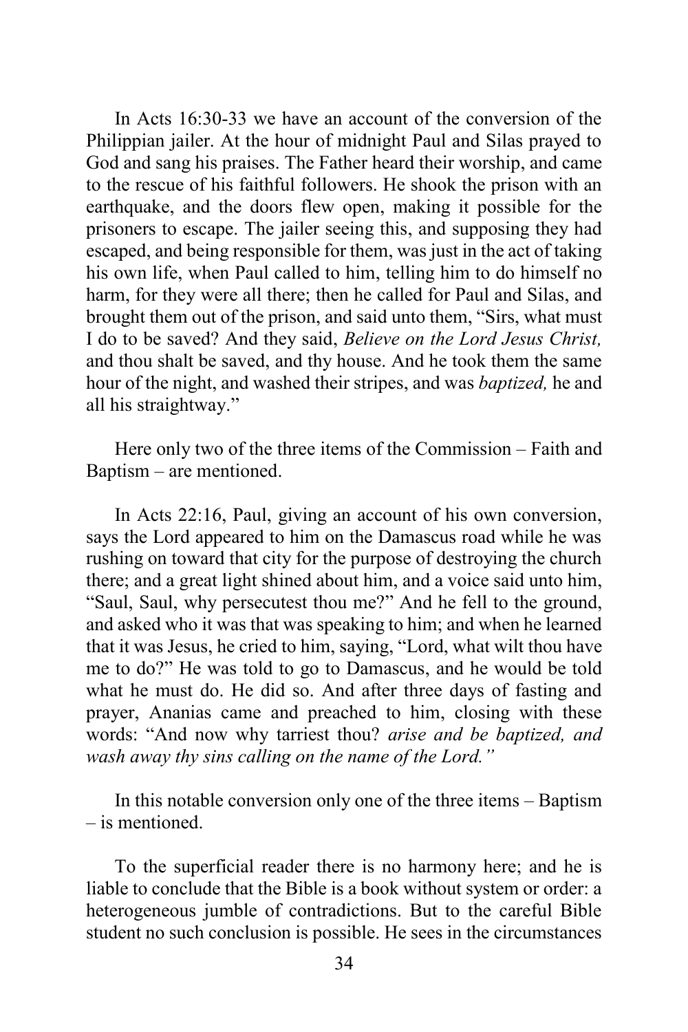In Acts 16:30-33 we have an account of the conversion of the Philippian jailer. At the hour of midnight Paul and Silas prayed to God and sang his praises. The Father heard their worship, and came to the rescue of his faithful followers. He shook the prison with an earthquake, and the doors flew open, making it possible for the prisoners to escape. The jailer seeing this, and supposing they had escaped, and being responsible for them, was just in the act of taking his own life, when Paul called to him, telling him to do himself no harm, for they were all there; then he called for Paul and Silas, and brought them out of the prison, and said unto them, "Sirs, what must I do to be saved? And they said, *Believe on the Lord Jesus Christ,* and thou shalt be saved, and thy house. And he took them the same hour of the night, and washed their stripes, and was *baptized,* he and all his straightway."

Here only two of the three items of the Commission – Faith and Baptism – are mentioned.

In Acts 22:16, Paul, giving an account of his own conversion, says the Lord appeared to him on the Damascus road while he was rushing on toward that city for the purpose of destroying the church there; and a great light shined about him, and a voice said unto him, "Saul, Saul, why persecutest thou me?" And he fell to the ground, and asked who it was that was speaking to him; and when he learned that it was Jesus, he cried to him, saying, "Lord, what wilt thou have me to do?" He was told to go to Damascus, and he would be told what he must do. He did so. And after three days of fasting and prayer, Ananias came and preached to him, closing with these words: "And now why tarriest thou? *arise and be baptized, and wash away thy sins calling on the name of the Lord."*

In this notable conversion only one of the three items – Baptism – is mentioned.

To the superficial reader there is no harmony here; and he is liable to conclude that the Bible is a book without system or order: a heterogeneous jumble of contradictions. But to the careful Bible student no such conclusion is possible. He sees in the circumstances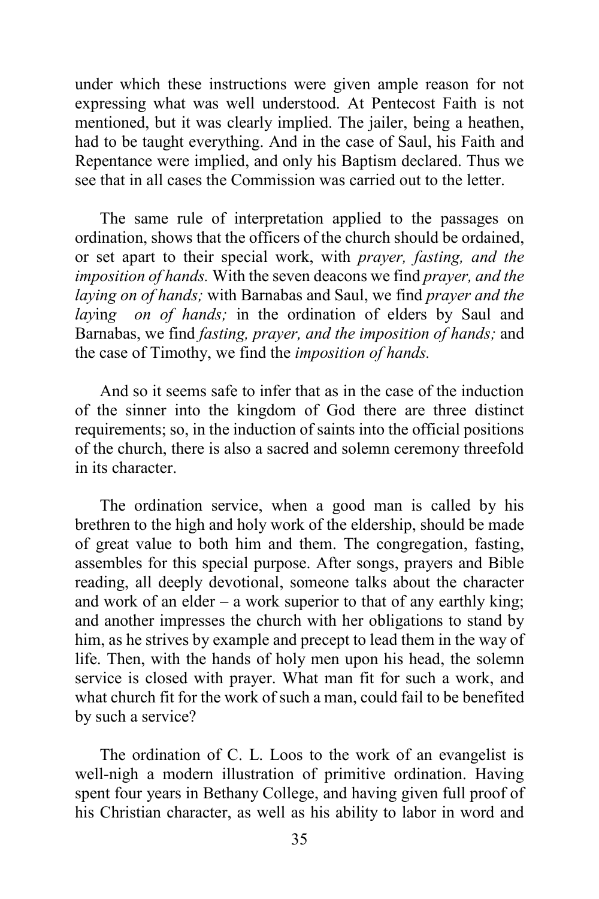under which these instructions were given ample reason for not expressing what was well understood. At Pentecost Faith is not mentioned, but it was clearly implied. The jailer, being a heathen, had to be taught everything. And in the case of Saul, his Faith and Repentance were implied, and only his Baptism declared. Thus we see that in all cases the Commission was carried out to the letter.

The same rule of interpretation applied to the passages on ordination, shows that the officers of the church should be ordained, or set apart to their special work, with *prayer, fasting, and the imposition of hands.* With the seven deacons we find *prayer, and the laying on of hands;* with Barnabas and Saul, we find *prayer and the lay*ing *on of hands;* in the ordination of elders by Saul and Barnabas, we find *fasting, prayer, and the imposition of hands;* and the case of Timothy, we find the *imposition of hands.*

And so it seems safe to infer that as in the case of the induction of the sinner into the kingdom of God there are three distinct requirements; so, in the induction of saints into the official positions of the church, there is also a sacred and solemn ceremony threefold in its character.

The ordination service, when a good man is called by his brethren to the high and holy work of the eldership, should be made of great value to both him and them. The congregation, fasting, assembles for this special purpose. After songs, prayers and Bible reading, all deeply devotional, someone talks about the character and work of an elder – a work superior to that of any earthly king; and another impresses the church with her obligations to stand by him, as he strives by example and precept to lead them in the way of life. Then, with the hands of holy men upon his head, the solemn service is closed with prayer. What man fit for such a work, and what church fit for the work of such a man, could fail to be benefited by such a service?

The ordination of C. L. Loos to the work of an evangelist is well-nigh a modern illustration of primitive ordination. Having spent four years in Bethany College, and having given full proof of his Christian character, as well as his ability to labor in word and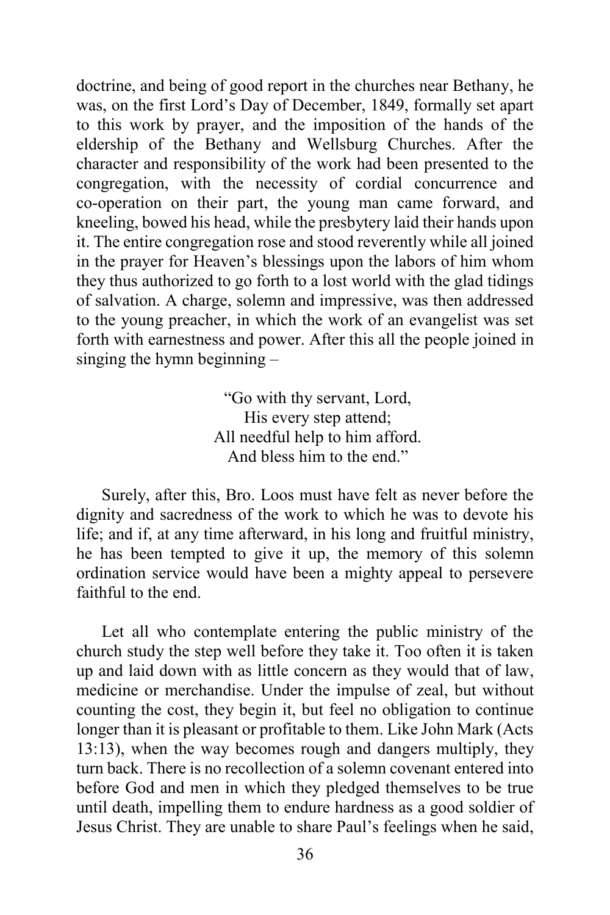doctrine, and being of good report in the churches near Bethany, he was, on the first Lord's Day of December, 1849, formally set apart to this work by prayer, and the imposition of the hands of the eldership of the Bethany and Wellsburg Churches. After the character and responsibility of the work had been presented to the congregation, with the necessity of cordial concurrence and co-operation on their part, the young man came forward, and kneeling, bowed his head, while the presbytery laid their hands upon it. The entire congregation rose and stood reverently while all joined in the prayer for Heaven's blessings upon the labors of him whom they thus authorized to go forth to a lost world with the glad tidings of salvation. A charge, solemn and impressive, was then addressed to the young preacher, in which the work of an evangelist was set forth with earnestness and power. After this all the people joined in singing the hymn beginning –

> "Go with thy servant, Lord,
> His every step attend;
> All needful help to him afford.
> And bless him to the end."

Surely, after this, Bro. Loos must have felt as never before the dignity and sacredness of the work to which he was to devote his life; and if, at any time afterward, in his long and fruitful ministry, he has been tempted to give it up, the memory of this solemn ordination service would have been a mighty appeal to persevere faithful to the end.

Let all who contemplate entering the public ministry of the church study the step well before they take it. Too often it is taken up and laid down with as little concern as they would that of law, medicine or merchandise. Under the impulse of zeal, but without counting the cost, they begin it, but feel no obligation to continue longer than it is pleasant or profitable to them. Like John Mark (Acts 13:13), when the way becomes rough and dangers multiply, they turn back. There is no recollection of a solemn covenant entered into before God and men in which they pledged themselves to be true until death, impelling them to endure hardness as a good soldier of Jesus Christ. They are unable to share Paul's feelings when he said,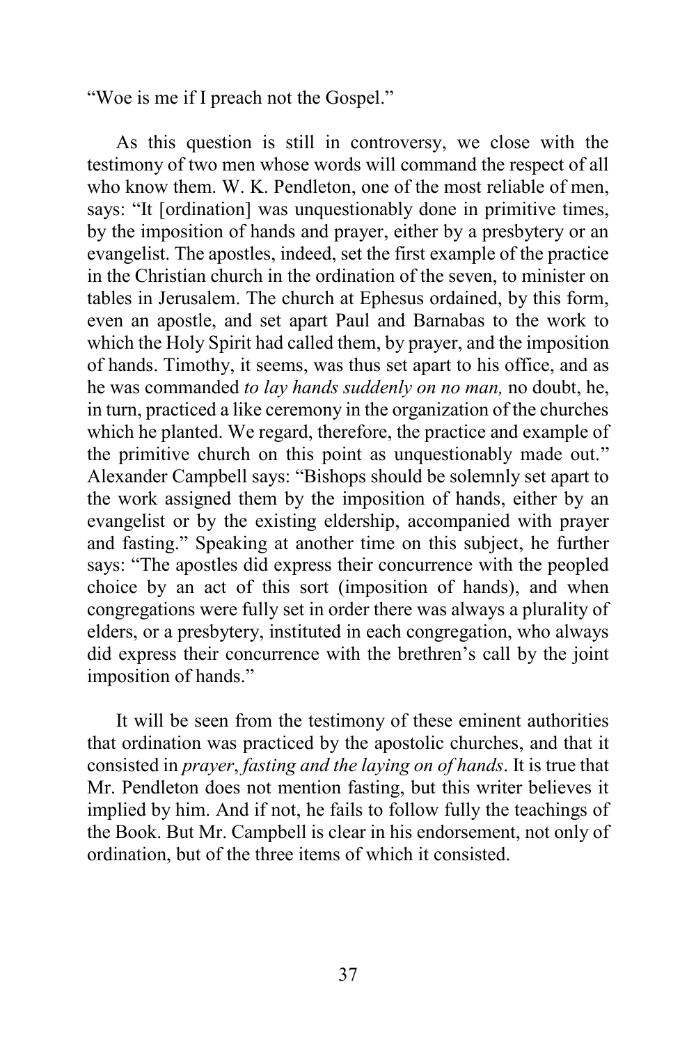"Woe is me if I preach not the Gospel."

As this question is still in controversy, we close with the testimony of two men whose words will command the respect of all who know them. W. K. Pendleton, one of the most reliable of men, says: "It [ordination] was unquestionably done in primitive times, by the imposition of hands and prayer, either by a presbytery or an evangelist. The apostles, indeed, set the first example of the practice in the Christian church in the ordination of the seven, to minister on tables in Jerusalem. The church at Ephesus ordained, by this form, even an apostle, and set apart Paul and Barnabas to the work to which the Holy Spirit had called them, by prayer, and the imposition of hands. Timothy, it seems, was thus set apart to his office, and as he was commanded *to lay hands suddenly on no man,* no doubt, he, in turn, practiced a like ceremony in the organization of the churches which he planted. We regard, therefore, the practice and example of the primitive church on this point as unquestionably made out." Alexander Campbell says: "Bishops should be solemnly set apart to the work assigned them by the imposition of hands, either by an evangelist or by the existing eldership, accompanied with prayer and fasting." Speaking at another time on this subject, he further says: "The apostles did express their concurrence with the peopled choice by an act of this sort (imposition of hands), and when congregations were fully set in order there was always a plurality of elders, or a presbytery, instituted in each congregation, who always did express their concurrence with the brethren's call by the joint imposition of hands."

It will be seen from the testimony of these eminent authorities that ordination was practiced by the apostolic churches, and that it consisted in *prayer*, *fasting and the laying on of hands*. It is true that Mr. Pendleton does not mention fasting, but this writer believes it implied by him. And if not, he fails to follow fully the teachings of the Book. But Mr. Campbell is clear in his endorsement, not only of ordination, but of the three items of which it consisted.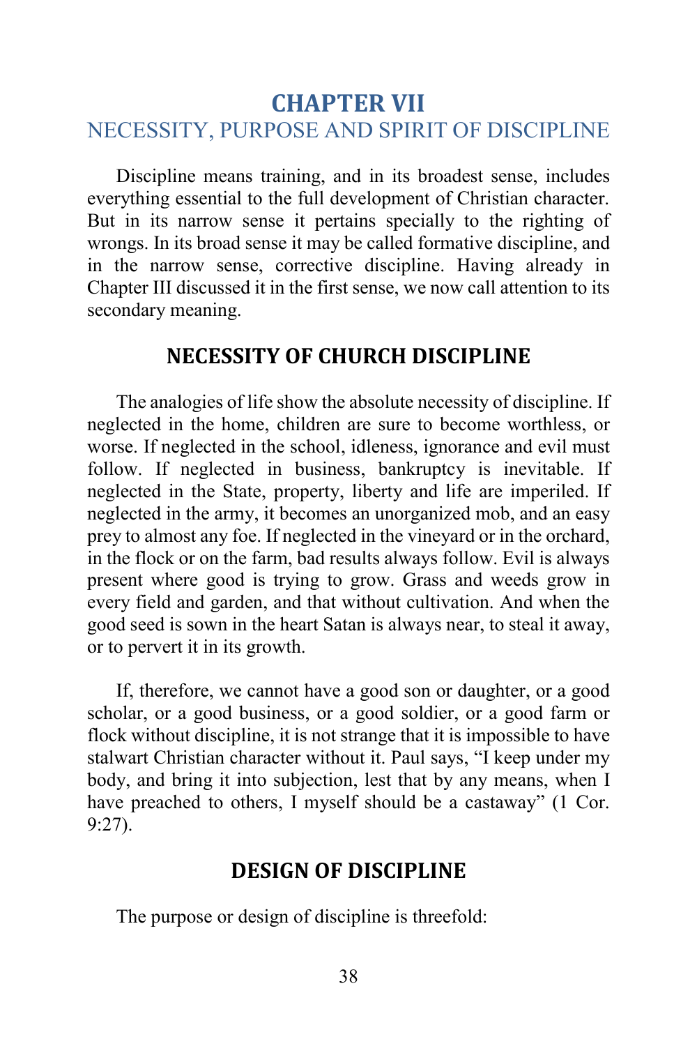# CHAPTER VII
## NECESSITY, PURPOSE AND SPIRIT OF DISCIPLINE

Discipline means training, and in its broadest sense, includes everything essential to the full development of Christian character. But in its narrow sense it pertains specially to the righting of wrongs. In its broad sense it may be called formative discipline, and in the narrow sense, corrective discipline. Having already in Chapter III discussed it in the first sense, we now call attention to its secondary meaning.

### NECESSITY OF CHURCH DISCIPLINE

The analogies of life show the absolute necessity of discipline. If neglected in the home, children are sure to become worthless, or worse. If neglected in the school, idleness, ignorance and evil must follow. If neglected in business, bankruptcy is inevitable. If neglected in the State, property, liberty and life are imperiled. If neglected in the army, it becomes an unorganized mob, and an easy prey to almost any foe. If neglected in the vineyard or in the orchard, in the flock or on the farm, bad results always follow. Evil is always present where good is trying to grow. Grass and weeds grow in every field and garden, and that without cultivation. And when the good seed is sown in the heart Satan is always near, to steal it away, or to pervert it in its growth.

If, therefore, we cannot have a good son or daughter, or a good scholar, or a good business, or a good soldier, or a good farm or flock without discipline, it is not strange that it is impossible to have stalwart Christian character without it. Paul says, "I keep under my body, and bring it into subjection, lest that by any means, when I have preached to others, I myself should be a castaway" (1 Cor. 9:27).

### DESIGN OF DISCIPLINE

The purpose or design of discipline is threefold: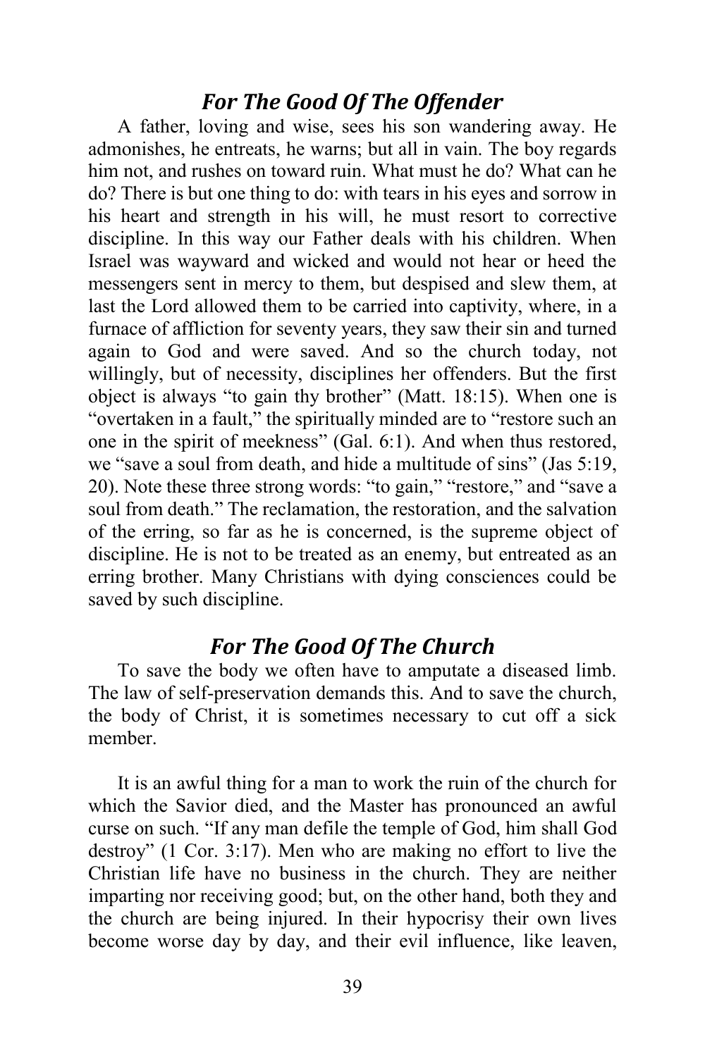### *For The Good Of The Offender*

A father, loving and wise, sees his son wandering away. He admonishes, he entreats, he warns; but all in vain. The boy regards him not, and rushes on toward ruin. What must he do? What can he do? There is but one thing to do: with tears in his eyes and sorrow in his heart and strength in his will, he must resort to corrective discipline. In this way our Father deals with his children. When Israel was wayward and wicked and would not hear or heed the messengers sent in mercy to them, but despised and slew them, at last the Lord allowed them to be carried into captivity, where, in a furnace of affliction for seventy years, they saw their sin and turned again to God and were saved. And so the church today, not willingly, but of necessity, disciplines her offenders. But the first object is always "to gain thy brother" (Matt. 18:15). When one is "overtaken in a fault," the spiritually minded are to "restore such an one in the spirit of meekness" (Gal. 6:1). And when thus restored, we "save a soul from death, and hide a multitude of sins" (Jas 5:19, 20). Note these three strong words: "to gain," "restore," and "save a soul from death." The reclamation, the restoration, and the salvation of the erring, so far as he is concerned, is the supreme object of discipline. He is not to be treated as an enemy, but entreated as an erring brother. Many Christians with dying consciences could be saved by such discipline.

### *For The Good Of The Church*

To save the body we often have to amputate a diseased limb. The law of self-preservation demands this. And to save the church, the body of Christ, it is sometimes necessary to cut off a sick member.

It is an awful thing for a man to work the ruin of the church for which the Savior died, and the Master has pronounced an awful curse on such. "If any man defile the temple of God, him shall God destroy" (1 Cor. 3:17). Men who are making no effort to live the Christian life have no business in the church. They are neither imparting nor receiving good; but, on the other hand, both they and the church are being injured. In their hypocrisy their own lives become worse day by day, and their evil influence, like leaven,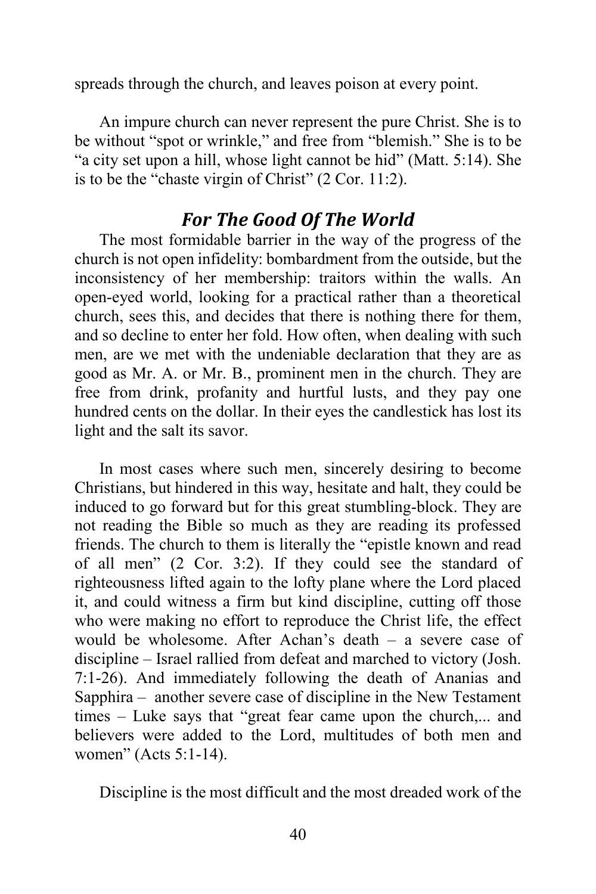spreads through the church, and leaves poison at every point.

An impure church can never represent the pure Christ. She is to be without "spot or wrinkle," and free from "blemish." She is to be "a city set upon a hill, whose light cannot be hid" (Matt. 5:14). She is to be the "chaste virgin of Christ" (2 Cor. 11:2).

## *For The Good Of The World*

The most formidable barrier in the way of the progress of the church is not open infidelity: bombardment from the outside, but the inconsistency of her membership: traitors within the walls. An open-eyed world, looking for a practical rather than a theoretical church, sees this, and decides that there is nothing there for them, and so decline to enter her fold. How often, when dealing with such men, are we met with the undeniable declaration that they are as good as Mr. A. or Mr. B., prominent men in the church. They are free from drink, profanity and hurtful lusts, and they pay one hundred cents on the dollar. In their eyes the candlestick has lost its light and the salt its savor.

In most cases where such men, sincerely desiring to become Christians, but hindered in this way, hesitate and halt, they could be induced to go forward but for this great stumbling-block. They are not reading the Bible so much as they are reading its professed friends. The church to them is literally the "epistle known and read of all men" (2 Cor. 3:2). If they could see the standard of righteousness lifted again to the lofty plane where the Lord placed it, and could witness a firm but kind discipline, cutting off those who were making no effort to reproduce the Christ life, the effect would be wholesome. After Achan's death – a severe case of discipline – Israel rallied from defeat and marched to victory (Josh. 7:1-26). And immediately following the death of Ananias and Sapphira – another severe case of discipline in the New Testament times – Luke says that "great fear came upon the church,... and believers were added to the Lord, multitudes of both men and women" (Acts 5:1-14).

Discipline is the most difficult and the most dreaded work of the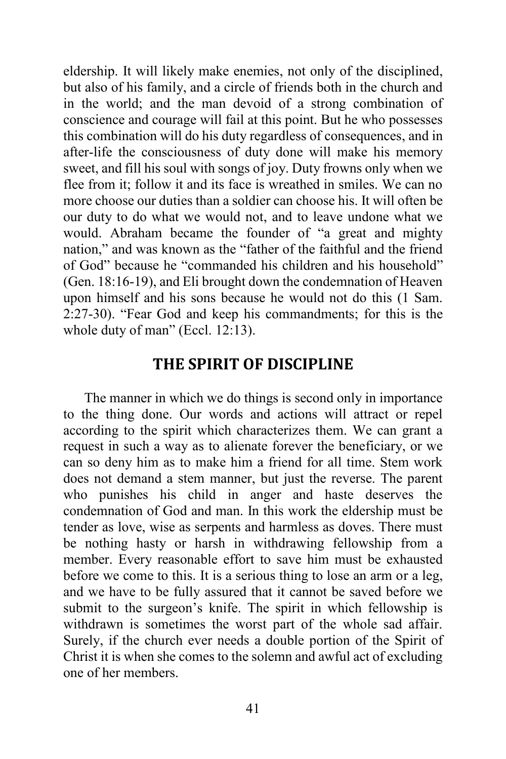eldership. It will likely make enemies, not only of the disciplined, but also of his family, and a circle of friends both in the church and in the world; and the man devoid of a strong combination of conscience and courage will fail at this point. But he who possesses this combination will do his duty regardless of consequences, and in after-life the consciousness of duty done will make his memory sweet, and fill his soul with songs of joy. Duty frowns only when we flee from it; follow it and its face is wreathed in smiles. We can no more choose our duties than a soldier can choose his. It will often be our duty to do what we would not, and to leave undone what we would. Abraham became the founder of "a great and mighty nation," and was known as the "father of the faithful and the friend of God" because he "commanded his children and his household" (Gen. 18:16-19), and Eli brought down the condemnation of Heaven upon himself and his sons because he would not do this (1 Sam. 2:27-30). "Fear God and keep his commandments; for this is the whole duty of man" (Eccl. 12:13).

## THE SPIRIT OF DISCIPLINE

The manner in which we do things is second only in importance to the thing done. Our words and actions will attract or repel according to the spirit which characterizes them. We can grant a request in such a way as to alienate forever the beneficiary, or we can so deny him as to make him a friend for all time. Stem work does not demand a stem manner, but just the reverse. The parent who punishes his child in anger and haste deserves the condemnation of God and man. In this work the eldership must be tender as love, wise as serpents and harmless as doves. There must be nothing hasty or harsh in withdrawing fellowship from a member. Every reasonable effort to save him must be exhausted before we come to this. It is a serious thing to lose an arm or a leg, and we have to be fully assured that it cannot be saved before we submit to the surgeon's knife. The spirit in which fellowship is withdrawn is sometimes the worst part of the whole sad affair. Surely, if the church ever needs a double portion of the Spirit of Christ it is when she comes to the solemn and awful act of excluding one of her members.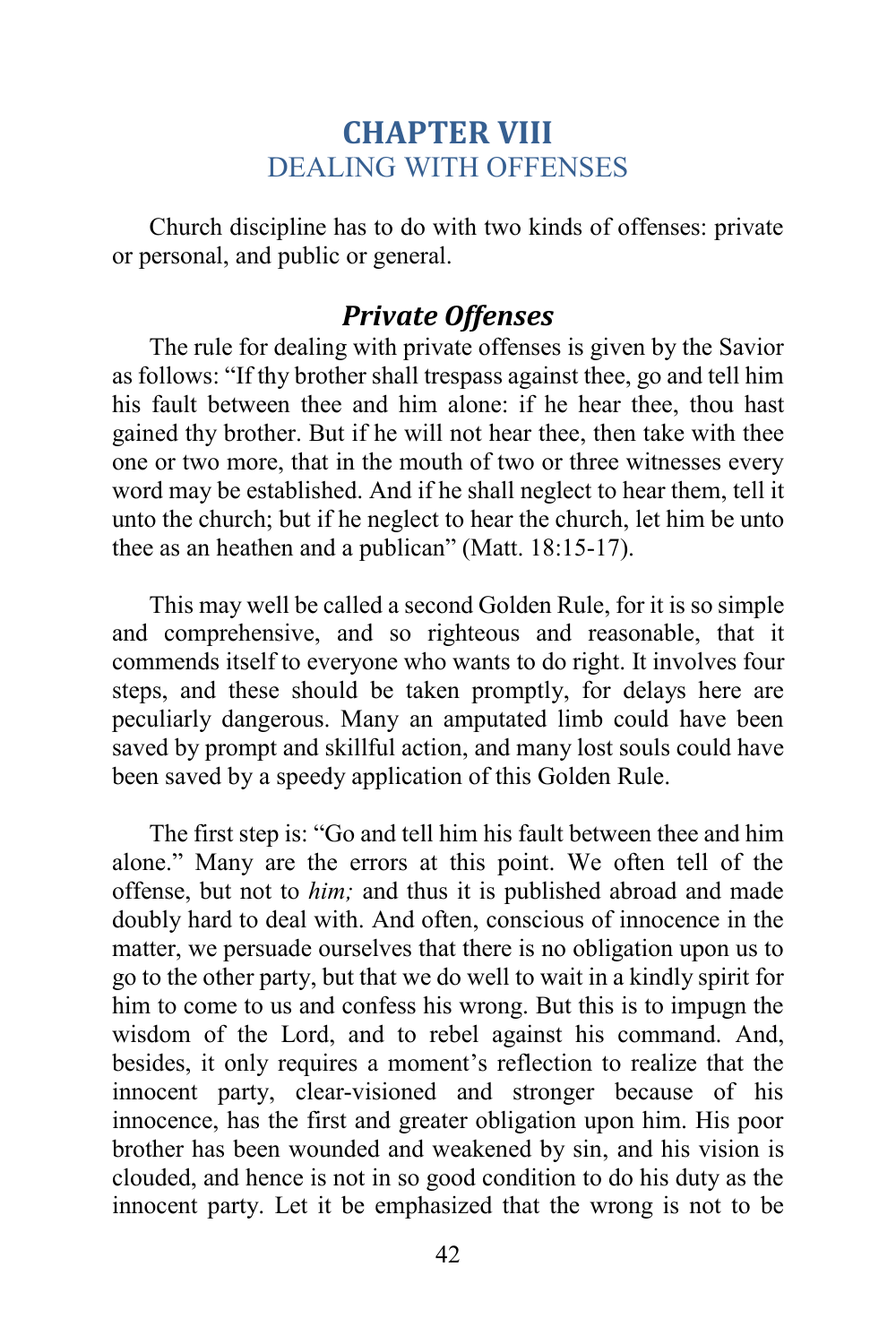# CHAPTER VIII
## DEALING WITH OFFENSES

Church discipline has to do with two kinds of offenses: private or personal, and public or general.

### *Private Offenses*

The rule for dealing with private offenses is given by the Savior as follows: "If thy brother shall trespass against thee, go and tell him his fault between thee and him alone: if he hear thee, thou hast gained thy brother. But if he will not hear thee, then take with thee one or two more, that in the mouth of two or three witnesses every word may be established. And if he shall neglect to hear them, tell it unto the church; but if he neglect to hear the church, let him be unto thee as an heathen and a publican" (Matt. 18:15-17).

This may well be called a second Golden Rule, for it is so simple and comprehensive, and so righteous and reasonable, that it commends itself to everyone who wants to do right. It involves four steps, and these should be taken promptly, for delays here are peculiarly dangerous. Many an amputated limb could have been saved by prompt and skillful action, and many lost souls could have been saved by a speedy application of this Golden Rule.

The first step is: "Go and tell him his fault between thee and him alone." Many are the errors at this point. We often tell of the offense, but not to *him;* and thus it is published abroad and made doubly hard to deal with. And often, conscious of innocence in the matter, we persuade ourselves that there is no obligation upon us to go to the other party, but that we do well to wait in a kindly spirit for him to come to us and confess his wrong. But this is to impugn the wisdom of the Lord, and to rebel against his command. And, besides, it only requires a moment's reflection to realize that the innocent party, clear-visioned and stronger because of his innocence, has the first and greater obligation upon him. His poor brother has been wounded and weakened by sin, and his vision is clouded, and hence is not in so good condition to do his duty as the innocent party. Let it be emphasized that the wrong is not to be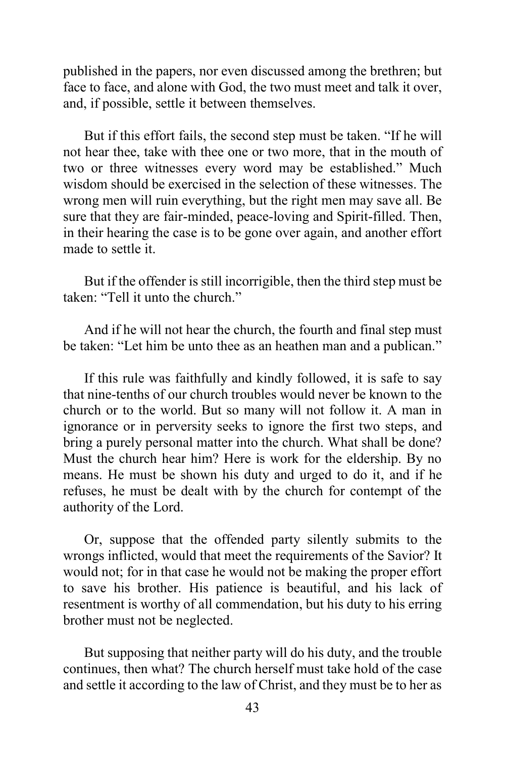published in the papers, nor even discussed among the brethren; but face to face, and alone with God, the two must meet and talk it over, and, if possible, settle it between themselves.

But if this effort fails, the second step must be taken. "If he will not hear thee, take with thee one or two more, that in the mouth of two or three witnesses every word may be established." Much wisdom should be exercised in the selection of these witnesses. The wrong men will ruin everything, but the right men may save all. Be sure that they are fair-minded, peace-loving and Spirit-filled. Then, in their hearing the case is to be gone over again, and another effort made to settle it.

But if the offender is still incorrigible, then the third step must be taken: "Tell it unto the church."

And if he will not hear the church, the fourth and final step must be taken: "Let him be unto thee as an heathen man and a publican."

If this rule was faithfully and kindly followed, it is safe to say that nine-tenths of our church troubles would never be known to the church or to the world. But so many will not follow it. A man in ignorance or in perversity seeks to ignore the first two steps, and bring a purely personal matter into the church. What shall be done? Must the church hear him? Here is work for the eldership. By no means. He must be shown his duty and urged to do it, and if he refuses, he must be dealt with by the church for contempt of the authority of the Lord.

Or, suppose that the offended party silently submits to the wrongs inflicted, would that meet the requirements of the Savior? It would not; for in that case he would not be making the proper effort to save his brother. His patience is beautiful, and his lack of resentment is worthy of all commendation, but his duty to his erring brother must not be neglected.

But supposing that neither party will do his duty, and the trouble continues, then what? The church herself must take hold of the case and settle it according to the law of Christ, and they must be to her as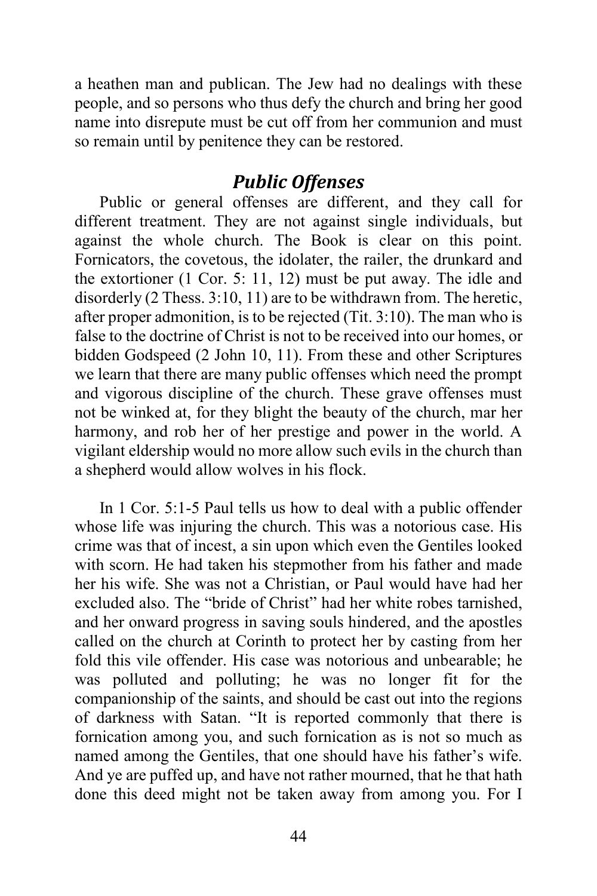a heathen man and publican. The Jew had no dealings with these people, and so persons who thus defy the church and bring her good name into disrepute must be cut off from her communion and must so remain until by penitence they can be restored.

## *Public Offenses*

Public or general offenses are different, and they call for different treatment. They are not against single individuals, but against the whole church. The Book is clear on this point. Fornicators, the covetous, the idolater, the railer, the drunkard and the extortioner (1 Cor. 5: 11, 12) must be put away. The idle and disorderly (2 Thess. 3:10, 11) are to be withdrawn from. The heretic, after proper admonition, is to be rejected (Tit. 3:10). The man who is false to the doctrine of Christ is not to be received into our homes, or bidden Godspeed (2 John 10, 11). From these and other Scriptures we learn that there are many public offenses which need the prompt and vigorous discipline of the church. These grave offenses must not be winked at, for they blight the beauty of the church, mar her harmony, and rob her of her prestige and power in the world. A vigilant eldership would no more allow such evils in the church than a shepherd would allow wolves in his flock.

In 1 Cor. 5:1-5 Paul tells us how to deal with a public offender whose life was injuring the church. This was a notorious case. His crime was that of incest, a sin upon which even the Gentiles looked with scorn. He had taken his stepmother from his father and made her his wife. She was not a Christian, or Paul would have had her excluded also. The "bride of Christ" had her white robes tarnished, and her onward progress in saving souls hindered, and the apostles called on the church at Corinth to protect her by casting from her fold this vile offender. His case was notorious and unbearable; he was polluted and polluting; he was no longer fit for the companionship of the saints, and should be cast out into the regions of darkness with Satan. "It is reported commonly that there is fornication among you, and such fornication as is not so much as named among the Gentiles, that one should have his father's wife. And ye are puffed up, and have not rather mourned, that he that hath done this deed might not be taken away from among you. For I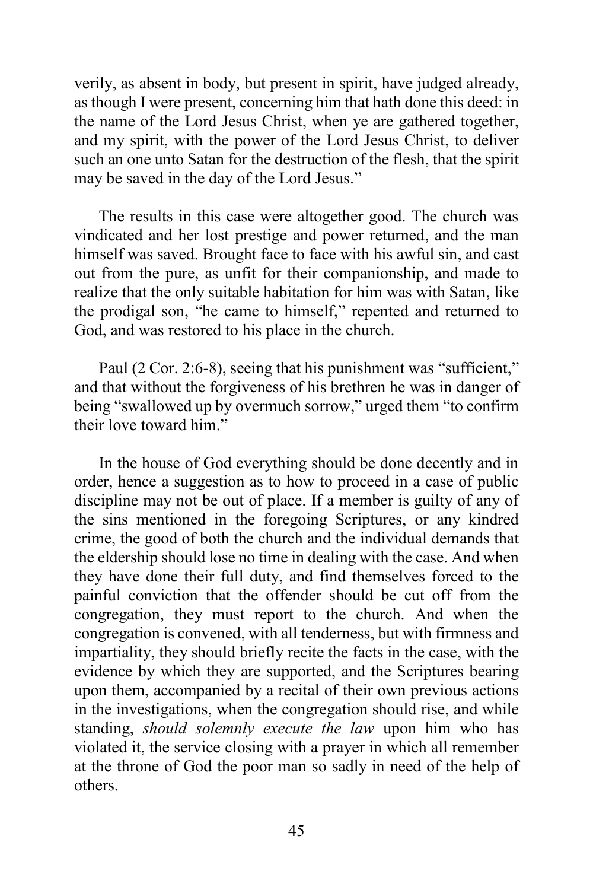verily, as absent in body, but present in spirit, have judged already, as though I were present, concerning him that hath done this deed: in the name of the Lord Jesus Christ, when ye are gathered together, and my spirit, with the power of the Lord Jesus Christ, to deliver such an one unto Satan for the destruction of the flesh, that the spirit may be saved in the day of the Lord Jesus."

The results in this case were altogether good. The church was vindicated and her lost prestige and power returned, and the man himself was saved. Brought face to face with his awful sin, and cast out from the pure, as unfit for their companionship, and made to realize that the only suitable habitation for him was with Satan, like the prodigal son, "he came to himself," repented and returned to God, and was restored to his place in the church.

Paul (2 Cor. 2:6-8), seeing that his punishment was "sufficient," and that without the forgiveness of his brethren he was in danger of being "swallowed up by overmuch sorrow," urged them "to confirm their love toward him."

In the house of God everything should be done decently and in order, hence a suggestion as to how to proceed in a case of public discipline may not be out of place. If a member is guilty of any of the sins mentioned in the foregoing Scriptures, or any kindred crime, the good of both the church and the individual demands that the eldership should lose no time in dealing with the case. And when they have done their full duty, and find themselves forced to the painful conviction that the offender should be cut off from the congregation, they must report to the church. And when the congregation is convened, with all tenderness, but with firmness and impartiality, they should briefly recite the facts in the case, with the evidence by which they are supported, and the Scriptures bearing upon them, accompanied by a recital of their own previous actions in the investigations, when the congregation should rise, and while standing, *should solemnly execute the law* upon him who has violated it, the service closing with a prayer in which all remember at the throne of God the poor man so sadly in need of the help of others.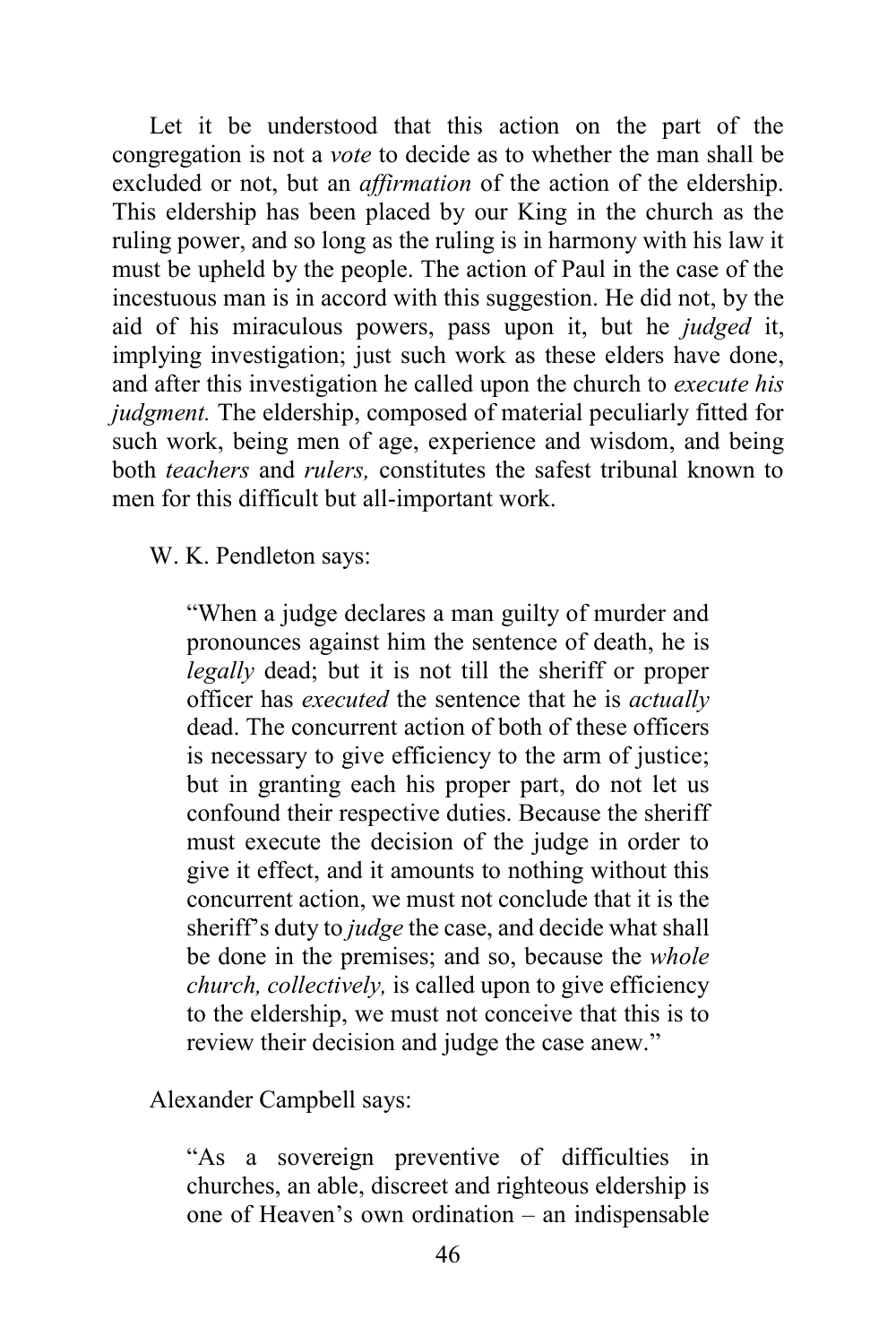Let it be understood that this action on the part of the congregation is not a *vote* to decide as to whether the man shall be excluded or not, but an *affirmation* of the action of the eldership. This eldership has been placed by our King in the church as the ruling power, and so long as the ruling is in harmony with his law it must be upheld by the people. The action of Paul in the case of the incestuous man is in accord with this suggestion. He did not, by the aid of his miraculous powers, pass upon it, but he *judged* it, implying investigation; just such work as these elders have done, and after this investigation he called upon the church to *execute his judgment.* The eldership, composed of material peculiarly fitted for such work, being men of age, experience and wisdom, and being both *teachers* and *rulers,* constitutes the safest tribunal known to men for this difficult but all-important work.

W. K. Pendleton says:

> "When a judge declares a man guilty of murder and pronounces against him the sentence of death, he is *legally* dead; but it is not till the sheriff or proper officer has *executed* the sentence that he is *actually* dead. The concurrent action of both of these officers is necessary to give efficiency to the arm of justice; but in granting each his proper part, do not let us confound their respective duties. Because the sheriff must execute the decision of the judge in order to give it effect, and it amounts to nothing without this concurrent action, we must not conclude that it is the sheriff's duty to *judge* the case, and decide what shall be done in the premises; and so, because the *whole church, collectively,* is called upon to give efficiency to the eldership, we must not conceive that this is to review their decision and judge the case anew."

Alexander Campbell says:

> "As a sovereign preventive of difficulties in churches, an able, discreet and righteous eldership is one of Heaven's own ordination – an indispensable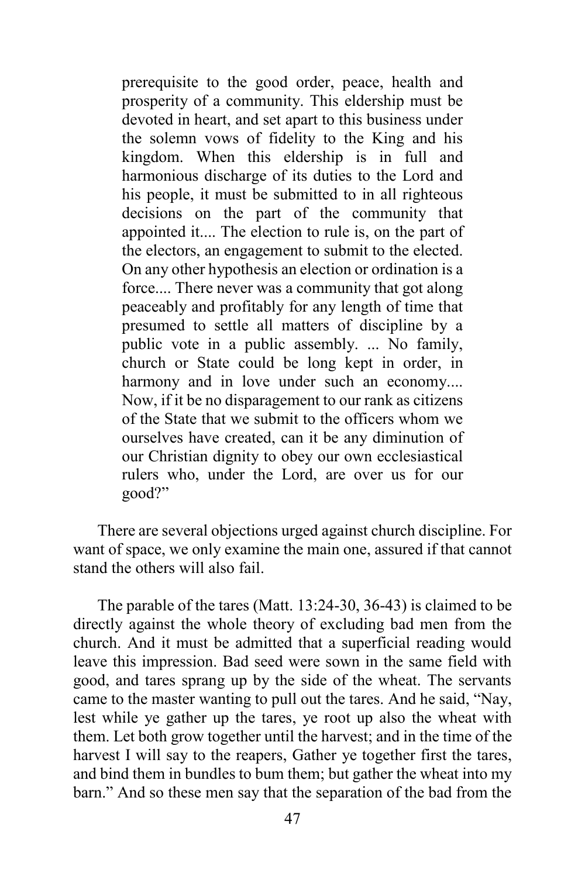> prerequisite to the good order, peace, health and prosperity of a community. This eldership must be devoted in heart, and set apart to this business under the solemn vows of fidelity to the King and his kingdom. When this eldership is in full and harmonious discharge of its duties to the Lord and his people, it must be submitted to in all righteous decisions on the part of the community that appointed it.... The election to rule is, on the part of the electors, an engagement to submit to the elected. On any other hypothesis an election or ordination is a force.... There never was a community that got along peaceably and profitably for any length of time that presumed to settle all matters of discipline by a public vote in a public assembly. ... No family, church or State could be long kept in order, in harmony and in love under such an economy.... Now, if it be no disparagement to our rank as citizens of the State that we submit to the officers whom we ourselves have created, can it be any diminution of our Christian dignity to obey our own ecclesiastical rulers who, under the Lord, are over us for our good?"

There are several objections urged against church discipline. For want of space, we only examine the main one, assured if that cannot stand the others will also fail.

The parable of the tares (Matt. 13:24-30, 36-43) is claimed to be directly against the whole theory of excluding bad men from the church. And it must be admitted that a superficial reading would leave this impression. Bad seed were sown in the same field with good, and tares sprang up by the side of the wheat. The servants came to the master wanting to pull out the tares. And he said, "Nay, lest while ye gather up the tares, ye root up also the wheat with them. Let both grow together until the harvest; and in the time of the harvest I will say to the reapers, Gather ye together first the tares, and bind them in bundles to bum them; but gather the wheat into my barn." And so these men say that the separation of the bad from the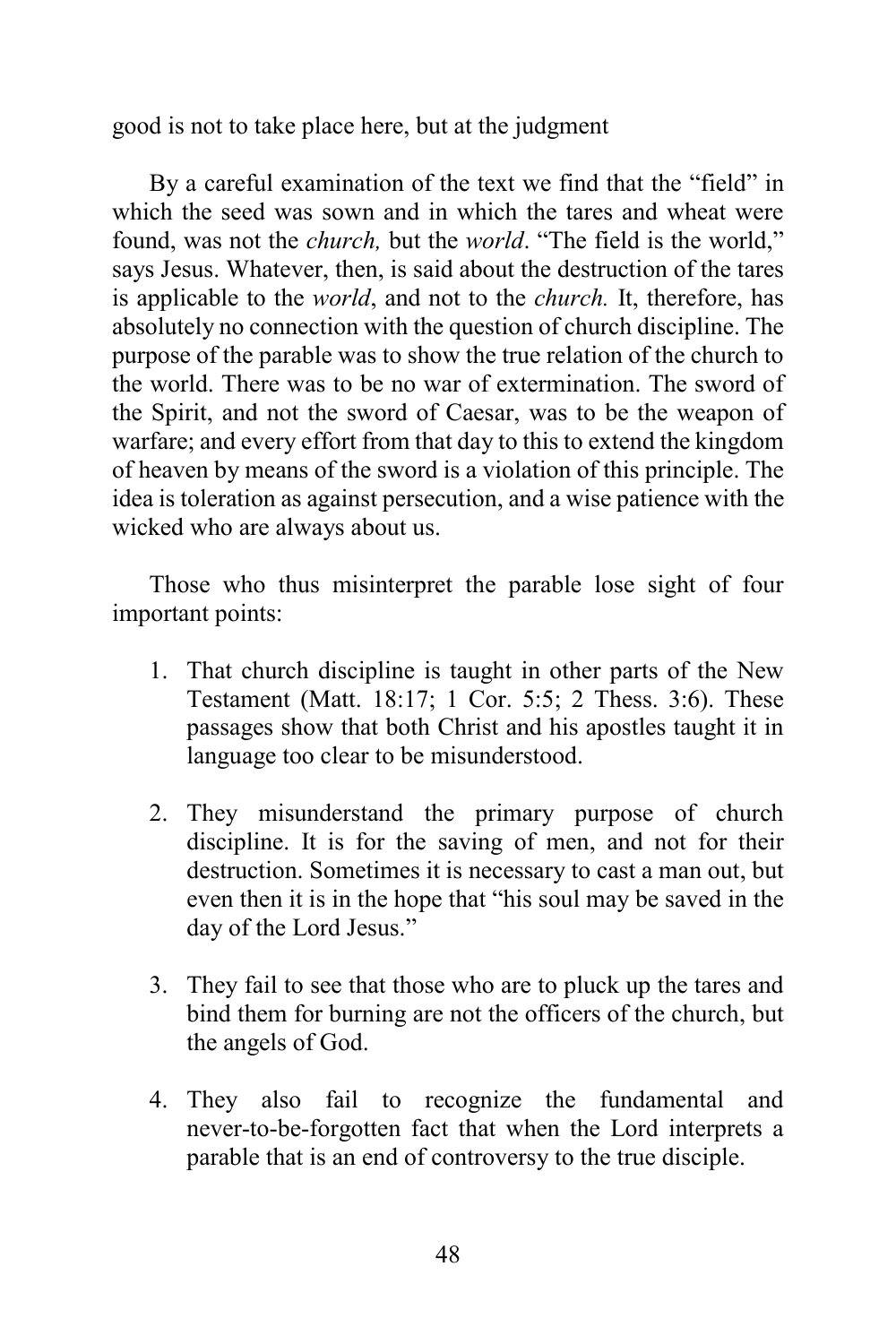good is not to take place here, but at the judgment

By a careful examination of the text we find that the "field" in which the seed was sown and in which the tares and wheat were found, was not the *church,* but the *world*. "The field is the world," says Jesus. Whatever, then, is said about the destruction of the tares is applicable to the *world*, and not to the *church.* It, therefore, has absolutely no connection with the question of church discipline. The purpose of the parable was to show the true relation of the church to the world. There was to be no war of extermination. The sword of the Spirit, and not the sword of Caesar, was to be the weapon of warfare; and every effort from that day to this to extend the kingdom of heaven by means of the sword is a violation of this principle. The idea is toleration as against persecution, and a wise patience with the wicked who are always about us.

Those who thus misinterpret the parable lose sight of four important points:

1. That church discipline is taught in other parts of the New Testament (Matt. 18:17; 1 Cor. 5:5; 2 Thess. 3:6). These passages show that both Christ and his apostles taught it in language too clear to be misunderstood.

2. They misunderstand the primary purpose of church discipline. It is for the saving of men, and not for their destruction. Sometimes it is necessary to cast a man out, but even then it is in the hope that "his soul may be saved in the day of the Lord Jesus."

3. They fail to see that those who are to pluck up the tares and bind them for burning are not the officers of the church, but the angels of God.

4. They also fail to recognize the fundamental and never-to-be-forgotten fact that when the Lord interprets a parable that is an end of controversy to the true disciple.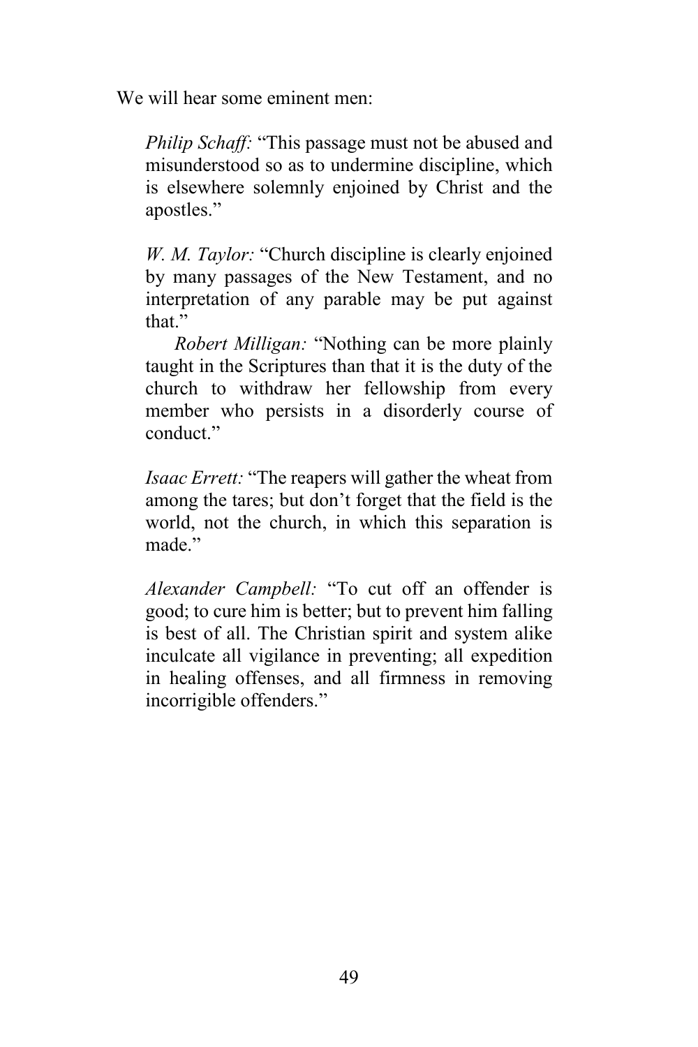We will hear some eminent men:

> *Philip Schaff:* "This passage must not be abused and misunderstood so as to undermine discipline, which is elsewhere solemnly enjoined by Christ and the apostles."
>
> *W. M. Taylor:* "Church discipline is clearly enjoined by many passages of the New Testament, and no interpretation of any parable may be put against that."
>
> *Robert Milligan:* "Nothing can be more plainly taught in the Scriptures than that it is the duty of the church to withdraw her fellowship from every member who persists in a disorderly course of conduct."
>
> *Isaac Errett:* "The reapers will gather the wheat from among the tares; but don't forget that the field is the world, not the church, in which this separation is made."
>
> *Alexander Campbell:* "To cut off an offender is good; to cure him is better; but to prevent him falling is best of all. The Christian spirit and system alike inculcate all vigilance in preventing; all expedition in healing offenses, and all firmness in removing incorrigible offenders."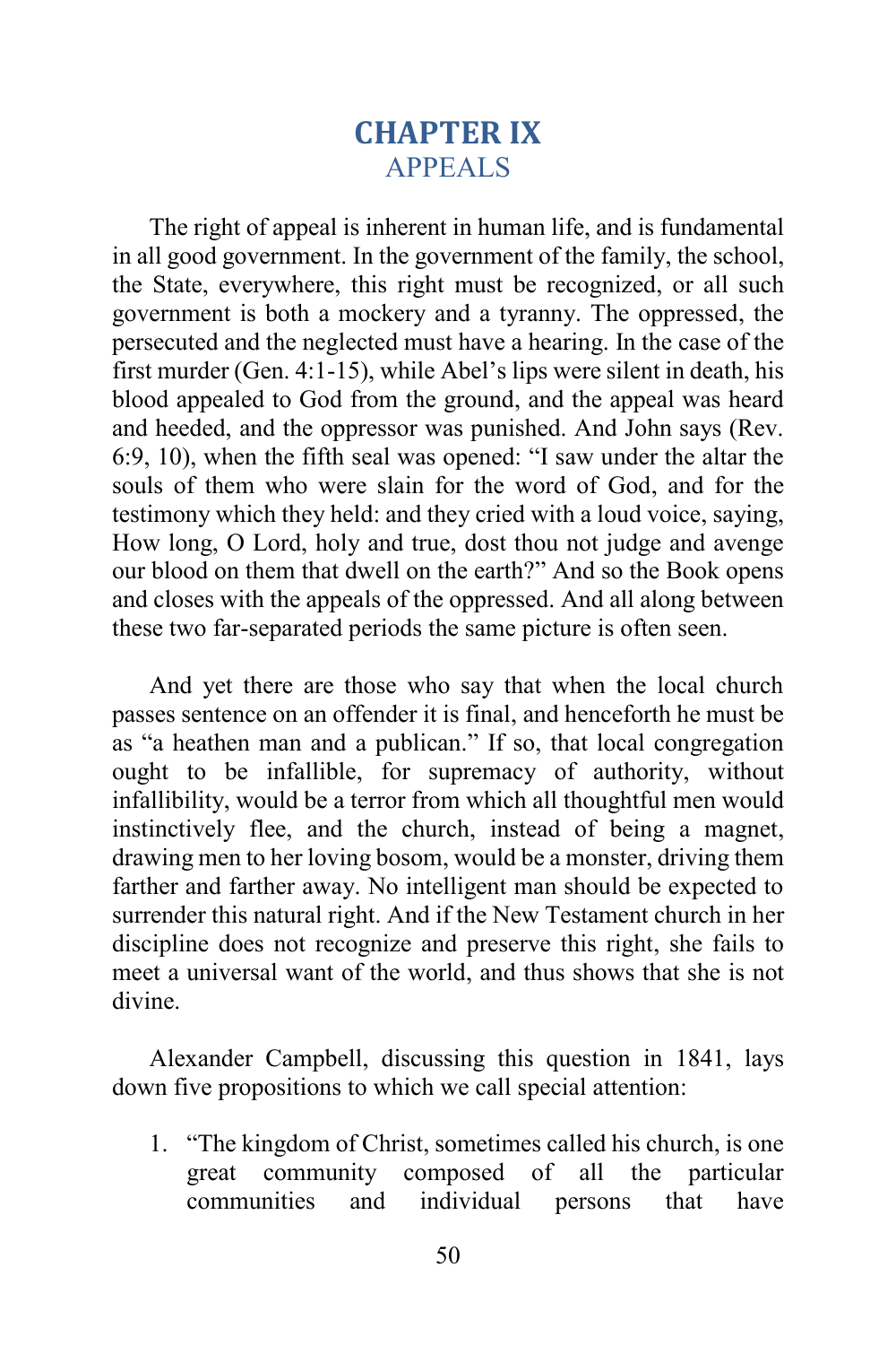# CHAPTER IX
## APPEALS

The right of appeal is inherent in human life, and is fundamental in all good government. In the government of the family, the school, the State, everywhere, this right must be recognized, or all such government is both a mockery and a tyranny. The oppressed, the persecuted and the neglected must have a hearing. In the case of the first murder (Gen. 4:1-15), while Abel's lips were silent in death, his blood appealed to God from the ground, and the appeal was heard and heeded, and the oppressor was punished. And John says (Rev. 6:9, 10), when the fifth seal was opened: "I saw under the altar the souls of them who were slain for the word of God, and for the testimony which they held: and they cried with a loud voice, saying, How long, O Lord, holy and true, dost thou not judge and avenge our blood on them that dwell on the earth?" And so the Book opens and closes with the appeals of the oppressed. And all along between these two far-separated periods the same picture is often seen.

And yet there are those who say that when the local church passes sentence on an offender it is final, and henceforth he must be as "a heathen man and a publican." If so, that local congregation ought to be infallible, for supremacy of authority, without infallibility, would be a terror from which all thoughtful men would instinctively flee, and the church, instead of being a magnet, drawing men to her loving bosom, would be a monster, driving them farther and farther away. No intelligent man should be expected to surrender this natural right. And if the New Testament church in her discipline does not recognize and preserve this right, she fails to meet a universal want of the world, and thus shows that she is not divine.

Alexander Campbell, discussing this question in 1841, lays down five propositions to which we call special attention:

1. "The kingdom of Christ, sometimes called his church, is one great community composed of all the particular communities and individual persons that have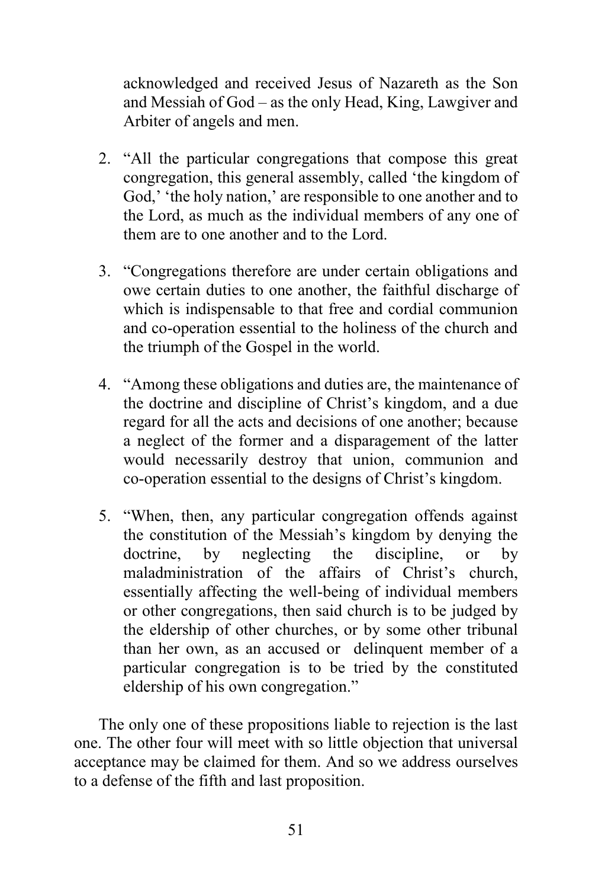acknowledged and received Jesus of Nazareth as the Son and Messiah of God – as the only Head, King, Lawgiver and Arbiter of angels and men.

2. "All the particular congregations that compose this great congregation, this general assembly, called 'the kingdom of God,' 'the holy nation,' are responsible to one another and to the Lord, as much as the individual members of any one of them are to one another and to the Lord.

3. "Congregations therefore are under certain obligations and owe certain duties to one another, the faithful discharge of which is indispensable to that free and cordial communion and co-operation essential to the holiness of the church and the triumph of the Gospel in the world.

4. "Among these obligations and duties are, the maintenance of the doctrine and discipline of Christ's kingdom, and a due regard for all the acts and decisions of one another; because a neglect of the former and a disparagement of the latter would necessarily destroy that union, communion and co-operation essential to the designs of Christ's kingdom.

5. "When, then, any particular congregation offends against the constitution of the Messiah's kingdom by denying the doctrine, by neglecting the discipline, or by maladministration of the affairs of Christ's church, essentially affecting the well-being of individual members or other congregations, then said church is to be judged by the eldership of other churches, or by some other tribunal than her own, as an accused or delinquent member of a particular congregation is to be tried by the constituted eldership of his own congregation."

The only one of these propositions liable to rejection is the last one. The other four will meet with so little objection that universal acceptance may be claimed for them. And so we address ourselves to a defense of the fifth and last proposition.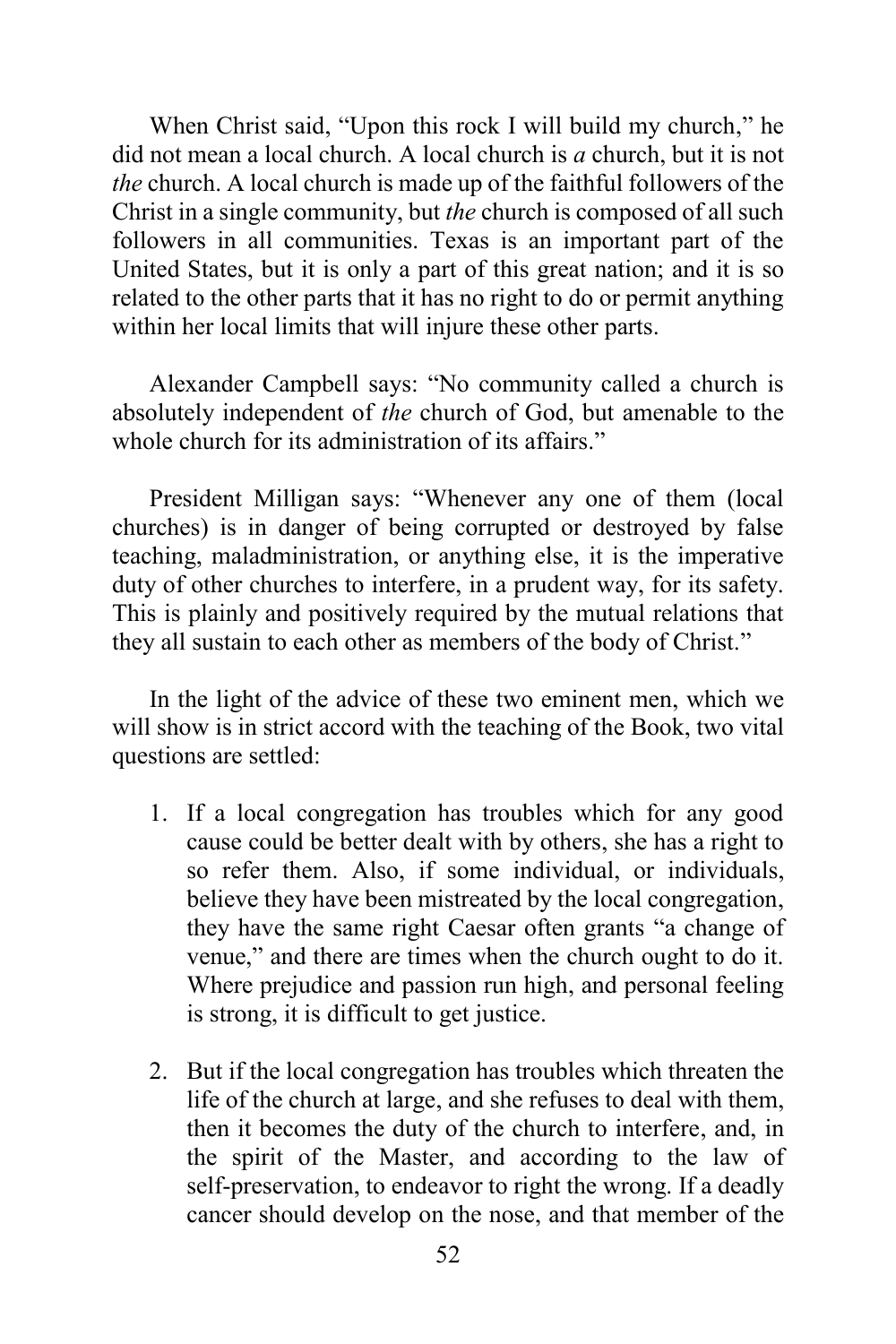When Christ said, "Upon this rock I will build my church," he did not mean a local church. A local church is *a* church, but it is not *the* church. A local church is made up of the faithful followers of the Christ in a single community, but *the* church is composed of all such followers in all communities. Texas is an important part of the United States, but it is only a part of this great nation; and it is so related to the other parts that it has no right to do or permit anything within her local limits that will injure these other parts.

Alexander Campbell says: "No community called a church is absolutely independent of *the* church of God, but amenable to the whole church for its administration of its affairs."

President Milligan says: "Whenever any one of them (local churches) is in danger of being corrupted or destroyed by false teaching, maladministration, or anything else, it is the imperative duty of other churches to interfere, in a prudent way, for its safety. This is plainly and positively required by the mutual relations that they all sustain to each other as members of the body of Christ."

In the light of the advice of these two eminent men, which we will show is in strict accord with the teaching of the Book, two vital questions are settled:

1. If a local congregation has troubles which for any good cause could be better dealt with by others, she has a right to so refer them. Also, if some individual, or individuals, believe they have been mistreated by the local congregation, they have the same right Caesar often grants "a change of venue," and there are times when the church ought to do it. Where prejudice and passion run high, and personal feeling is strong, it is difficult to get justice.

2. But if the local congregation has troubles which threaten the life of the church at large, and she refuses to deal with them, then it becomes the duty of the church to interfere, and, in the spirit of the Master, and according to the law of self-preservation, to endeavor to right the wrong. If a deadly cancer should develop on the nose, and that member of the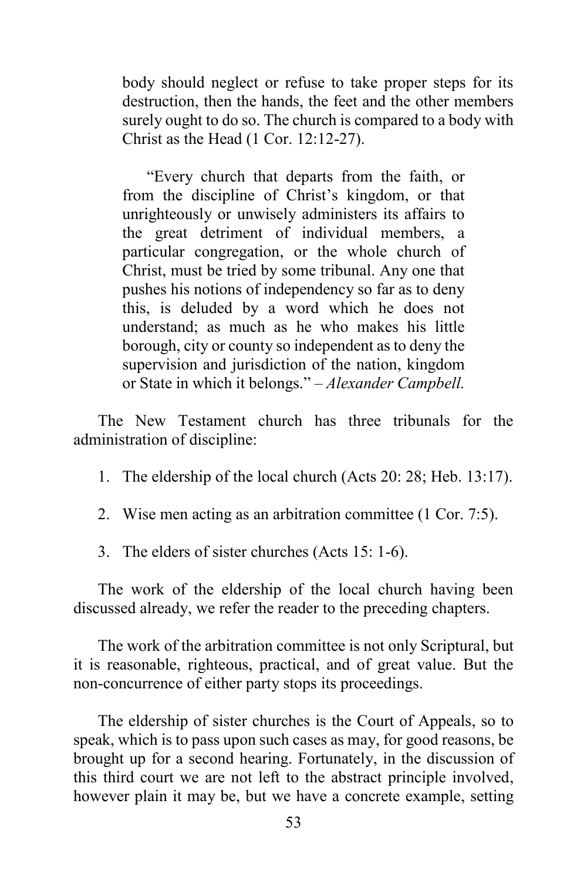body should neglect or refuse to take proper steps for its destruction, then the hands, the feet and the other members surely ought to do so. The church is compared to a body with Christ as the Head (1 Cor. 12:12-27).

> "Every church that departs from the faith, or from the discipline of Christ's kingdom, or that unrighteously or unwisely administers its affairs to the great detriment of individual members, a particular congregation, or the whole church of Christ, must be tried by some tribunal. Any one that pushes his notions of independency so far as to deny this, is deluded by a word which he does not understand; as much as he who makes his little borough, city or county so independent as to deny the supervision and jurisdiction of the nation, kingdom or State in which it belongs." – *Alexander Campbell.*

The New Testament church has three tribunals for the administration of discipline:

1. The eldership of the local church (Acts 20: 28; Heb. 13:17).
2. Wise men acting as an arbitration committee (1 Cor. 7:5).
3. The elders of sister churches (Acts 15: 1-6).

The work of the eldership of the local church having been discussed already, we refer the reader to the preceding chapters.

The work of the arbitration committee is not only Scriptural, but it is reasonable, righteous, practical, and of great value. But the non-concurrence of either party stops its proceedings.

The eldership of sister churches is the Court of Appeals, so to speak, which is to pass upon such cases as may, for good reasons, be brought up for a second hearing. Fortunately, in the discussion of this third court we are not left to the abstract principle involved, however plain it may be, but we have a concrete example, setting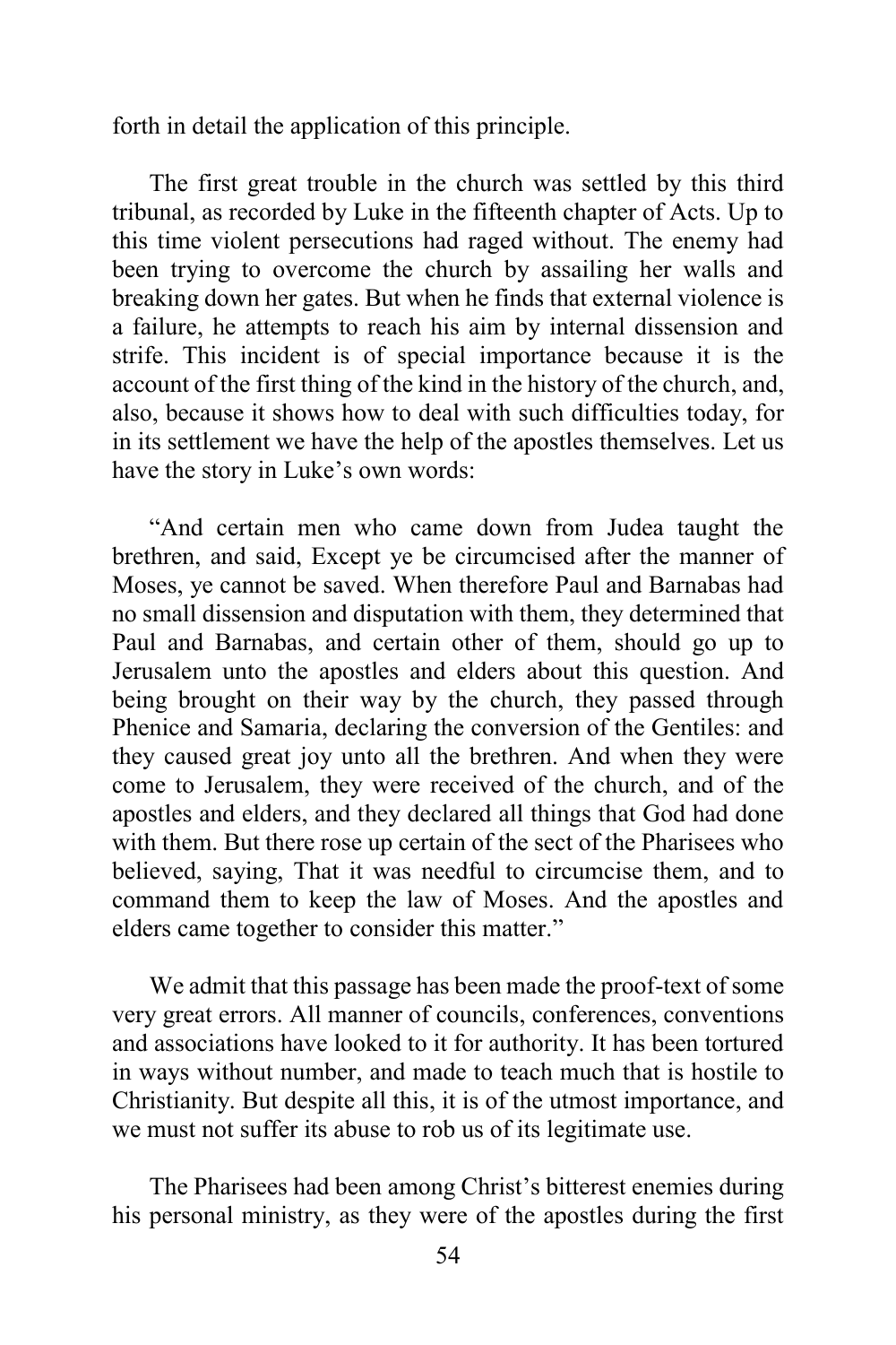forth in detail the application of this principle.

The first great trouble in the church was settled by this third tribunal, as recorded by Luke in the fifteenth chapter of Acts. Up to this time violent persecutions had raged without. The enemy had been trying to overcome the church by assailing her walls and breaking down her gates. But when he finds that external violence is a failure, he attempts to reach his aim by internal dissension and strife. This incident is of special importance because it is the account of the first thing of the kind in the history of the church, and, also, because it shows how to deal with such difficulties today, for in its settlement we have the help of the apostles themselves. Let us have the story in Luke's own words:

"And certain men who came down from Judea taught the brethren, and said, Except ye be circumcised after the manner of Moses, ye cannot be saved. When therefore Paul and Barnabas had no small dissension and disputation with them, they determined that Paul and Barnabas, and certain other of them, should go up to Jerusalem unto the apostles and elders about this question. And being brought on their way by the church, they passed through Phenice and Samaria, declaring the conversion of the Gentiles: and they caused great joy unto all the brethren. And when they were come to Jerusalem, they were received of the church, and of the apostles and elders, and they declared all things that God had done with them. But there rose up certain of the sect of the Pharisees who believed, saying, That it was needful to circumcise them, and to command them to keep the law of Moses. And the apostles and elders came together to consider this matter."

We admit that this passage has been made the proof-text of some very great errors. All manner of councils, conferences, conventions and associations have looked to it for authority. It has been tortured in ways without number, and made to teach much that is hostile to Christianity. But despite all this, it is of the utmost importance, and we must not suffer its abuse to rob us of its legitimate use.

The Pharisees had been among Christ's bitterest enemies during his personal ministry, as they were of the apostles during the first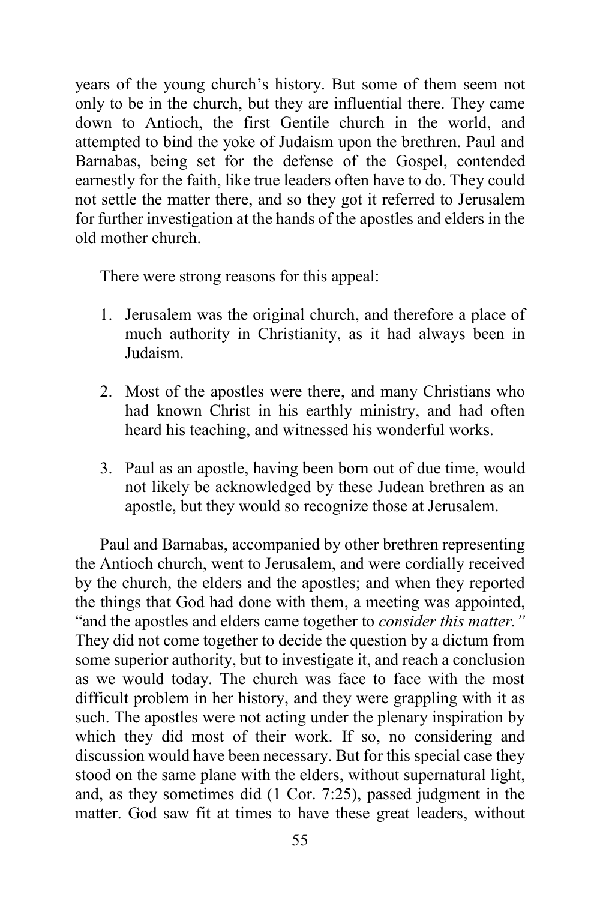years of the young church's history. But some of them seem not only to be in the church, but they are influential there. They came down to Antioch, the first Gentile church in the world, and attempted to bind the yoke of Judaism upon the brethren. Paul and Barnabas, being set for the defense of the Gospel, contended earnestly for the faith, like true leaders often have to do. They could not settle the matter there, and so they got it referred to Jerusalem for further investigation at the hands of the apostles and elders in the old mother church.

There were strong reasons for this appeal:

1. Jerusalem was the original church, and therefore a place of much authority in Christianity, as it had always been in Judaism.

2. Most of the apostles were there, and many Christians who had known Christ in his earthly ministry, and had often heard his teaching, and witnessed his wonderful works.

3. Paul as an apostle, having been born out of due time, would not likely be acknowledged by these Judean brethren as an apostle, but they would so recognize those at Jerusalem.

Paul and Barnabas, accompanied by other brethren representing the Antioch church, went to Jerusalem, and were cordially received by the church, the elders and the apostles; and when they reported the things that God had done with them, a meeting was appointed, "and the apostles and elders came together to *consider this matter."* They did not come together to decide the question by a dictum from some superior authority, but to investigate it, and reach a conclusion as we would today. The church was face to face with the most difficult problem in her history, and they were grappling with it as such. The apostles were not acting under the plenary inspiration by which they did most of their work. If so, no considering and discussion would have been necessary. But for this special case they stood on the same plane with the elders, without supernatural light, and, as they sometimes did (1 Cor. 7:25), passed judgment in the matter. God saw fit at times to have these great leaders, without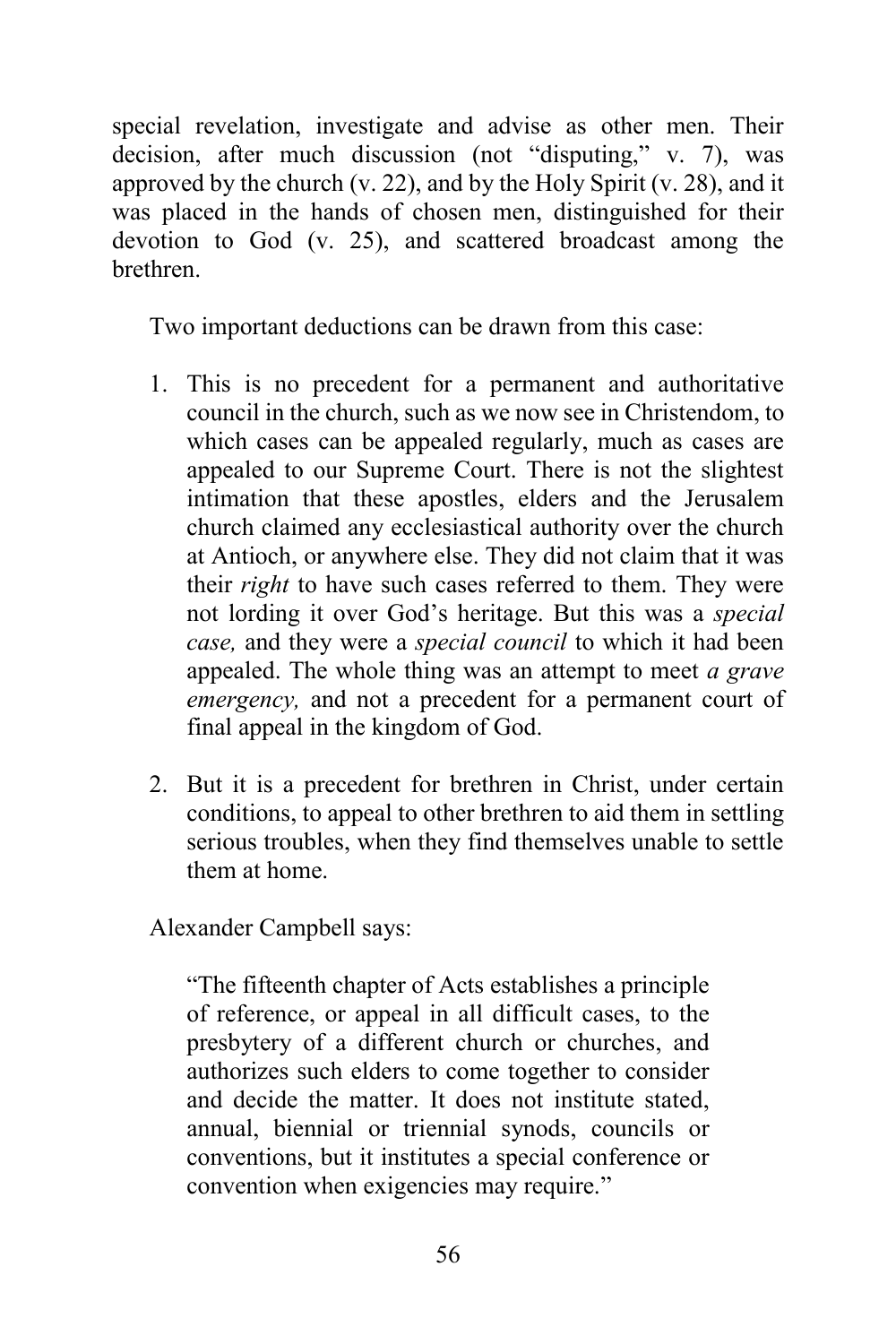special revelation, investigate and advise as other men. Their decision, after much discussion (not "disputing," v. 7), was approved by the church (v. 22), and by the Holy Spirit (v. 28), and it was placed in the hands of chosen men, distinguished for their devotion to God (v. 25), and scattered broadcast among the brethren.

Two important deductions can be drawn from this case:

1. This is no precedent for a permanent and authoritative council in the church, such as we now see in Christendom, to which cases can be appealed regularly, much as cases are appealed to our Supreme Court. There is not the slightest intimation that these apostles, elders and the Jerusalem church claimed any ecclesiastical authority over the church at Antioch, or anywhere else. They did not claim that it was their *right* to have such cases referred to them. They were not lording it over God's heritage. But this was a *special case,* and they were a *special council* to which it had been appealed. The whole thing was an attempt to meet *a grave emergency,* and not a precedent for a permanent court of final appeal in the kingdom of God.

2. But it is a precedent for brethren in Christ, under certain conditions, to appeal to other brethren to aid them in settling serious troubles, when they find themselves unable to settle them at home.

Alexander Campbell says:

> "The fifteenth chapter of Acts establishes a principle of reference, or appeal in all difficult cases, to the presbytery of a different church or churches, and authorizes such elders to come together to consider and decide the matter. It does not institute stated, annual, biennial or triennial synods, councils or conventions, but it institutes a special conference or convention when exigencies may require."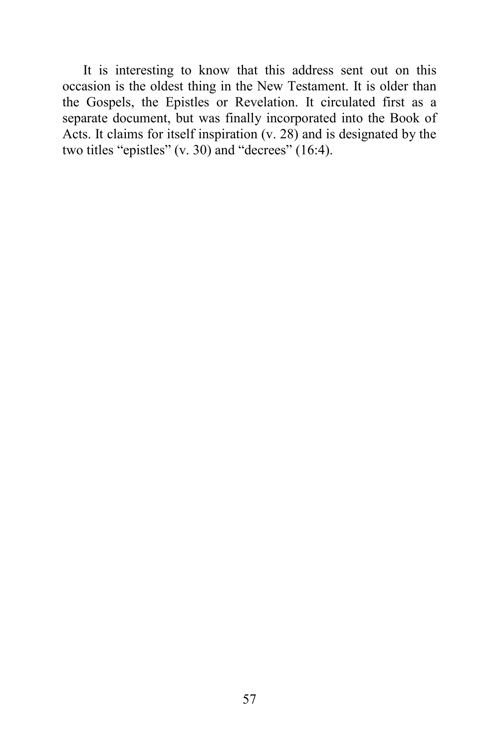It is interesting to know that this address sent out on this occasion is the oldest thing in the New Testament. It is older than the Gospels, the Epistles or Revelation. It circulated first as a separate document, but was finally incorporated into the Book of Acts. It claims for itself inspiration (v. 28) and is designated by the two titles "epistles" (v. 30) and "decrees" (16:4).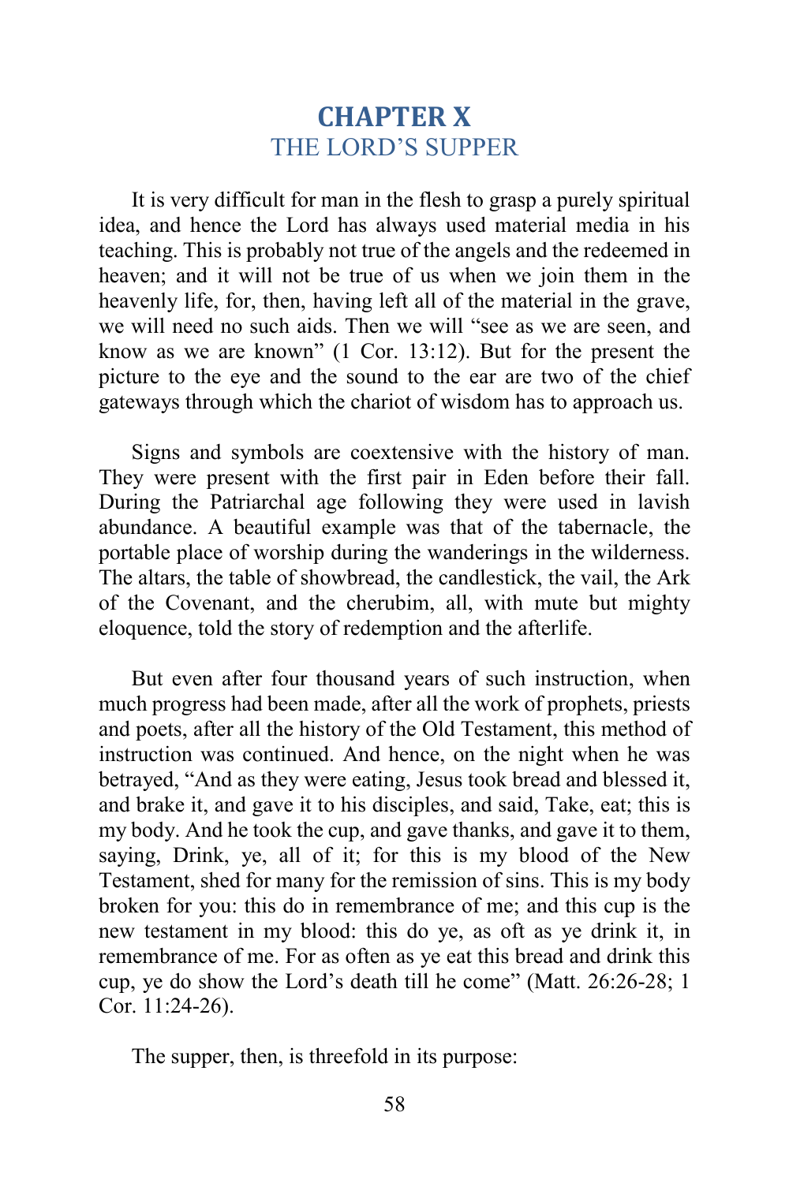# CHAPTER X
## THE LORD'S SUPPER

It is very difficult for man in the flesh to grasp a purely spiritual idea, and hence the Lord has always used material media in his teaching. This is probably not true of the angels and the redeemed in heaven; and it will not be true of us when we join them in the heavenly life, for, then, having left all of the material in the grave, we will need no such aids. Then we will "see as we are seen, and know as we are known" (1 Cor. 13:12). But for the present the picture to the eye and the sound to the ear are two of the chief gateways through which the chariot of wisdom has to approach us.

Signs and symbols are coextensive with the history of man. They were present with the first pair in Eden before their fall. During the Patriarchal age following they were used in lavish abundance. A beautiful example was that of the tabernacle, the portable place of worship during the wanderings in the wilderness. The altars, the table of showbread, the candlestick, the vail, the Ark of the Covenant, and the cherubim, all, with mute but mighty eloquence, told the story of redemption and the afterlife.

But even after four thousand years of such instruction, when much progress had been made, after all the work of prophets, priests and poets, after all the history of the Old Testament, this method of instruction was continued. And hence, on the night when he was betrayed, "And as they were eating, Jesus took bread and blessed it, and brake it, and gave it to his disciples, and said, Take, eat; this is my body. And he took the cup, and gave thanks, and gave it to them, saying, Drink, ye, all of it; for this is my blood of the New Testament, shed for many for the remission of sins. This is my body broken for you: this do in remembrance of me; and this cup is the new testament in my blood: this do ye, as oft as ye drink it, in remembrance of me. For as often as ye eat this bread and drink this cup, ye do show the Lord's death till he come" (Matt. 26:26-28; 1 Cor. 11:24-26).

The supper, then, is threefold in its purpose: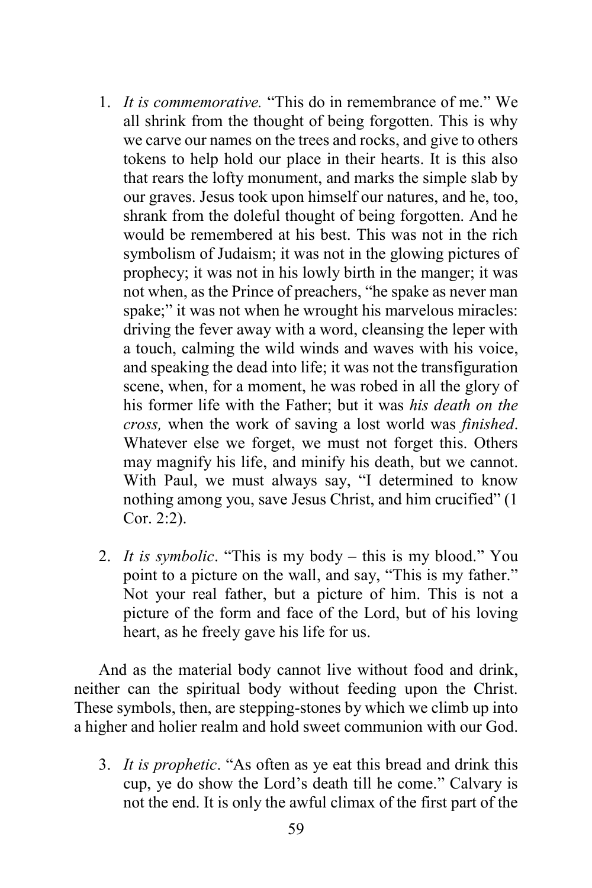1. *It is commemorative.* "This do in remembrance of me." We all shrink from the thought of being forgotten. This is why we carve our names on the trees and rocks, and give to others tokens to help hold our place in their hearts. It is this also that rears the lofty monument, and marks the simple slab by our graves. Jesus took upon himself our natures, and he, too, shrank from the doleful thought of being forgotten. And he would be remembered at his best. This was not in the rich symbolism of Judaism; it was not in the glowing pictures of prophecy; it was not in his lowly birth in the manger; it was not when, as the Prince of preachers, "he spake as never man spake;" it was not when he wrought his marvelous miracles: driving the fever away with a word, cleansing the leper with a touch, calming the wild winds and waves with his voice, and speaking the dead into life; it was not the transfiguration scene, when, for a moment, he was robed in all the glory of his former life with the Father; but it was *his death on the cross,* when the work of saving a lost world was *finished*. Whatever else we forget, we must not forget this. Others may magnify his life, and minify his death, but we cannot. With Paul, we must always say, "I determined to know nothing among you, save Jesus Christ, and him crucified" (1 Cor. 2:2).

2. *It is symbolic*. "This is my body – this is my blood." You point to a picture on the wall, and say, "This is my father." Not your real father, but a picture of him. This is not a picture of the form and face of the Lord, but of his loving heart, as he freely gave his life for us.

And as the material body cannot live without food and drink, neither can the spiritual body without feeding upon the Christ. These symbols, then, are stepping-stones by which we climb up into a higher and holier realm and hold sweet communion with our God.

3. *It is prophetic*. "As often as ye eat this bread and drink this cup, ye do show the Lord's death till he come." Calvary is not the end. It is only the awful climax of the first part of the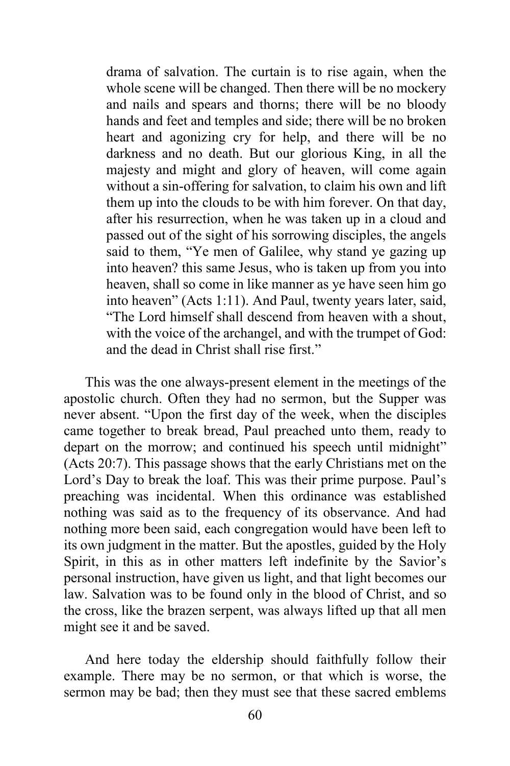> drama of salvation. The curtain is to rise again, when the whole scene will be changed. Then there will be no mockery and nails and spears and thorns; there will be no bloody hands and feet and temples and side; there will be no broken heart and agonizing cry for help, and there will be no darkness and no death. But our glorious King, in all the majesty and might and glory of heaven, will come again without a sin-offering for salvation, to claim his own and lift them up into the clouds to be with him forever. On that day, after his resurrection, when he was taken up in a cloud and passed out of the sight of his sorrowing disciples, the angels said to them, "Ye men of Galilee, why stand ye gazing up into heaven? this same Jesus, who is taken up from you into heaven, shall so come in like manner as ye have seen him go into heaven" (Acts 1:11). And Paul, twenty years later, said, "The Lord himself shall descend from heaven with a shout, with the voice of the archangel, and with the trumpet of God: and the dead in Christ shall rise first."

This was the one always-present element in the meetings of the apostolic church. Often they had no sermon, but the Supper was never absent. "Upon the first day of the week, when the disciples came together to break bread, Paul preached unto them, ready to depart on the morrow; and continued his speech until midnight" (Acts 20:7). This passage shows that the early Christians met on the Lord's Day to break the loaf. This was their prime purpose. Paul's preaching was incidental. When this ordinance was established nothing was said as to the frequency of its observance. And had nothing more been said, each congregation would have been left to its own judgment in the matter. But the apostles, guided by the Holy Spirit, in this as in other matters left indefinite by the Savior's personal instruction, have given us light, and that light becomes our law. Salvation was to be found only in the blood of Christ, and so the cross, like the brazen serpent, was always lifted up that all men might see it and be saved.

And here today the eldership should faithfully follow their example. There may be no sermon, or that which is worse, the sermon may be bad; then they must see that these sacred emblems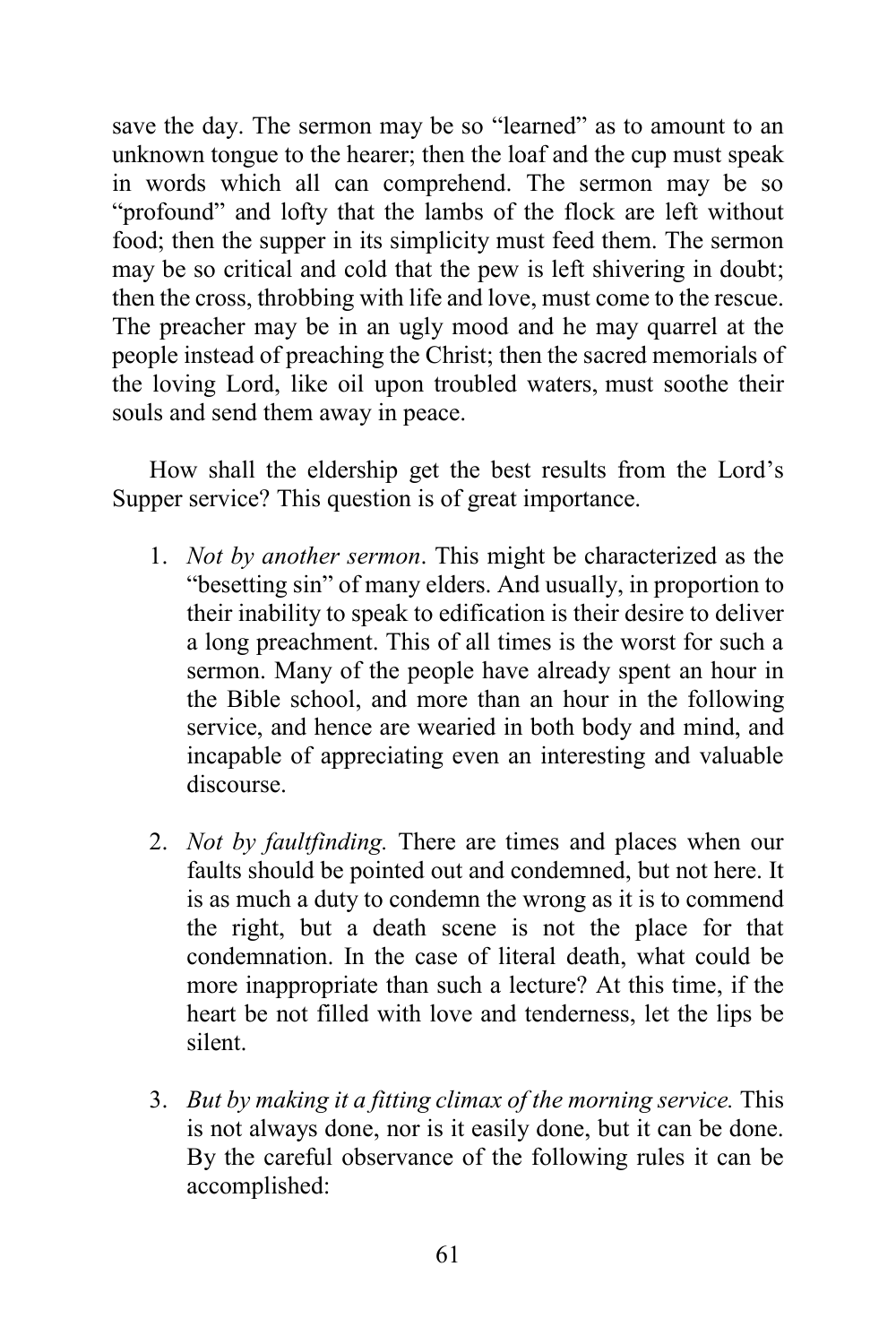save the day. The sermon may be so "learned" as to amount to an unknown tongue to the hearer; then the loaf and the cup must speak in words which all can comprehend. The sermon may be so "profound" and lofty that the lambs of the flock are left without food; then the supper in its simplicity must feed them. The sermon may be so critical and cold that the pew is left shivering in doubt; then the cross, throbbing with life and love, must come to the rescue. The preacher may be in an ugly mood and he may quarrel at the people instead of preaching the Christ; then the sacred memorials of the loving Lord, like oil upon troubled waters, must soothe their souls and send them away in peace.

How shall the eldership get the best results from the Lord's Supper service? This question is of great importance.

1. *Not by another sermon*. This might be characterized as the "besetting sin" of many elders. And usually, in proportion to their inability to speak to edification is their desire to deliver a long preachment. This of all times is the worst for such a sermon. Many of the people have already spent an hour in the Bible school, and more than an hour in the following service, and hence are wearied in both body and mind, and incapable of appreciating even an interesting and valuable discourse.

2. *Not by faultfinding.* There are times and places when our faults should be pointed out and condemned, but not here. It is as much a duty to condemn the wrong as it is to commend the right, but a death scene is not the place for that condemnation. In the case of literal death, what could be more inappropriate than such a lecture? At this time, if the heart be not filled with love and tenderness, let the lips be silent.

3. *But by making it a fitting climax of the morning service.* This is not always done, nor is it easily done, but it can be done. By the careful observance of the following rules it can be accomplished: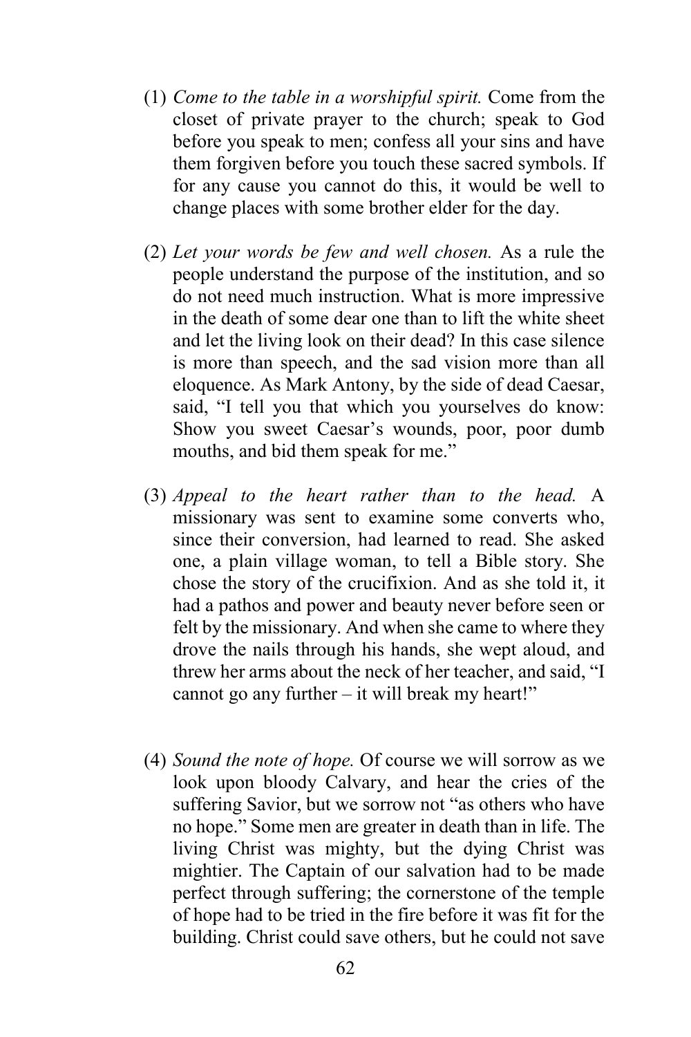(1) *Come to the table in a worshipful spirit.* Come from the closet of private prayer to the church; speak to God before you speak to men; confess all your sins and have them forgiven before you touch these sacred symbols. If for any cause you cannot do this, it would be well to change places with some brother elder for the day.

(2) *Let your words be few and well chosen.* As a rule the people understand the purpose of the institution, and so do not need much instruction. What is more impressive in the death of some dear one than to lift the white sheet and let the living look on their dead? In this case silence is more than speech, and the sad vision more than all eloquence. As Mark Antony, by the side of dead Caesar, said, "I tell you that which you yourselves do know: Show you sweet Caesar's wounds, poor, poor dumb mouths, and bid them speak for me."

(3) *Appeal to the heart rather than to the head.* A missionary was sent to examine some converts who, since their conversion, had learned to read. She asked one, a plain village woman, to tell a Bible story. She chose the story of the crucifixion. And as she told it, it had a pathos and power and beauty never before seen or felt by the missionary. And when she came to where they drove the nails through his hands, she wept aloud, and threw her arms about the neck of her teacher, and said, "I cannot go any further – it will break my heart!"

(4) *Sound the note of hope.* Of course we will sorrow as we look upon bloody Calvary, and hear the cries of the suffering Savior, but we sorrow not "as others who have no hope." Some men are greater in death than in life. The living Christ was mighty, but the dying Christ was mightier. The Captain of our salvation had to be made perfect through suffering; the cornerstone of the temple of hope had to be tried in the fire before it was fit for the building. Christ could save others, but he could not save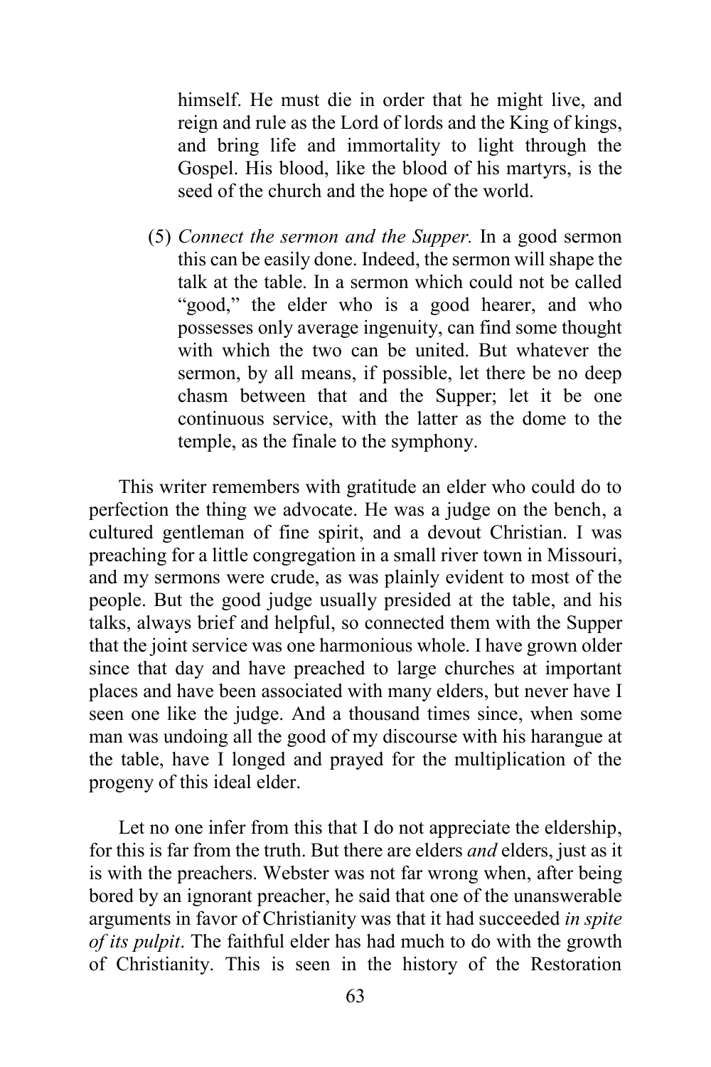himself. He must die in order that he might live, and reign and rule as the Lord of lords and the King of kings, and bring life and immortality to light through the Gospel. His blood, like the blood of his martyrs, is the seed of the church and the hope of the world.

(5) *Connect the sermon and the Supper.* In a good sermon this can be easily done. Indeed, the sermon will shape the talk at the table. In a sermon which could not be called "good," the elder who is a good hearer, and who possesses only average ingenuity, can find some thought with which the two can be united. But whatever the sermon, by all means, if possible, let there be no deep chasm between that and the Supper; let it be one continuous service, with the latter as the dome to the temple, as the finale to the symphony.

This writer remembers with gratitude an elder who could do to perfection the thing we advocate. He was a judge on the bench, a cultured gentleman of fine spirit, and a devout Christian. I was preaching for a little congregation in a small river town in Missouri, and my sermons were crude, as was plainly evident to most of the people. But the good judge usually presided at the table, and his talks, always brief and helpful, so connected them with the Supper that the joint service was one harmonious whole. I have grown older since that day and have preached to large churches at important places and have been associated with many elders, but never have I seen one like the judge. And a thousand times since, when some man was undoing all the good of my discourse with his harangue at the table, have I longed and prayed for the multiplication of the progeny of this ideal elder.

Let no one infer from this that I do not appreciate the eldership, for this is far from the truth. But there are elders *and* elders, just as it is with the preachers. Webster was not far wrong when, after being bored by an ignorant preacher, he said that one of the unanswerable arguments in favor of Christianity was that it had succeeded *in spite of its pulpit*. The faithful elder has had much to do with the growth of Christianity. This is seen in the history of the Restoration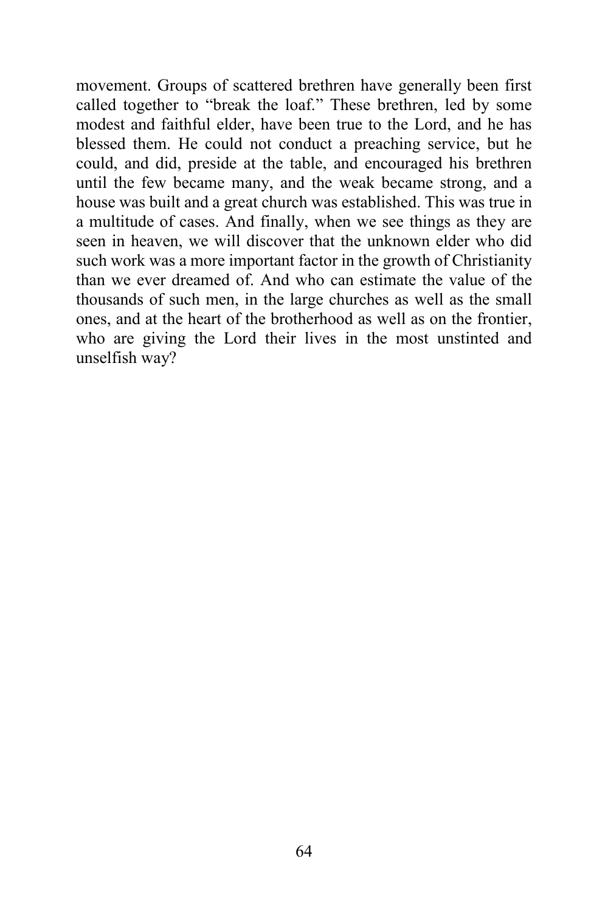movement. Groups of scattered brethren have generally been first called together to "break the loaf." These brethren, led by some modest and faithful elder, have been true to the Lord, and he has blessed them. He could not conduct a preaching service, but he could, and did, preside at the table, and encouraged his brethren until the few became many, and the weak became strong, and a house was built and a great church was established. This was true in a multitude of cases. And finally, when we see things as they are seen in heaven, we will discover that the unknown elder who did such work was a more important factor in the growth of Christianity than we ever dreamed of. And who can estimate the value of the thousands of such men, in the large churches as well as the small ones, and at the heart of the brotherhood as well as on the frontier, who are giving the Lord their lives in the most unstinted and unselfish way?